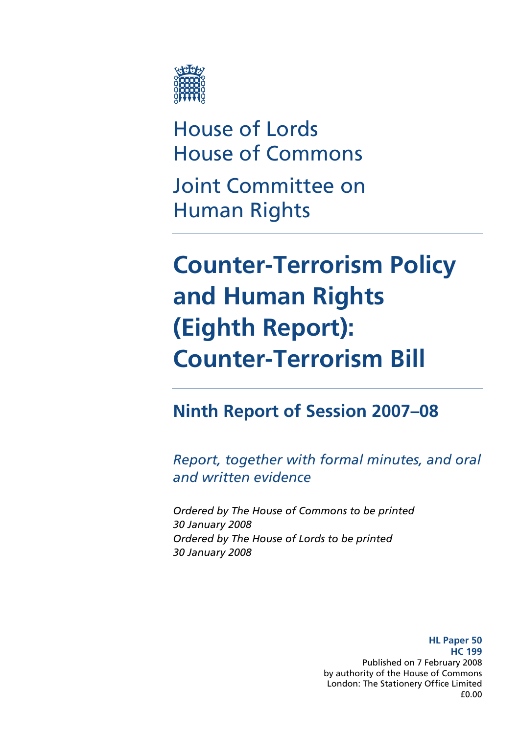House of Lords
House of Commons

Joint Committee on Human Rights

# Counter-Terrorism Policy and Human Rights (Eighth Report): Counter-Terrorism Bill

## Ninth Report of Session 2007–08

*Report, together with formal minutes, and oral and written evidence*

*Ordered by The House of Commons to be printed 30 January 2008*
*Ordered by The House of Lords to be printed 30 January 2008*

**HL Paper 50**
**HC 199**
Published on 7 February 2008
by authority of the House of Commons
London: The Stationery Office Limited
£0.00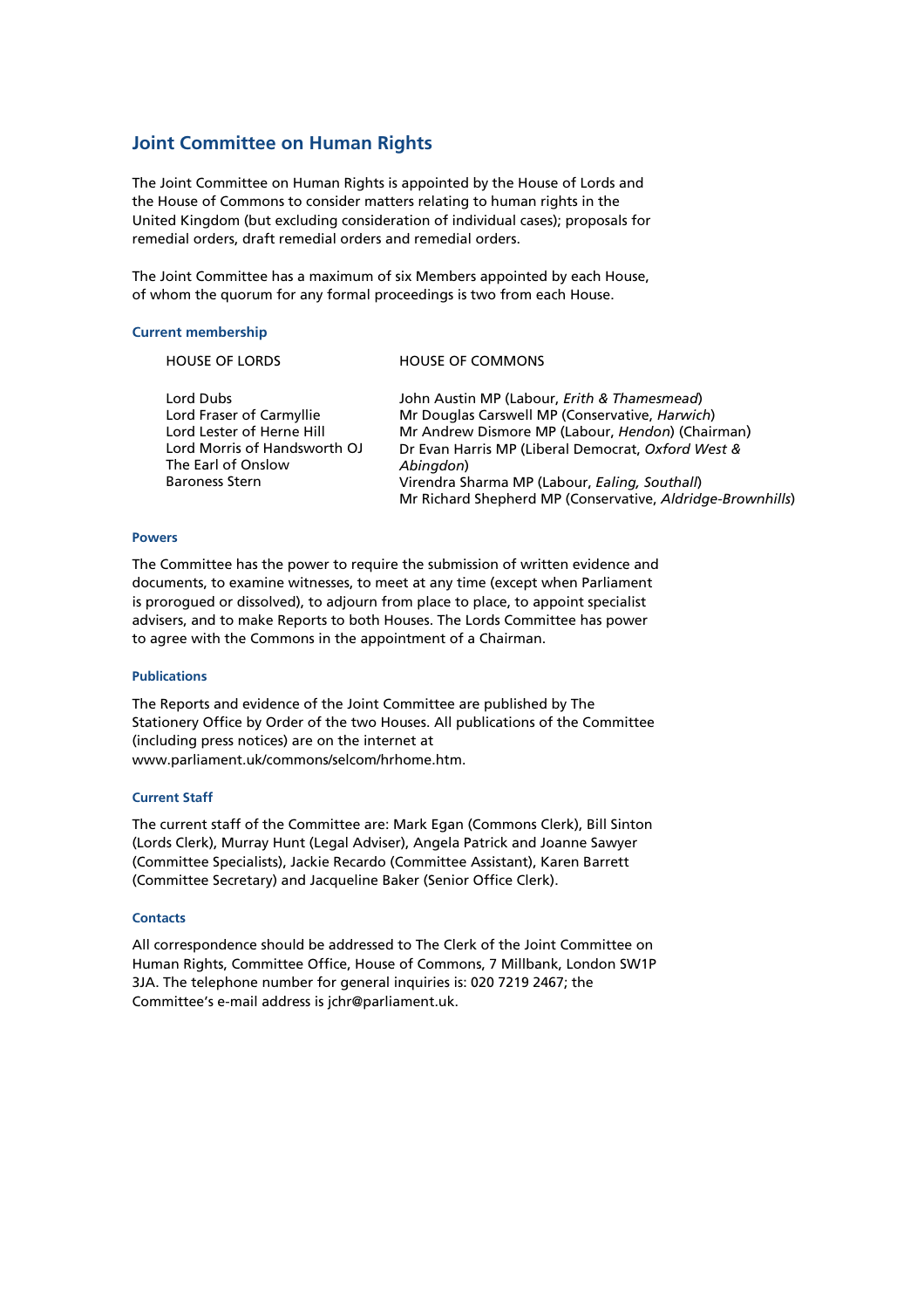## Joint Committee on Human Rights

The Joint Committee on Human Rights is appointed by the House of Lords and the House of Commons to consider matters relating to human rights in the United Kingdom (but excluding consideration of individual cases); proposals for remedial orders, draft remedial orders and remedial orders.

The Joint Committee has a maximum of six Members appointed by each House, of whom the quorum for any formal proceedings is two from each House.

### Current membership

| HOUSE OF LORDS | HOUSE OF COMMONS |
|---|---|
| Lord Dubs | John Austin MP (Labour, *Erith & Thamesmead*) |
| Lord Fraser of Carmyllie | Mr Douglas Carswell MP (Conservative, *Harwich*) |
| Lord Lester of Herne Hill | Mr Andrew Dismore MP (Labour, *Hendon*) (Chairman) |
| Lord Morris of Handsworth OJ | Dr Evan Harris MP (Liberal Democrat, *Oxford West & Abingdon*) |
| The Earl of Onslow | Virendra Sharma MP (Labour, *Ealing, Southall*) |
| Baroness Stern | Mr Richard Shepherd MP (Conservative, *Aldridge-Brownhills*) |

#### Powers

The Committee has the power to require the submission of written evidence and documents, to examine witnesses, to meet at any time (except when Parliament is prorogued or dissolved), to adjourn from place to place, to appoint specialist advisers, and to make Reports to both Houses. The Lords Committee has power to agree with the Commons in the appointment of a Chairman.

#### Publications

The Reports and evidence of the Joint Committee are published by The Stationery Office by Order of the two Houses. All publications of the Committee (including press notices) are on the internet at www.parliament.uk/commons/selcom/hrhome.htm.

#### Current Staff

The current staff of the Committee are: Mark Egan (Commons Clerk), Bill Sinton (Lords Clerk), Murray Hunt (Legal Adviser), Angela Patrick and Joanne Sawyer (Committee Specialists), Jackie Recardo (Committee Assistant), Karen Barrett (Committee Secretary) and Jacqueline Baker (Senior Office Clerk).

#### Contacts

All correspondence should be addressed to The Clerk of the Joint Committee on Human Rights, Committee Office, House of Commons, 7 Millbank, London SW1P 3JA. The telephone number for general inquiries is: 020 7219 2467; the Committee's e-mail address is jchr@parliament.uk.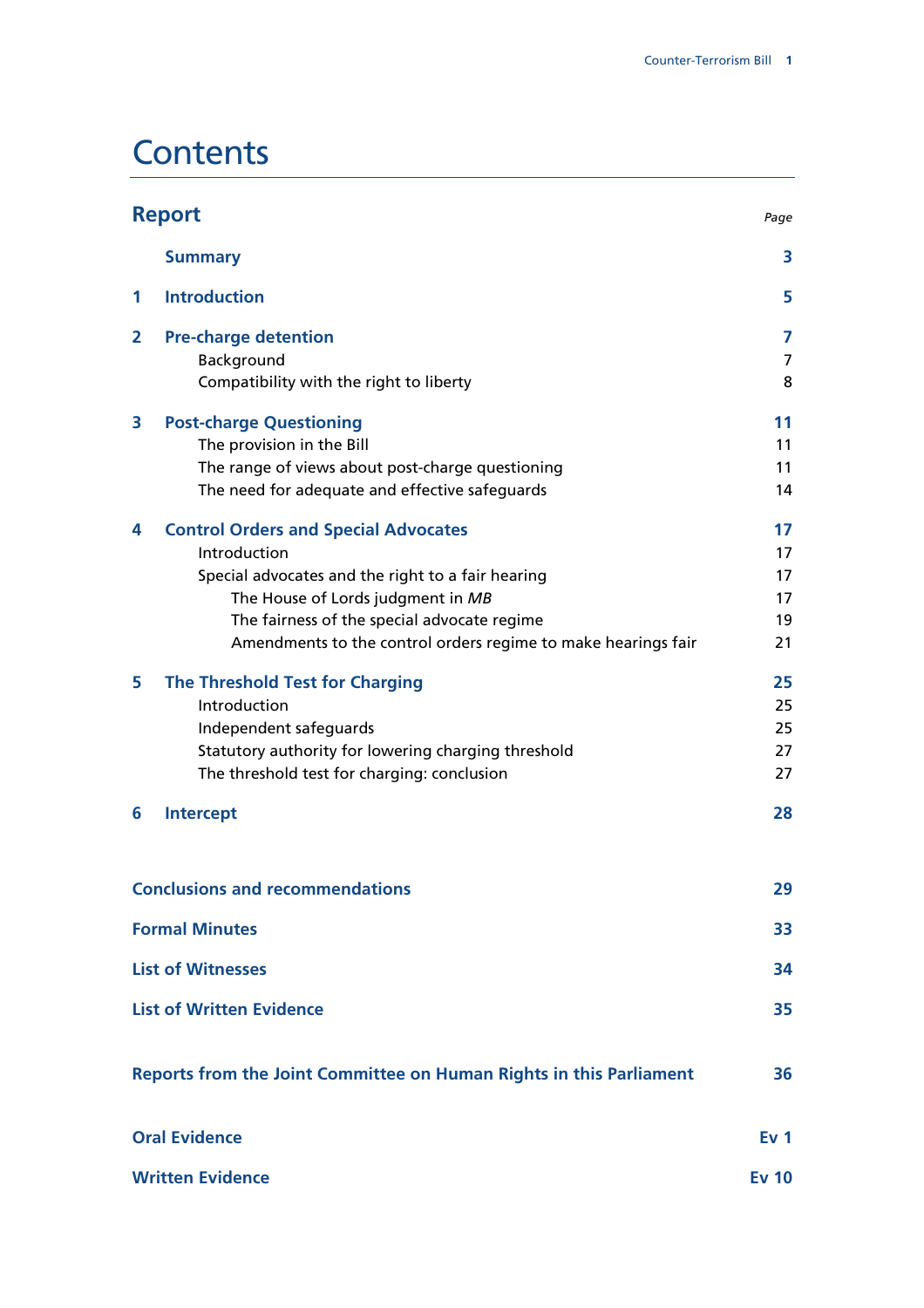# Contents

| Report | | Page |
|---|---|---|
| | **Summary** | **3** |
| **1** | **Introduction** | **5** |
| **2** | **Pre-charge detention** | **7** |
| | Background | 7 |
| | Compatibility with the right to liberty | 8 |
| **3** | **Post-charge Questioning** | **11** |
| | The provision in the Bill | 11 |
| | The range of views about post-charge questioning | 11 |
| | The need for adequate and effective safeguards | 14 |
| **4** | **Control Orders and Special Advocates** | **17** |
| | Introduction | 17 |
| | Special advocates and the right to a fair hearing | 17 |
| | The House of Lords judgment in *MB* | 17 |
| | The fairness of the special advocate regime | 19 |
| | Amendments to the control orders regime to make hearings fair | 21 |
| **5** | **The Threshold Test for Charging** | **25** |
| | Introduction | 25 |
| | Independent safeguards | 25 |
| | Statutory authority for lowering charging threshold | 27 |
| | The threshold test for charging: conclusion | 27 |
| **6** | **Intercept** | **28** |
| **Conclusions and recommendations** | | **29** |
| **Formal Minutes** | | **33** |
| **List of Witnesses** | | **34** |
| **List of Written Evidence** | | **35** |
| **Reports from the Joint Committee on Human Rights in this Parliament** | | **36** |
| **Oral Evidence** | | **Ev 1** |
| **Written Evidence** | | **Ev 10** |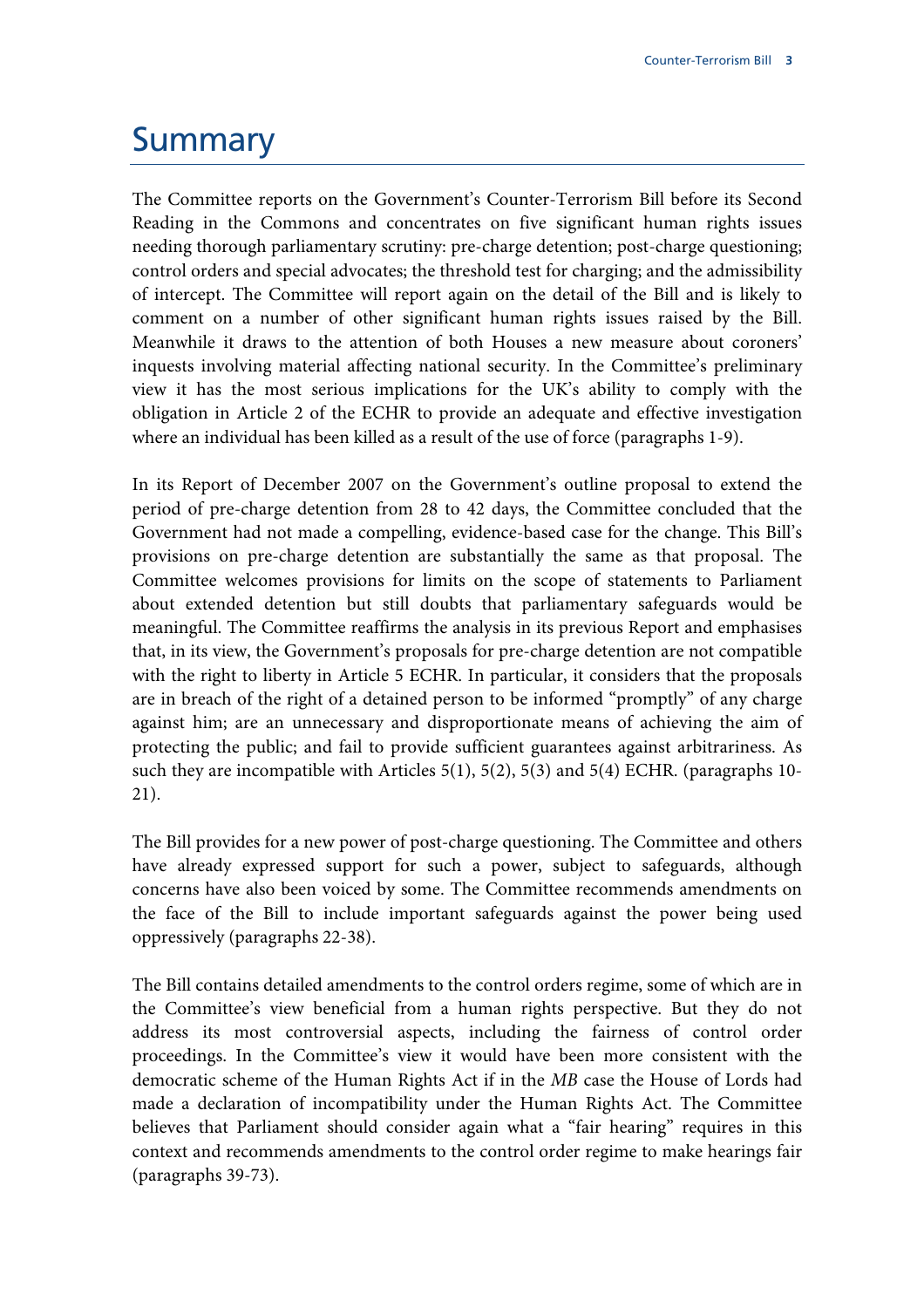# Summary

The Committee reports on the Government's Counter-Terrorism Bill before its Second Reading in the Commons and concentrates on five significant human rights issues needing thorough parliamentary scrutiny: pre-charge detention; post-charge questioning; control orders and special advocates; the threshold test for charging; and the admissibility of intercept. The Committee will report again on the detail of the Bill and is likely to comment on a number of other significant human rights issues raised by the Bill. Meanwhile it draws to the attention of both Houses a new measure about coroners' inquests involving material affecting national security. In the Committee's preliminary view it has the most serious implications for the UK's ability to comply with the obligation in Article 2 of the ECHR to provide an adequate and effective investigation where an individual has been killed as a result of the use of force (paragraphs 1-9).

In its Report of December 2007 on the Government's outline proposal to extend the period of pre-charge detention from 28 to 42 days, the Committee concluded that the Government had not made a compelling, evidence-based case for the change. This Bill's provisions on pre-charge detention are substantially the same as that proposal. The Committee welcomes provisions for limits on the scope of statements to Parliament about extended detention but still doubts that parliamentary safeguards would be meaningful. The Committee reaffirms the analysis in its previous Report and emphasises that, in its view, the Government's proposals for pre-charge detention are not compatible with the right to liberty in Article 5 ECHR. In particular, it considers that the proposals are in breach of the right of a detained person to be informed "promptly" of any charge against him; are an unnecessary and disproportionate means of achieving the aim of protecting the public; and fail to provide sufficient guarantees against arbitrariness. As such they are incompatible with Articles 5(1), 5(2), 5(3) and 5(4) ECHR. (paragraphs 10-21).

The Bill provides for a new power of post-charge questioning. The Committee and others have already expressed support for such a power, subject to safeguards, although concerns have also been voiced by some. The Committee recommends amendments on the face of the Bill to include important safeguards against the power being used oppressively (paragraphs 22-38).

The Bill contains detailed amendments to the control orders regime, some of which are in the Committee's view beneficial from a human rights perspective. But they do not address its most controversial aspects, including the fairness of control order proceedings. In the Committee's view it would have been more consistent with the democratic scheme of the Human Rights Act if in the *MB* case the House of Lords had made a declaration of incompatibility under the Human Rights Act. The Committee believes that Parliament should consider again what a "fair hearing" requires in this context and recommends amendments to the control order regime to make hearings fair (paragraphs 39-73).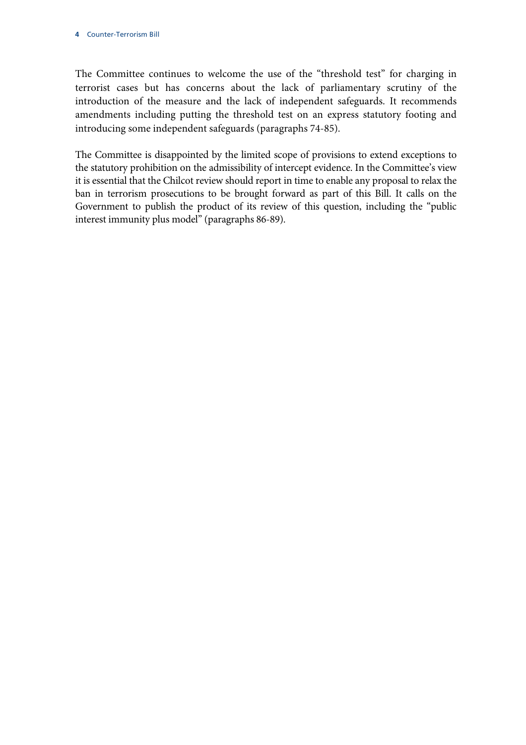The Committee continues to welcome the use of the "threshold test" for charging in terrorist cases but has concerns about the lack of parliamentary scrutiny of the introduction of the measure and the lack of independent safeguards. It recommends amendments including putting the threshold test on an express statutory footing and introducing some independent safeguards (paragraphs 74-85).

The Committee is disappointed by the limited scope of provisions to extend exceptions to the statutory prohibition on the admissibility of intercept evidence. In the Committee's view it is essential that the Chilcot review should report in time to enable any proposal to relax the ban in terrorism prosecutions to be brought forward as part of this Bill. It calls on the Government to publish the product of its review of this question, including the "public interest immunity plus model" (paragraphs 86-89).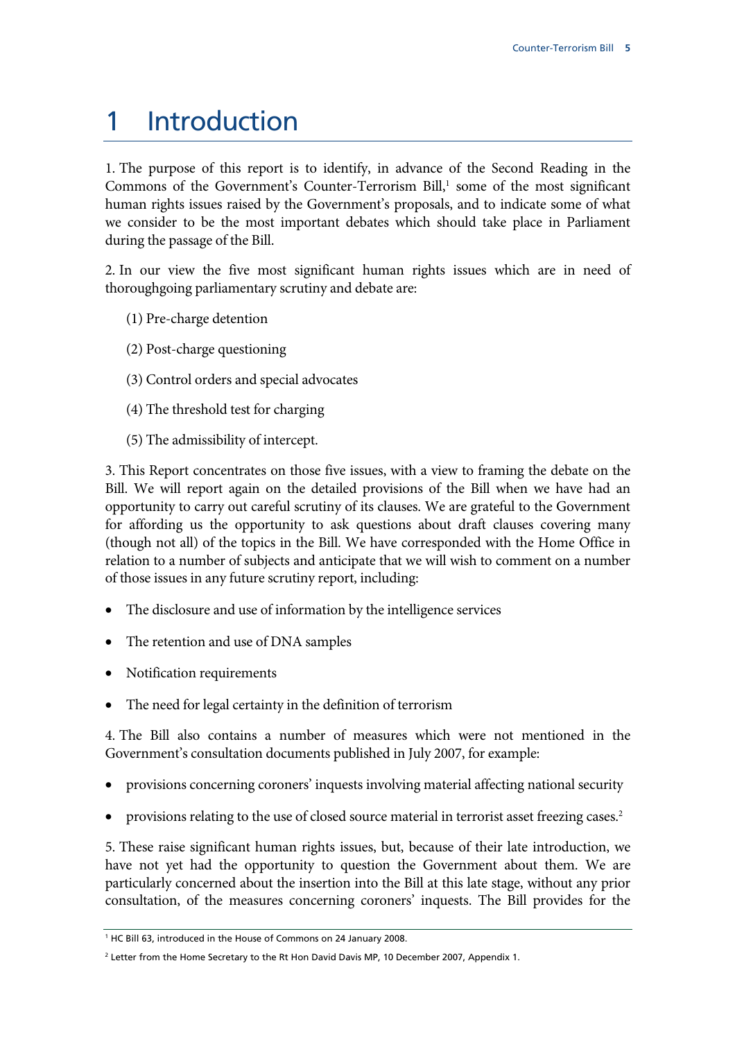# 1 Introduction

1. The purpose of this report is to identify, in advance of the Second Reading in the Commons of the Government's Counter-Terrorism Bill,[1] some of the most significant human rights issues raised by the Government's proposals, and to indicate some of what we consider to be the most important debates which should take place in Parliament during the passage of the Bill.

2. In our view the five most significant human rights issues which are in need of thoroughgoing parliamentary scrutiny and debate are:

(1) Pre-charge detention

(2) Post-charge questioning

(3) Control orders and special advocates

(4) The threshold test for charging

(5) The admissibility of intercept.

3. This Report concentrates on those five issues, with a view to framing the debate on the Bill. We will report again on the detailed provisions of the Bill when we have had an opportunity to carry out careful scrutiny of its clauses. We are grateful to the Government for affording us the opportunity to ask questions about draft clauses covering many (though not all) of the topics in the Bill. We have corresponded with the Home Office in relation to a number of subjects and anticipate that we will wish to comment on a number of those issues in any future scrutiny report, including:

- The disclosure and use of information by the intelligence services
- The retention and use of DNA samples
- Notification requirements
- The need for legal certainty in the definition of terrorism

4. The Bill also contains a number of measures which were not mentioned in the Government's consultation documents published in July 2007, for example:

- provisions concerning coroners' inquests involving material affecting national security
- provisions relating to the use of closed source material in terrorist asset freezing cases.[2]

5. These raise significant human rights issues, but, because of their late introduction, we have not yet had the opportunity to question the Government about them. We are particularly concerned about the insertion into the Bill at this late stage, without any prior consultation, of the measures concerning coroners' inquests. The Bill provides for the

---

[1] HC Bill 63, introduced in the House of Commons on 24 January 2008.

[2] Letter from the Home Secretary to the Rt Hon David Davis MP, 10 December 2007, Appendix 1.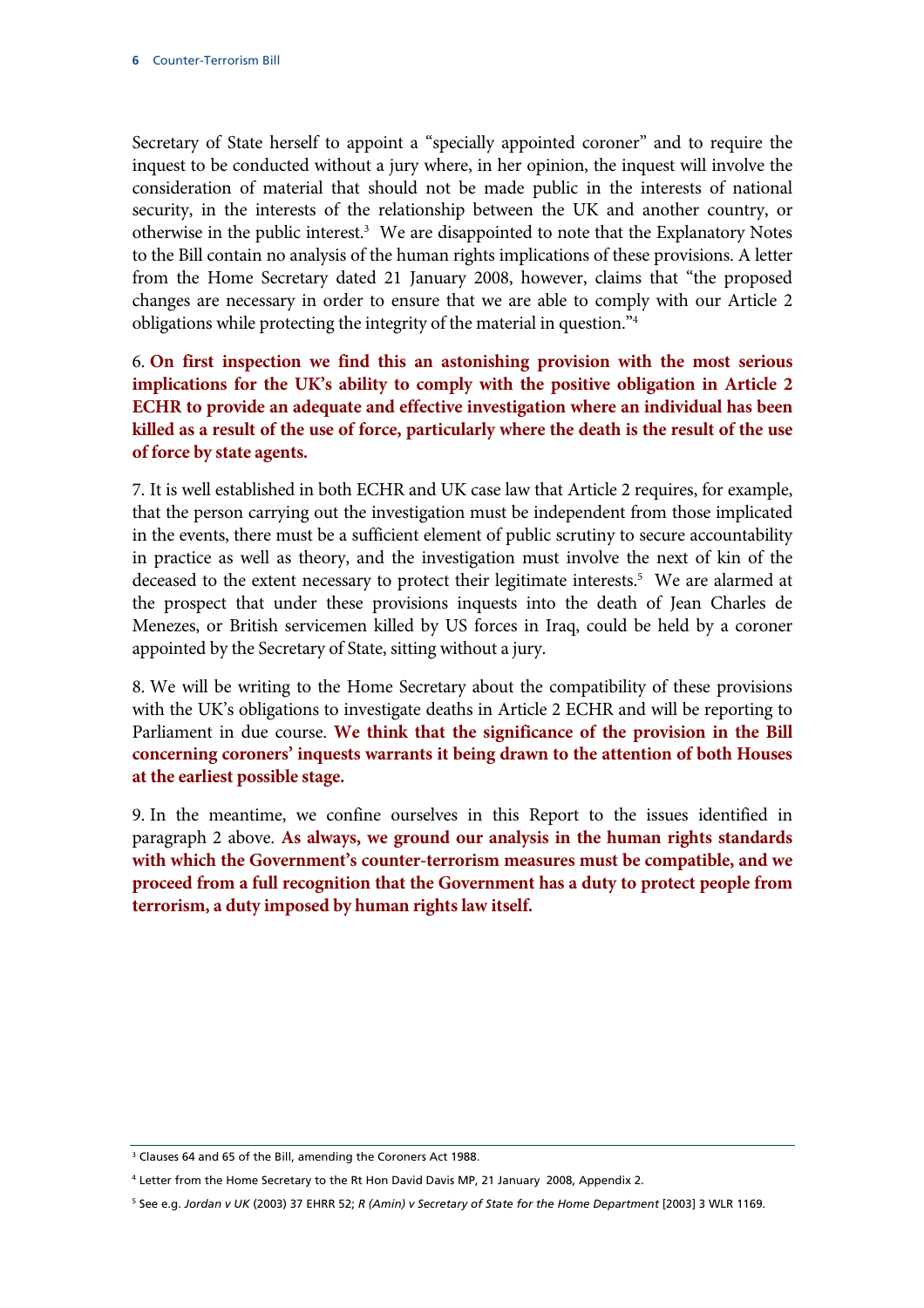Secretary of State herself to appoint a "specially appointed coroner" and to require the inquest to be conducted without a jury where, in her opinion, the inquest will involve the consideration of material that should not be made public in the interests of national security, in the interests of the relationship between the UK and another country, or otherwise in the public interest.[3] We are disappointed to note that the Explanatory Notes to the Bill contain no analysis of the human rights implications of these provisions. A letter from the Home Secretary dated 21 January 2008, however, claims that "the proposed changes are necessary in order to ensure that we are able to comply with our Article 2 obligations while protecting the integrity of the material in question."[4]

6. **On first inspection we find this an astonishing provision with the most serious implications for the UK's ability to comply with the positive obligation in Article 2 ECHR to provide an adequate and effective investigation where an individual has been killed as a result of the use of force, particularly where the death is the result of the use of force by state agents.**

7. It is well established in both ECHR and UK case law that Article 2 requires, for example, that the person carrying out the investigation must be independent from those implicated in the events, there must be a sufficient element of public scrutiny to secure accountability in practice as well as theory, and the investigation must involve the next of kin of the deceased to the extent necessary to protect their legitimate interests.[5] We are alarmed at the prospect that under these provisions inquests into the death of Jean Charles de Menezes, or British servicemen killed by US forces in Iraq, could be held by a coroner appointed by the Secretary of State, sitting without a jury.

8. We will be writing to the Home Secretary about the compatibility of these provisions with the UK's obligations to investigate deaths in Article 2 ECHR and will be reporting to Parliament in due course. **We think that the significance of the provision in the Bill concerning coroners' inquests warrants it being drawn to the attention of both Houses at the earliest possible stage.**

9. In the meantime, we confine ourselves in this Report to the issues identified in paragraph 2 above. **As always, we ground our analysis in the human rights standards with which the Government's counter-terrorism measures must be compatible, and we proceed from a full recognition that the Government has a duty to protect people from terrorism, a duty imposed by human rights law itself.**

---

[3] Clauses 64 and 65 of the Bill, amending the Coroners Act 1988.

[4] Letter from the Home Secretary to the Rt Hon David Davis MP, 21 January 2008, Appendix 2.

[5] See e.g. *Jordan v UK* (2003) 37 EHRR 52; *R (Amin) v Secretary of State for the Home Department* [2003] 3 WLR 1169.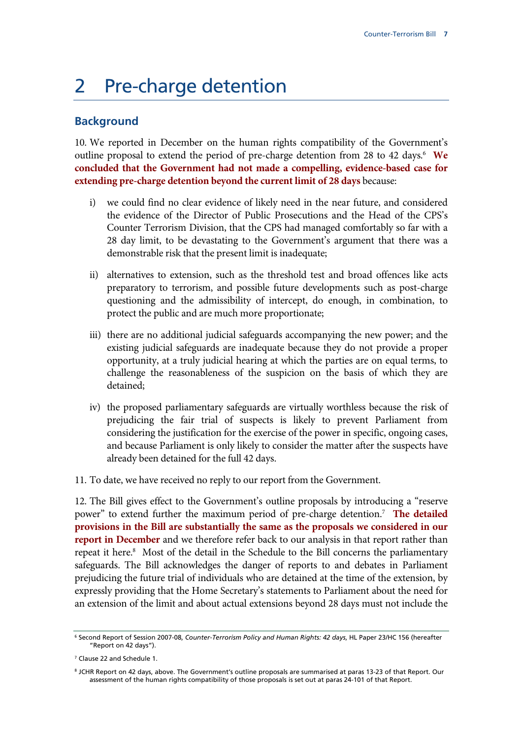# 2 Pre-charge detention

## Background

10. We reported in December on the human rights compatibility of the Government's outline proposal to extend the period of pre-charge detention from 28 to 42 days.[6] **We concluded that the Government had not made a compelling, evidence-based case for extending pre-charge detention beyond the current limit of 28 days** because:

i) we could find no clear evidence of likely need in the near future, and considered the evidence of the Director of Public Prosecutions and the Head of the CPS's Counter Terrorism Division, that the CPS had managed comfortably so far with a 28 day limit, to be devastating to the Government's argument that there was a demonstrable risk that the present limit is inadequate;

ii) alternatives to extension, such as the threshold test and broad offences like acts preparatory to terrorism, and possible future developments such as post-charge questioning and the admissibility of intercept, do enough, in combination, to protect the public and are much more proportionate;

iii) there are no additional judicial safeguards accompanying the new power; and the existing judicial safeguards are inadequate because they do not provide a proper opportunity, at a truly judicial hearing at which the parties are on equal terms, to challenge the reasonableness of the suspicion on the basis of which they are detained;

iv) the proposed parliamentary safeguards are virtually worthless because the risk of prejudicing the fair trial of suspects is likely to prevent Parliament from considering the justification for the exercise of the power in specific, ongoing cases, and because Parliament is only likely to consider the matter after the suspects have already been detained for the full 42 days.

11. To date, we have received no reply to our report from the Government.

12. The Bill gives effect to the Government's outline proposals by introducing a "reserve power" to extend further the maximum period of pre-charge detention.[7] **The detailed provisions in the Bill are substantially the same as the proposals we considered in our report in December** and we therefore refer back to our analysis in that report rather than repeat it here.[8] Most of the detail in the Schedule to the Bill concerns the parliamentary safeguards. The Bill acknowledges the danger of reports to and debates in Parliament prejudicing the future trial of individuals who are detained at the time of the extension, by expressly providing that the Home Secretary's statements to Parliament about the need for an extension of the limit and about actual extensions beyond 28 days must not include the

---

[6] Second Report of Session 2007-08, *Counter-Terrorism Policy and Human Rights: 42 days*, HL Paper 23/HC 156 (hereafter "Report on 42 days").

[7] Clause 22 and Schedule 1.

[8] JCHR Report on 42 days, above. The Government's outline proposals are summarised at paras 13-23 of that Report. Our assessment of the human rights compatibility of those proposals is set out at paras 24-101 of that Report.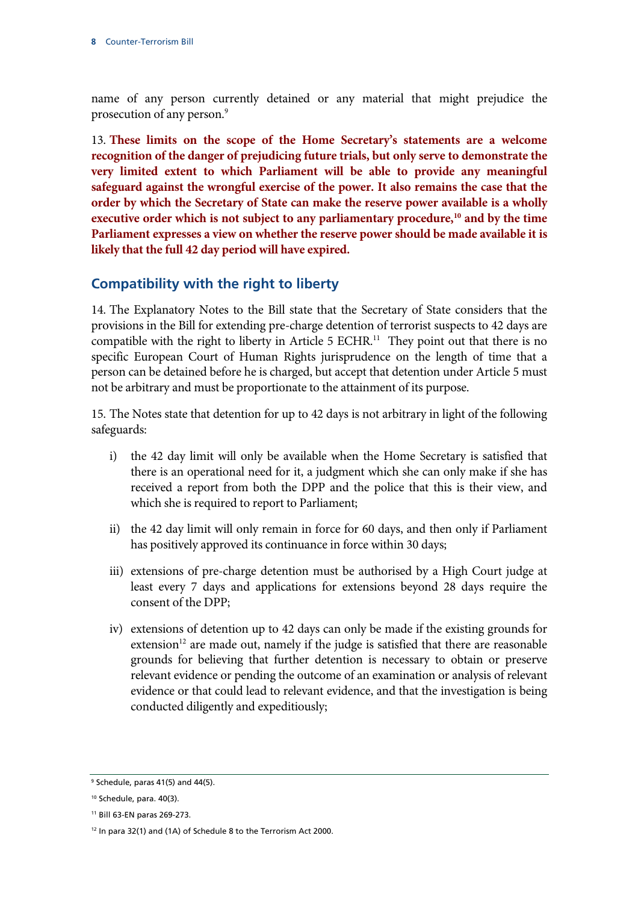name of any person currently detained or any material that might prejudice the prosecution of any person.[9]

13. **These limits on the scope of the Home Secretary's statements are a welcome recognition of the danger of prejudicing future trials, but only serve to demonstrate the very limited extent to which Parliament will be able to provide any meaningful safeguard against the wrongful exercise of the power. It also remains the case that the order by which the Secretary of State can make the reserve power available is a wholly executive order which is not subject to any parliamentary procedure,[10] and by the time Parliament expresses a view on whether the reserve power should be made available it is likely that the full 42 day period will have expired.**

## Compatibility with the right to liberty

14. The Explanatory Notes to the Bill state that the Secretary of State considers that the provisions in the Bill for extending pre-charge detention of terrorist suspects to 42 days are compatible with the right to liberty in Article 5 ECHR.[11] They point out that there is no specific European Court of Human Rights jurisprudence on the length of time that a person can be detained before he is charged, but accept that detention under Article 5 must not be arbitrary and must be proportionate to the attainment of its purpose.

15. The Notes state that detention for up to 42 days is not arbitrary in light of the following safeguards:

i) the 42 day limit will only be available when the Home Secretary is satisfied that there is an operational need for it, a judgment which she can only make if she has received a report from both the DPP and the police that this is their view, and which she is required to report to Parliament;

ii) the 42 day limit will only remain in force for 60 days, and then only if Parliament has positively approved its continuance in force within 30 days;

iii) extensions of pre-charge detention must be authorised by a High Court judge at least every 7 days and applications for extensions beyond 28 days require the consent of the DPP;

iv) extensions of detention up to 42 days can only be made if the existing grounds for extension[12] are made out, namely if the judge is satisfied that there are reasonable grounds for believing that further detention is necessary to obtain or preserve relevant evidence or pending the outcome of an examination or analysis of relevant evidence or that could lead to relevant evidence, and that the investigation is being conducted diligently and expeditiously;

---

[9] Schedule, paras 41(5) and 44(5).

[10] Schedule, para. 40(3).

[11] Bill 63-EN paras 269-273.

[12] In para 32(1) and (1A) of Schedule 8 to the Terrorism Act 2000.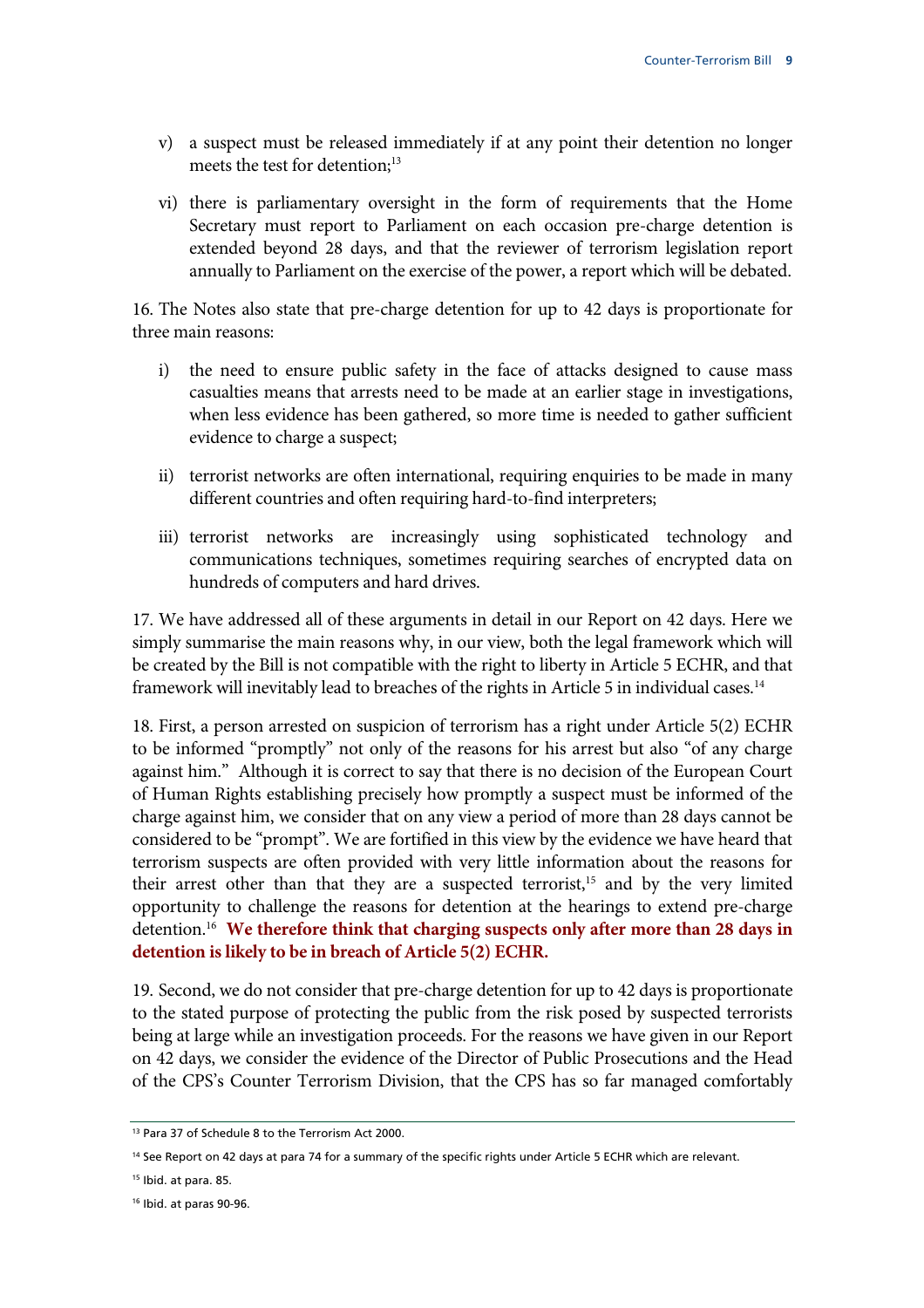v) a suspect must be released immediately if at any point their detention no longer meets the test for detention;[13]

vi) there is parliamentary oversight in the form of requirements that the Home Secretary must report to Parliament on each occasion pre-charge detention is extended beyond 28 days, and that the reviewer of terrorism legislation report annually to Parliament on the exercise of the power, a report which will be debated.

16. The Notes also state that pre-charge detention for up to 42 days is proportionate for three main reasons:

i) the need to ensure public safety in the face of attacks designed to cause mass casualties means that arrests need to be made at an earlier stage in investigations, when less evidence has been gathered, so more time is needed to gather sufficient evidence to charge a suspect;

ii) terrorist networks are often international, requiring enquiries to be made in many different countries and often requiring hard-to-find interpreters;

iii) terrorist networks are increasingly using sophisticated technology and communications techniques, sometimes requiring searches of encrypted data on hundreds of computers and hard drives.

17. We have addressed all of these arguments in detail in our Report on 42 days. Here we simply summarise the main reasons why, in our view, both the legal framework which will be created by the Bill is not compatible with the right to liberty in Article 5 ECHR, and that framework will inevitably lead to breaches of the rights in Article 5 in individual cases.[14]

18. First, a person arrested on suspicion of terrorism has a right under Article 5(2) ECHR to be informed "promptly" not only of the reasons for his arrest but also "of any charge against him." Although it is correct to say that there is no decision of the European Court of Human Rights establishing precisely how promptly a suspect must be informed of the charge against him, we consider that on any view a period of more than 28 days cannot be considered to be "prompt". We are fortified in this view by the evidence we have heard that terrorism suspects are often provided with very little information about the reasons for their arrest other than that they are a suspected terrorist,[15] and by the very limited opportunity to challenge the reasons for detention at the hearings to extend pre-charge detention.[16] **We therefore think that charging suspects only after more than 28 days in detention is likely to be in breach of Article 5(2) ECHR.**

19. Second, we do not consider that pre-charge detention for up to 42 days is proportionate to the stated purpose of protecting the public from the risk posed by suspected terrorists being at large while an investigation proceeds. For the reasons we have given in our Report on 42 days, we consider the evidence of the Director of Public Prosecutions and the Head of the CPS's Counter Terrorism Division, that the CPS has so far managed comfortably

---

[13] Para 37 of Schedule 8 to the Terrorism Act 2000.

[14] See Report on 42 days at para 74 for a summary of the specific rights under Article 5 ECHR which are relevant.

[15] Ibid. at para. 85.

[16] Ibid. at paras 90-96.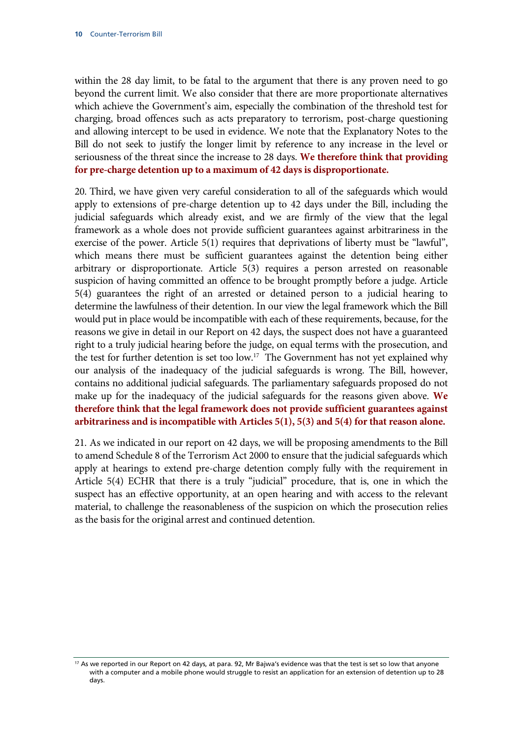within the 28 day limit, to be fatal to the argument that there is any proven need to go beyond the current limit. We also consider that there are more proportionate alternatives which achieve the Government's aim, especially the combination of the threshold test for charging, broad offences such as acts preparatory to terrorism, post-charge questioning and allowing intercept to be used in evidence. We note that the Explanatory Notes to the Bill do not seek to justify the longer limit by reference to any increase in the level or seriousness of the threat since the increase to 28 days. **We therefore think that providing for pre-charge detention up to a maximum of 42 days is disproportionate.**

20. Third, we have given very careful consideration to all of the safeguards which would apply to extensions of pre-charge detention up to 42 days under the Bill, including the judicial safeguards which already exist, and we are firmly of the view that the legal framework as a whole does not provide sufficient guarantees against arbitrariness in the exercise of the power. Article 5(1) requires that deprivations of liberty must be "lawful", which means there must be sufficient guarantees against the detention being either arbitrary or disproportionate. Article 5(3) requires a person arrested on reasonable suspicion of having committed an offence to be brought promptly before a judge. Article 5(4) guarantees the right of an arrested or detained person to a judicial hearing to determine the lawfulness of their detention. In our view the legal framework which the Bill would put in place would be incompatible with each of these requirements, because, for the reasons we give in detail in our Report on 42 days, the suspect does not have a guaranteed right to a truly judicial hearing before the judge, on equal terms with the prosecution, and the test for further detention is set too low.[17] The Government has not yet explained why our analysis of the inadequacy of the judicial safeguards is wrong. The Bill, however, contains no additional judicial safeguards. The parliamentary safeguards proposed do not make up for the inadequacy of the judicial safeguards for the reasons given above. **We therefore think that the legal framework does not provide sufficient guarantees against arbitrariness and is incompatible with Articles 5(1), 5(3) and 5(4) for that reason alone.**

21. As we indicated in our report on 42 days, we will be proposing amendments to the Bill to amend Schedule 8 of the Terrorism Act 2000 to ensure that the judicial safeguards which apply at hearings to extend pre-charge detention comply fully with the requirement in Article 5(4) ECHR that there is a truly "judicial" procedure, that is, one in which the suspect has an effective opportunity, at an open hearing and with access to the relevant material, to challenge the reasonableness of the suspicion on which the prosecution relies as the basis for the original arrest and continued detention.

[17] As we reported in our Report on 42 days, at para. 92, Mr Bajwa's evidence was that the test is set so low that anyone with a computer and a mobile phone would struggle to resist an application for an extension of detention up to 28 days.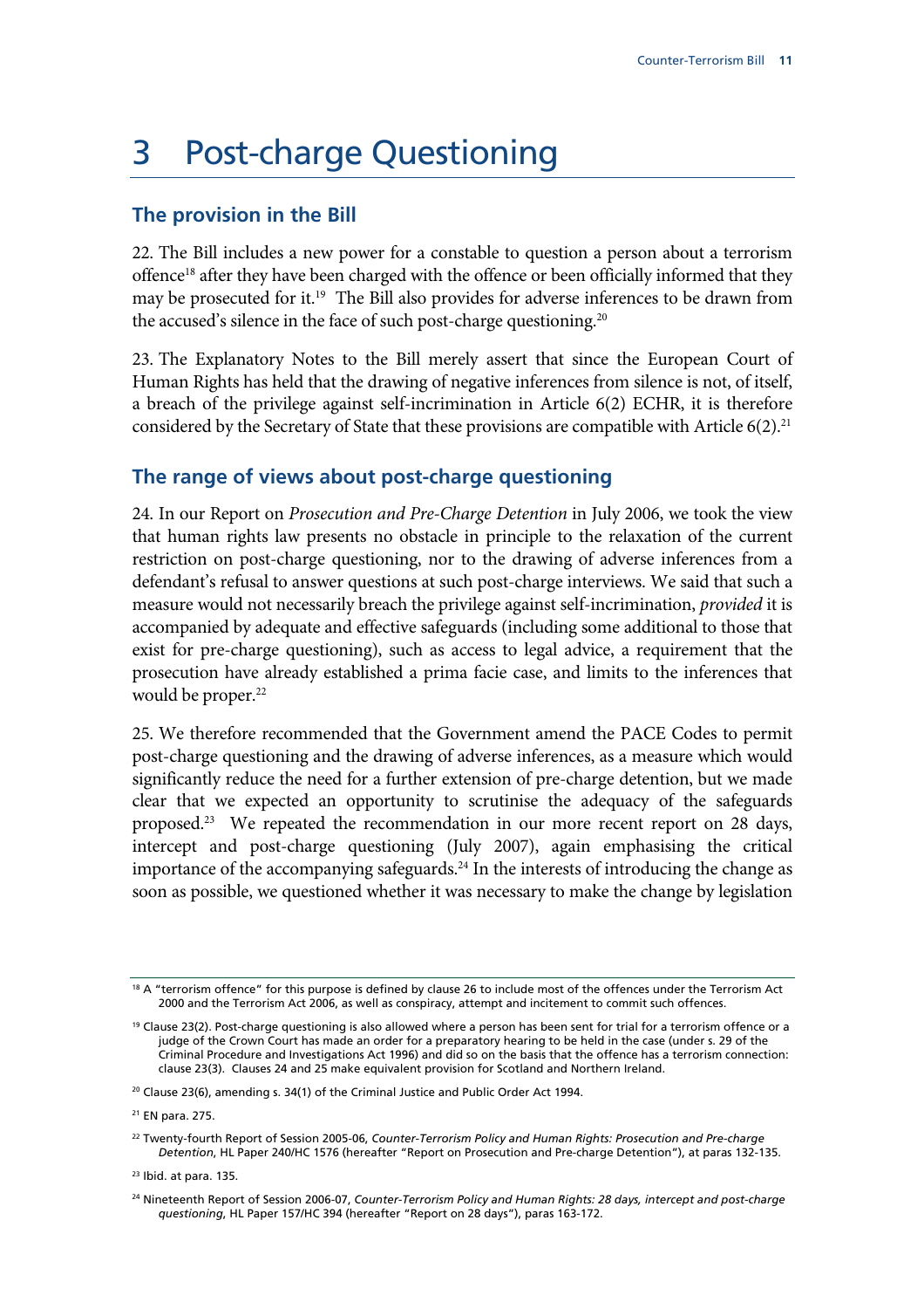# 3 Post-charge Questioning

## The provision in the Bill

22. The Bill includes a new power for a constable to question a person about a terrorism offence[18] after they have been charged with the offence or been officially informed that they may be prosecuted for it.[19] The Bill also provides for adverse inferences to be drawn from the accused's silence in the face of such post-charge questioning.[20]

23. The Explanatory Notes to the Bill merely assert that since the European Court of Human Rights has held that the drawing of negative inferences from silence is not, of itself, a breach of the privilege against self-incrimination in Article 6(2) ECHR, it is therefore considered by the Secretary of State that these provisions are compatible with Article 6(2).[21]

## The range of views about post-charge questioning

24. In our Report on *Prosecution and Pre-Charge Detention* in July 2006, we took the view that human rights law presents no obstacle in principle to the relaxation of the current restriction on post-charge questioning, nor to the drawing of adverse inferences from a defendant's refusal to answer questions at such post-charge interviews. We said that such a measure would not necessarily breach the privilege against self-incrimination, *provided* it is accompanied by adequate and effective safeguards (including some additional to those that exist for pre-charge questioning), such as access to legal advice, a requirement that the prosecution have already established a prima facie case, and limits to the inferences that would be proper.[22]

25. We therefore recommended that the Government amend the PACE Codes to permit post-charge questioning and the drawing of adverse inferences, as a measure which would significantly reduce the need for a further extension of pre-charge detention, but we made clear that we expected an opportunity to scrutinise the adequacy of the safeguards proposed.[23] We repeated the recommendation in our more recent report on 28 days, intercept and post-charge questioning (July 2007), again emphasising the critical importance of the accompanying safeguards.[24] In the interests of introducing the change as soon as possible, we questioned whether it was necessary to make the change by legislation

---

[18] A "terrorism offence" for this purpose is defined by clause 26 to include most of the offences under the Terrorism Act 2000 and the Terrorism Act 2006, as well as conspiracy, attempt and incitement to commit such offences.

[19] Clause 23(2). Post-charge questioning is also allowed where a person has been sent for trial for a terrorism offence or a judge of the Crown Court has made an order for a preparatory hearing to be held in the case (under s. 29 of the Criminal Procedure and Investigations Act 1996) and did so on the basis that the offence has a terrorism connection: clause 23(3). Clauses 24 and 25 make equivalent provision for Scotland and Northern Ireland.

[20] Clause 23(6), amending s. 34(1) of the Criminal Justice and Public Order Act 1994.

[21] EN para. 275.

[22] Twenty-fourth Report of Session 2005-06, *Counter-Terrorism Policy and Human Rights: Prosecution and Pre-charge Detention*, HL Paper 240/HC 1576 (hereafter "Report on Prosecution and Pre-charge Detention"), at paras 132-135.

[23] Ibid. at para. 135.

[24] Nineteenth Report of Session 2006-07, *Counter-Terrorism Policy and Human Rights: 28 days, intercept and post-charge questioning*, HL Paper 157/HC 394 (hereafter "Report on 28 days"), paras 163-172.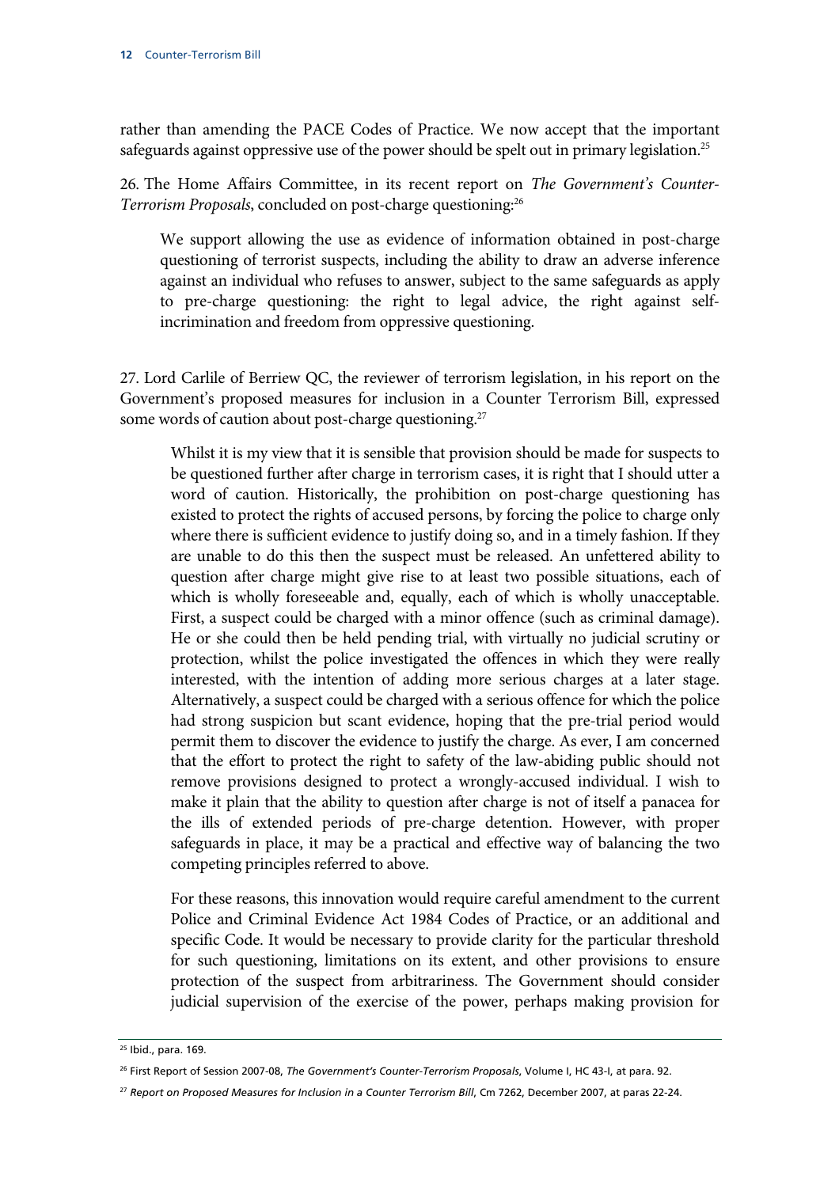rather than amending the PACE Codes of Practice. We now accept that the important safeguards against oppressive use of the power should be spelt out in primary legislation.[25]

26. The Home Affairs Committee, in its recent report on *The Government's Counter-Terrorism Proposals*, concluded on post-charge questioning:[26]

> We support allowing the use as evidence of information obtained in post-charge questioning of terrorist suspects, including the ability to draw an adverse inference against an individual who refuses to answer, subject to the same safeguards as apply to pre-charge questioning: the right to legal advice, the right against self-incrimination and freedom from oppressive questioning.

27. Lord Carlile of Berriew QC, the reviewer of terrorism legislation, in his report on the Government's proposed measures for inclusion in a Counter Terrorism Bill, expressed some words of caution about post-charge questioning.[27]

> Whilst it is my view that it is sensible that provision should be made for suspects to be questioned further after charge in terrorism cases, it is right that I should utter a word of caution. Historically, the prohibition on post-charge questioning has existed to protect the rights of accused persons, by forcing the police to charge only where there is sufficient evidence to justify doing so, and in a timely fashion. If they are unable to do this then the suspect must be released. An unfettered ability to question after charge might give rise to at least two possible situations, each of which is wholly foreseeable and, equally, each of which is wholly unacceptable. First, a suspect could be charged with a minor offence (such as criminal damage). He or she could then be held pending trial, with virtually no judicial scrutiny or protection, whilst the police investigated the offences in which they were really interested, with the intention of adding more serious charges at a later stage. Alternatively, a suspect could be charged with a serious offence for which the police had strong suspicion but scant evidence, hoping that the pre-trial period would permit them to discover the evidence to justify the charge. As ever, I am concerned that the effort to protect the right to safety of the law-abiding public should not remove provisions designed to protect a wrongly-accused individual. I wish to make it plain that the ability to question after charge is not of itself a panacea for the ills of extended periods of pre-charge detention. However, with proper safeguards in place, it may be a practical and effective way of balancing the two competing principles referred to above.
>
> For these reasons, this innovation would require careful amendment to the current Police and Criminal Evidence Act 1984 Codes of Practice, or an additional and specific Code. It would be necessary to provide clarity for the particular threshold for such questioning, limitations on its extent, and other provisions to ensure protection of the suspect from arbitrariness. The Government should consider judicial supervision of the exercise of the power, perhaps making provision for

---

[25] Ibid., para. 169.

[26] First Report of Session 2007-08, *The Government's Counter-Terrorism Proposals*, Volume I, HC 43-I, at para. 92.

[27] *Report on Proposed Measures for Inclusion in a Counter Terrorism Bill*, Cm 7262, December 2007, at paras 22-24.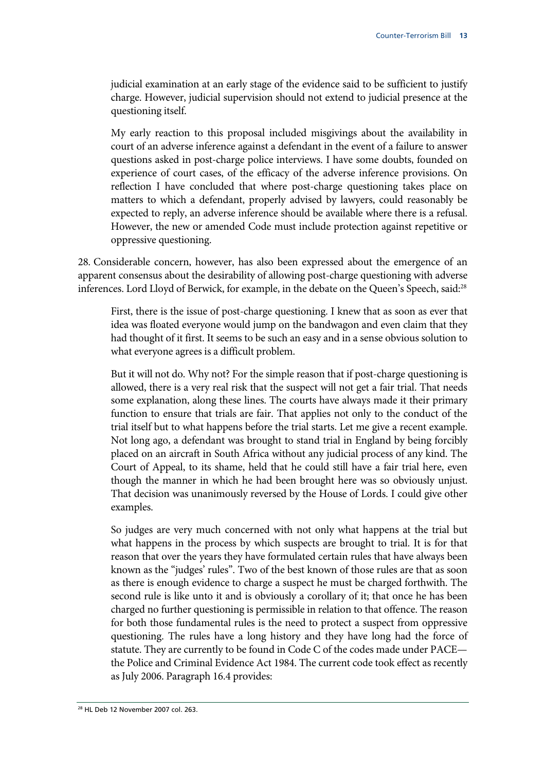judicial examination at an early stage of the evidence said to be sufficient to justify charge. However, judicial supervision should not extend to judicial presence at the questioning itself.

> My early reaction to this proposal included misgivings about the availability in court of an adverse inference against a defendant in the event of a failure to answer questions asked in post-charge police interviews. I have some doubts, founded on experience of court cases, of the efficacy of the adverse inference provisions. On reflection I have concluded that where post-charge questioning takes place on matters to which a defendant, properly advised by lawyers, could reasonably be expected to reply, an adverse inference should be available where there is a refusal. However, the new or amended Code must include protection against repetitive or oppressive questioning.

28. Considerable concern, however, has also been expressed about the emergence of an apparent consensus about the desirability of allowing post-charge questioning with adverse inferences. Lord Lloyd of Berwick, for example, in the debate on the Queen's Speech, said:[28]

> First, there is the issue of post-charge questioning. I knew that as soon as ever that idea was floated everyone would jump on the bandwagon and even claim that they had thought of it first. It seems to be such an easy and in a sense obvious solution to what everyone agrees is a difficult problem.
>
> But it will not do. Why not? For the simple reason that if post-charge questioning is allowed, there is a very real risk that the suspect will not get a fair trial. That needs some explanation, along these lines. The courts have always made it their primary function to ensure that trials are fair. That applies not only to the conduct of the trial itself but to what happens before the trial starts. Let me give a recent example. Not long ago, a defendant was brought to stand trial in England by being forcibly placed on an aircraft in South Africa without any judicial process of any kind. The Court of Appeal, to its shame, held that he could still have a fair trial here, even though the manner in which he had been brought here was so obviously unjust. That decision was unanimously reversed by the House of Lords. I could give other examples.
>
> So judges are very much concerned with not only what happens at the trial but what happens in the process by which suspects are brought to trial. It is for that reason that over the years they have formulated certain rules that have always been known as the "judges' rules". Two of the best known of those rules are that as soon as there is enough evidence to charge a suspect he must be charged forthwith. The second rule is like unto it and is obviously a corollary of it; that once he has been charged no further questioning is permissible in relation to that offence. The reason for both those fundamental rules is the need to protect a suspect from oppressive questioning. The rules have a long history and they have long had the force of statute. They are currently to be found in Code C of the codes made under PACE—the Police and Criminal Evidence Act 1984. The current code took effect as recently as July 2006. Paragraph 16.4 provides:

[28] HL Deb 12 November 2007 col. 263.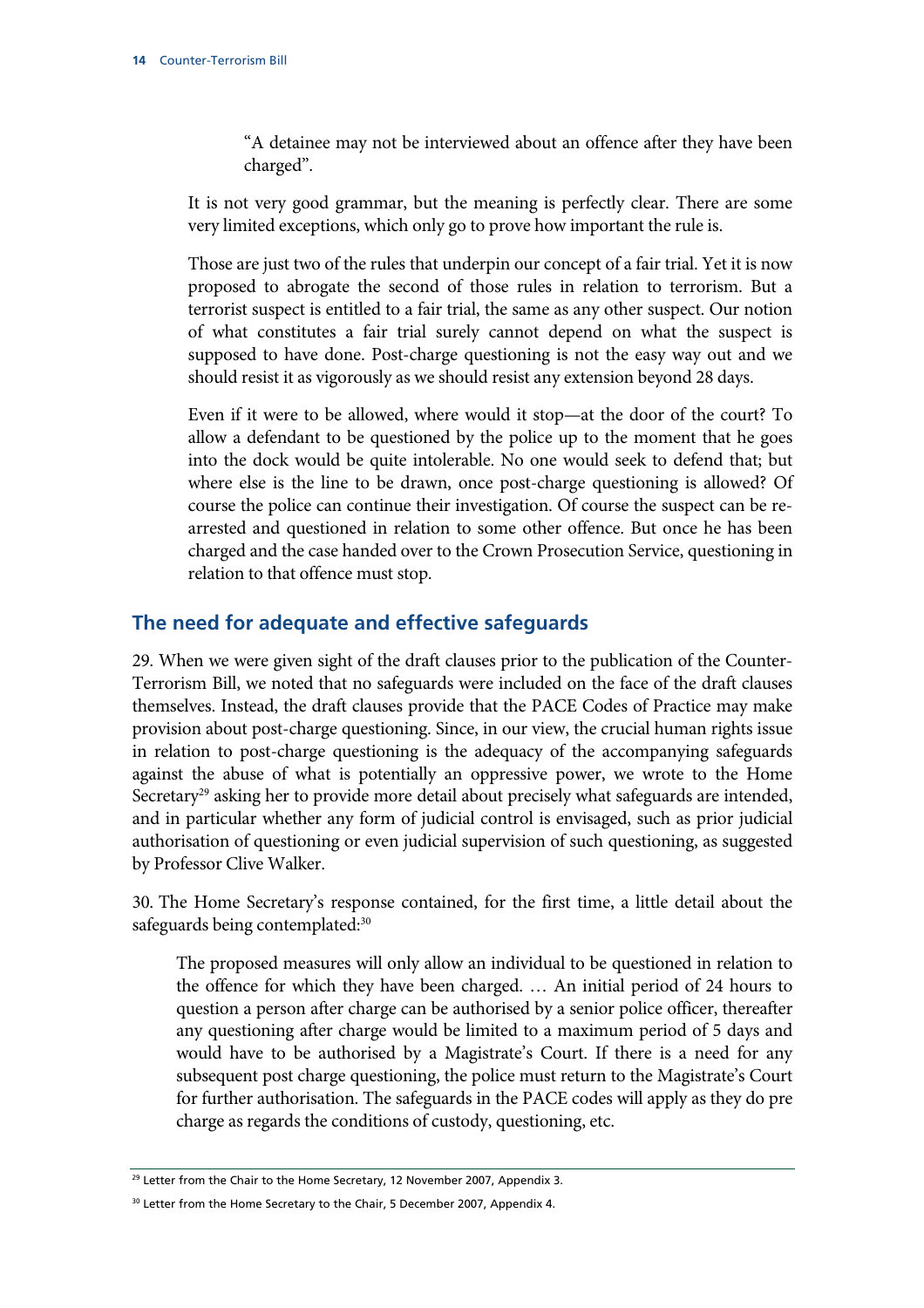> "A detainee may not be interviewed about an offence after they have been charged".
>
> It is not very good grammar, but the meaning is perfectly clear. There are some very limited exceptions, which only go to prove how important the rule is.
>
> Those are just two of the rules that underpin our concept of a fair trial. Yet it is now proposed to abrogate the second of those rules in relation to terrorism. But a terrorist suspect is entitled to a fair trial, the same as any other suspect. Our notion of what constitutes a fair trial surely cannot depend on what the suspect is supposed to have done. Post-charge questioning is not the easy way out and we should resist it as vigorously as we should resist any extension beyond 28 days.
>
> Even if it were to be allowed, where would it stop—at the door of the court? To allow a defendant to be questioned by the police up to the moment that he goes into the dock would be quite intolerable. No one would seek to defend that; but where else is the line to be drawn, once post-charge questioning is allowed? Of course the police can continue their investigation. Of course the suspect can be re-arrested and questioned in relation to some other offence. But once he has been charged and the case handed over to the Crown Prosecution Service, questioning in relation to that offence must stop.

## The need for adequate and effective safeguards

29. When we were given sight of the draft clauses prior to the publication of the Counter-Terrorism Bill, we noted that no safeguards were included on the face of the draft clauses themselves. Instead, the draft clauses provide that the PACE Codes of Practice may make provision about post-charge questioning. Since, in our view, the crucial human rights issue in relation to post-charge questioning is the adequacy of the accompanying safeguards against the abuse of what is potentially an oppressive power, we wrote to the Home Secretary[29] asking her to provide more detail about precisely what safeguards are intended, and in particular whether any form of judicial control is envisaged, such as prior judicial authorisation of questioning or even judicial supervision of such questioning, as suggested by Professor Clive Walker.

30. The Home Secretary's response contained, for the first time, a little detail about the safeguards being contemplated:[30]

> The proposed measures will only allow an individual to be questioned in relation to the offence for which they have been charged. … An initial period of 24 hours to question a person after charge can be authorised by a senior police officer, thereafter any questioning after charge would be limited to a maximum period of 5 days and would have to be authorised by a Magistrate's Court. If there is a need for any subsequent post charge questioning, the police must return to the Magistrate's Court for further authorisation. The safeguards in the PACE codes will apply as they do pre charge as regards the conditions of custody, questioning, etc.

---

[29] Letter from the Chair to the Home Secretary, 12 November 2007, Appendix 3.

[30] Letter from the Home Secretary to the Chair, 5 December 2007, Appendix 4.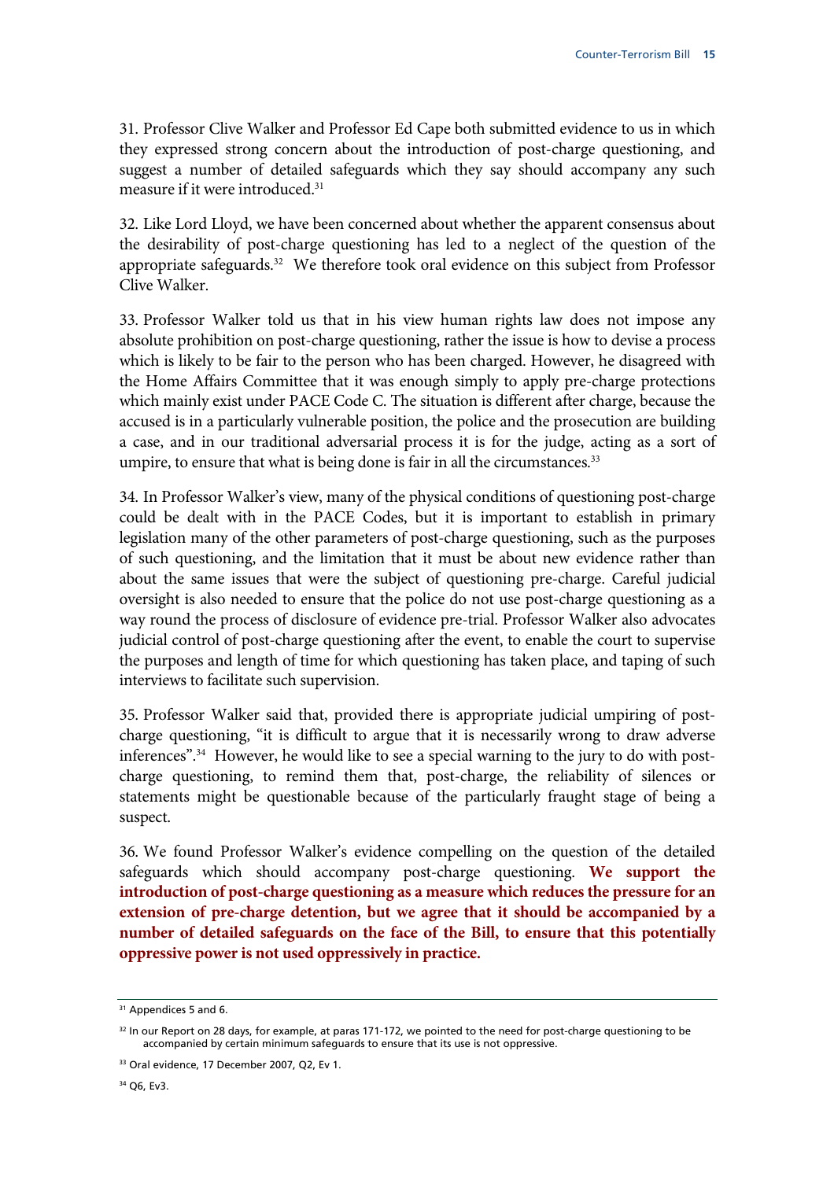31. Professor Clive Walker and Professor Ed Cape both submitted evidence to us in which they expressed strong concern about the introduction of post-charge questioning, and suggest a number of detailed safeguards which they say should accompany any such measure if it were introduced.[31]

32. Like Lord Lloyd, we have been concerned about whether the apparent consensus about the desirability of post-charge questioning has led to a neglect of the question of the appropriate safeguards.[32] We therefore took oral evidence on this subject from Professor Clive Walker.

33. Professor Walker told us that in his view human rights law does not impose any absolute prohibition on post-charge questioning, rather the issue is how to devise a process which is likely to be fair to the person who has been charged. However, he disagreed with the Home Affairs Committee that it was enough simply to apply pre-charge protections which mainly exist under PACE Code C. The situation is different after charge, because the accused is in a particularly vulnerable position, the police and the prosecution are building a case, and in our traditional adversarial process it is for the judge, acting as a sort of umpire, to ensure that what is being done is fair in all the circumstances.[33]

34. In Professor Walker's view, many of the physical conditions of questioning post-charge could be dealt with in the PACE Codes, but it is important to establish in primary legislation many of the other parameters of post-charge questioning, such as the purposes of such questioning, and the limitation that it must be about new evidence rather than about the same issues that were the subject of questioning pre-charge. Careful judicial oversight is also needed to ensure that the police do not use post-charge questioning as a way round the process of disclosure of evidence pre-trial. Professor Walker also advocates judicial control of post-charge questioning after the event, to enable the court to supervise the purposes and length of time for which questioning has taken place, and taping of such interviews to facilitate such supervision.

35. Professor Walker said that, provided there is appropriate judicial umpiring of post-charge questioning, "it is difficult to argue that it is necessarily wrong to draw adverse inferences".[34] However, he would like to see a special warning to the jury to do with post-charge questioning, to remind them that, post-charge, the reliability of silences or statements might be questionable because of the particularly fraught stage of being a suspect.

36. We found Professor Walker's evidence compelling on the question of the detailed safeguards which should accompany post-charge questioning. **We support the introduction of post-charge questioning as a measure which reduces the pressure for an extension of pre-charge detention, but we agree that it should be accompanied by a number of detailed safeguards on the face of the Bill, to ensure that this potentially oppressive power is not used oppressively in practice.**

---

[31] Appendices 5 and 6.

[32] In our Report on 28 days, for example, at paras 171-172, we pointed to the need for post-charge questioning to be accompanied by certain minimum safeguards to ensure that its use is not oppressive.

[33] Oral evidence, 17 December 2007, Q2, Ev 1.

[34] Q6, Ev3.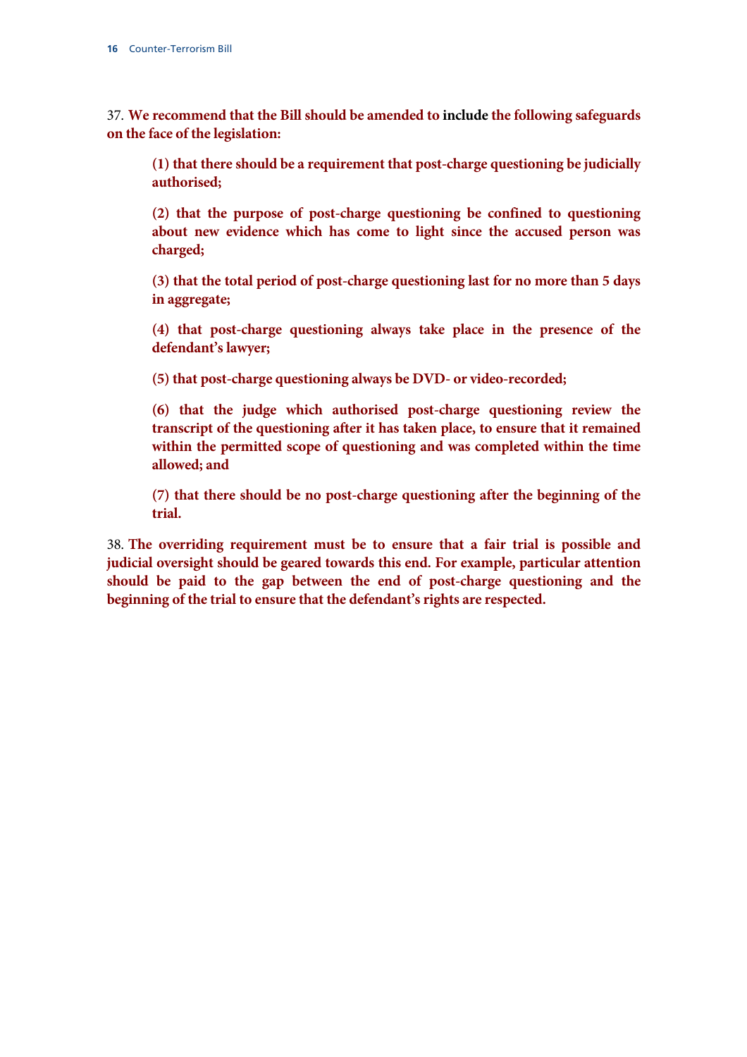37. **We recommend that the Bill should be amended to** include **the following safeguards on the face of the legislation:**

> **(1) that there should be a requirement that post-charge questioning be judicially authorised;**
>
> **(2) that the purpose of post-charge questioning be confined to questioning about new evidence which has come to light since the accused person was charged;**
>
> **(3) that the total period of post-charge questioning last for no more than 5 days in aggregate;**
>
> **(4) that post-charge questioning always take place in the presence of the defendant's lawyer;**
>
> **(5) that post-charge questioning always be DVD- or video-recorded;**
>
> **(6) that the judge which authorised post-charge questioning review the transcript of the questioning after it has taken place, to ensure that it remained within the permitted scope of questioning and was completed within the time allowed; and**
>
> **(7) that there should be no post-charge questioning after the beginning of the trial.**

38. **The overriding requirement must be to ensure that a fair trial is possible and judicial oversight should be geared towards this end. For example, particular attention should be paid to the gap between the end of post-charge questioning and the beginning of the trial to ensure that the defendant's rights are respected.**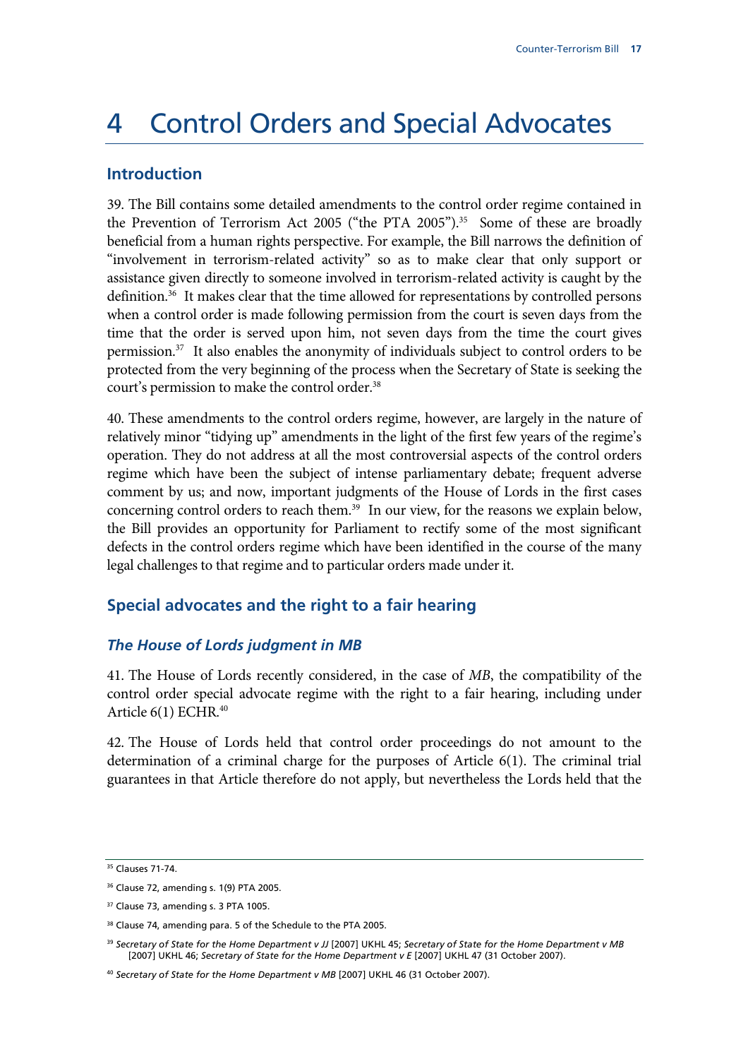# 4 Control Orders and Special Advocates

## Introduction

39. The Bill contains some detailed amendments to the control order regime contained in the Prevention of Terrorism Act 2005 ("the PTA 2005").[35] Some of these are broadly beneficial from a human rights perspective. For example, the Bill narrows the definition of "involvement in terrorism-related activity" so as to make clear that only support or assistance given directly to someone involved in terrorism-related activity is caught by the definition.[36] It makes clear that the time allowed for representations by controlled persons when a control order is made following permission from the court is seven days from the time that the order is served upon him, not seven days from the time the court gives permission.[37] It also enables the anonymity of individuals subject to control orders to be protected from the very beginning of the process when the Secretary of State is seeking the court's permission to make the control order.[38]

40. These amendments to the control orders regime, however, are largely in the nature of relatively minor "tidying up" amendments in the light of the first few years of the regime's operation. They do not address at all the most controversial aspects of the control orders regime which have been the subject of intense parliamentary debate; frequent adverse comment by us; and now, important judgments of the House of Lords in the first cases concerning control orders to reach them.[39] In our view, for the reasons we explain below, the Bill provides an opportunity for Parliament to rectify some of the most significant defects in the control orders regime which have been identified in the course of the many legal challenges to that regime and to particular orders made under it.

## Special advocates and the right to a fair hearing

### *The House of Lords judgment in MB*

41. The House of Lords recently considered, in the case of *MB*, the compatibility of the control order special advocate regime with the right to a fair hearing, including under Article 6(1) ECHR.[40]

42. The House of Lords held that control order proceedings do not amount to the determination of a criminal charge for the purposes of Article 6(1). The criminal trial guarantees in that Article therefore do not apply, but nevertheless the Lords held that the

---

[35] Clauses 71-74.

[36] Clause 72, amending s. 1(9) PTA 2005.

[37] Clause 73, amending s. 3 PTA 1005.

[38] Clause 74, amending para. 5 of the Schedule to the PTA 2005.

[39] *Secretary of State for the Home Department v JJ* [2007] UKHL 45; *Secretary of State for the Home Department v MB* [2007] UKHL 46; *Secretary of State for the Home Department v E* [2007] UKHL 47 (31 October 2007).

[40] *Secretary of State for the Home Department v MB* [2007] UKHL 46 (31 October 2007).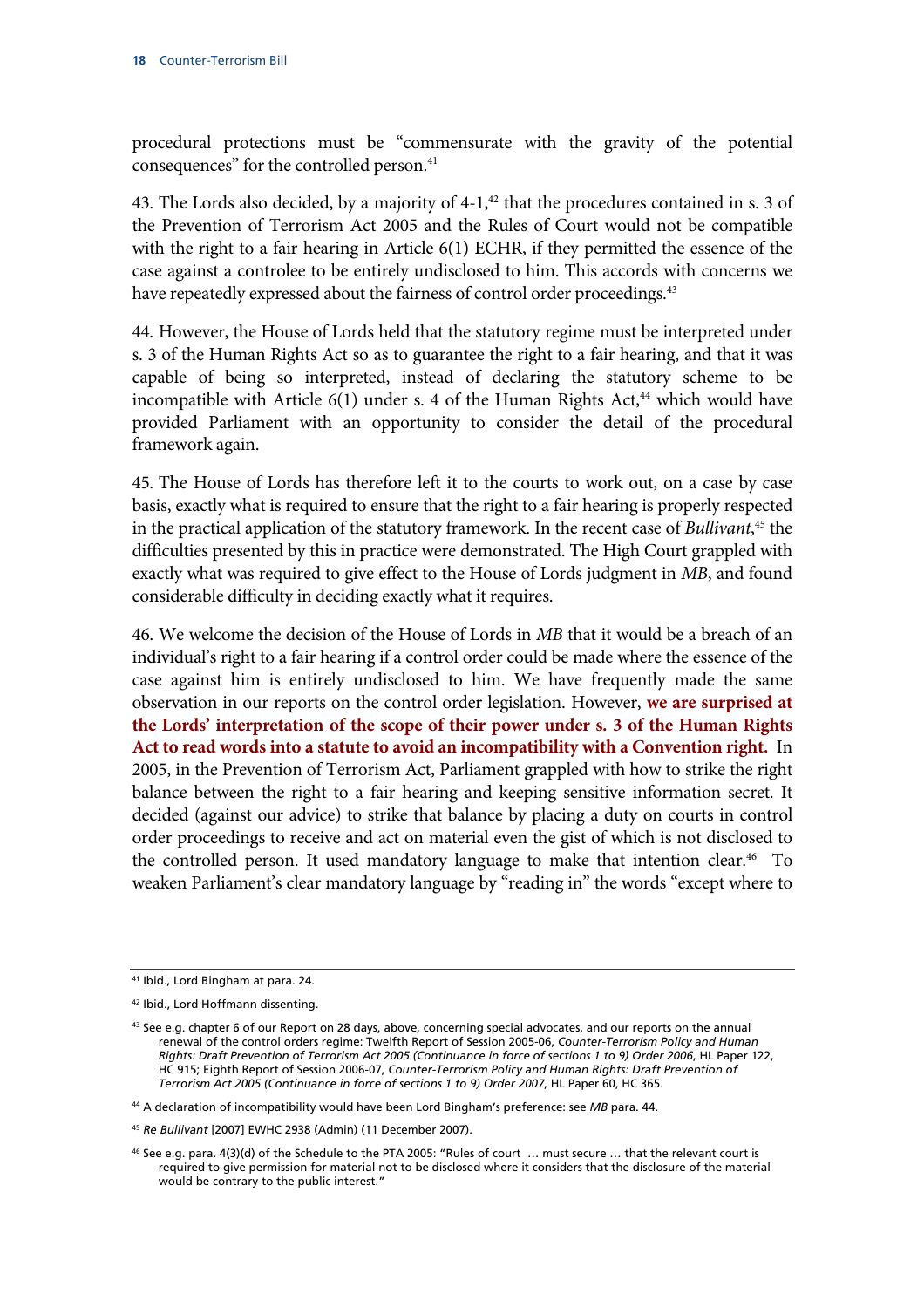procedural protections must be "commensurate with the gravity of the potential consequences" for the controlled person.[41]

43. The Lords also decided, by a majority of 4-1,[42] that the procedures contained in s. 3 of the Prevention of Terrorism Act 2005 and the Rules of Court would not be compatible with the right to a fair hearing in Article 6(1) ECHR, if they permitted the essence of the case against a controlee to be entirely undisclosed to him. This accords with concerns we have repeatedly expressed about the fairness of control order proceedings.[43]

44. However, the House of Lords held that the statutory regime must be interpreted under s. 3 of the Human Rights Act so as to guarantee the right to a fair hearing, and that it was capable of being so interpreted, instead of declaring the statutory scheme to be incompatible with Article 6(1) under s. 4 of the Human Rights Act,[44] which would have provided Parliament with an opportunity to consider the detail of the procedural framework again.

45. The House of Lords has therefore left it to the courts to work out, on a case by case basis, exactly what is required to ensure that the right to a fair hearing is properly respected in the practical application of the statutory framework. In the recent case of *Bullivant*,[45] the difficulties presented by this in practice were demonstrated. The High Court grappled with exactly what was required to give effect to the House of Lords judgment in *MB*, and found considerable difficulty in deciding exactly what it requires.

46. We welcome the decision of the House of Lords in *MB* that it would be a breach of an individual's right to a fair hearing if a control order could be made where the essence of the case against him is entirely undisclosed to him. We have frequently made the same observation in our reports on the control order legislation. However, **we are surprised at the Lords' interpretation of the scope of their power under s. 3 of the Human Rights Act to read words into a statute to avoid an incompatibility with a Convention right.** In 2005, in the Prevention of Terrorism Act, Parliament grappled with how to strike the right balance between the right to a fair hearing and keeping sensitive information secret. It decided (against our advice) to strike that balance by placing a duty on courts in control order proceedings to receive and act on material even the gist of which is not disclosed to the controlled person. It used mandatory language to make that intention clear.[46] To weaken Parliament's clear mandatory language by "reading in" the words "except where to

---

[41] Ibid., Lord Bingham at para. 24.

[42] Ibid., Lord Hoffmann dissenting.

[43] See e.g. chapter 6 of our Report on 28 days, above, concerning special advocates, and our reports on the annual renewal of the control orders regime: Twelfth Report of Session 2005-06, *Counter-Terrorism Policy and Human Rights: Draft Prevention of Terrorism Act 2005 (Continuance in force of sections 1 to 9) Order 2006*, HL Paper 122, HC 915; Eighth Report of Session 2006-07, *Counter-Terrorism Policy and Human Rights: Draft Prevention of Terrorism Act 2005 (Continuance in force of sections 1 to 9) Order 2007*, HL Paper 60, HC 365.

[44] A declaration of incompatibility would have been Lord Bingham's preference: see *MB* para. 44.

[45] *Re Bullivant* [2007] EWHC 2938 (Admin) (11 December 2007).

[46] See e.g. para. 4(3)(d) of the Schedule to the PTA 2005: "Rules of court … must secure … that the relevant court is required to give permission for material not to be disclosed where it considers that the disclosure of the material would be contrary to the public interest."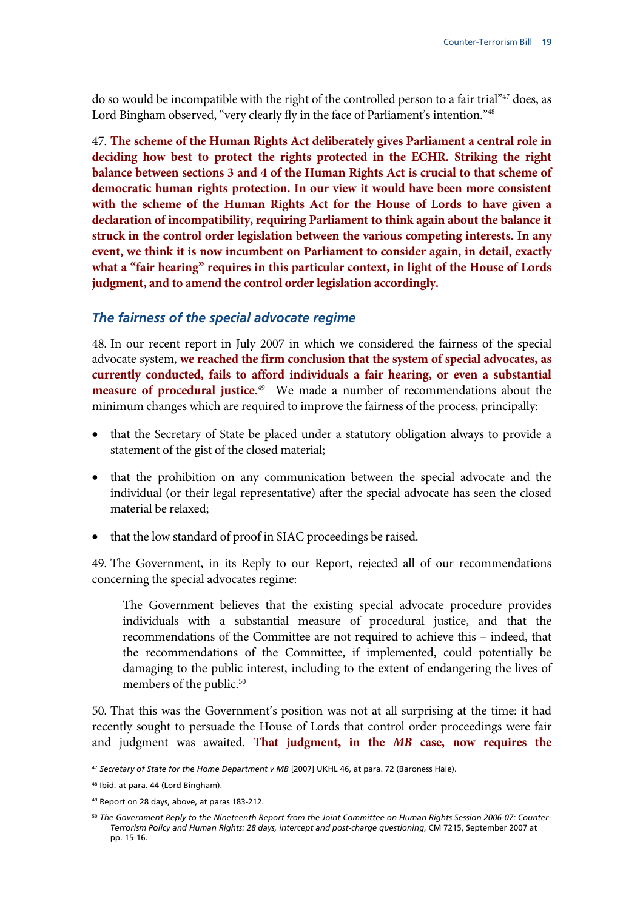do so would be incompatible with the right of the controlled person to a fair trial"[47] does, as Lord Bingham observed, "very clearly fly in the face of Parliament's intention."[48]

47. **The scheme of the Human Rights Act deliberately gives Parliament a central role in deciding how best to protect the rights protected in the ECHR. Striking the right balance between sections 3 and 4 of the Human Rights Act is crucial to that scheme of democratic human rights protection. In our view it would have been more consistent with the scheme of the Human Rights Act for the House of Lords to have given a declaration of incompatibility, requiring Parliament to think again about the balance it struck in the control order legislation between the various competing interests. In any event, we think it is now incumbent on Parliament to consider again, in detail, exactly what a "fair hearing" requires in this particular context, in light of the House of Lords judgment, and to amend the control order legislation accordingly.**

### *The fairness of the special advocate regime*

48. In our recent report in July 2007 in which we considered the fairness of the special advocate system, **we reached the firm conclusion that the system of special advocates, as currently conducted, fails to afford individuals a fair hearing, or even a substantial measure of procedural justice.**[49] We made a number of recommendations about the minimum changes which are required to improve the fairness of the process, principally:

- that the Secretary of State be placed under a statutory obligation always to provide a statement of the gist of the closed material;
- that the prohibition on any communication between the special advocate and the individual (or their legal representative) after the special advocate has seen the closed material be relaxed;
- that the low standard of proof in SIAC proceedings be raised.

49. The Government, in its Reply to our Report, rejected all of our recommendations concerning the special advocates regime:

> The Government believes that the existing special advocate procedure provides individuals with a substantial measure of procedural justice, and that the recommendations of the Committee are not required to achieve this – indeed, that the recommendations of the Committee, if implemented, could potentially be damaging to the public interest, including to the extent of endangering the lives of members of the public.[50]

50. That this was the Government's position was not at all surprising at the time: it had recently sought to persuade the House of Lords that control order proceedings were fair and judgment was awaited. **That judgment, in the *MB* case, now requires the**

---

[47] *Secretary of State for the Home Department v MB* [2007] UKHL 46, at para. 72 (Baroness Hale).

[48] Ibid. at para. 44 (Lord Bingham).

[49] Report on 28 days, above, at paras 183-212.

[50] *The Government Reply to the Nineteenth Report from the Joint Committee on Human Rights Session 2006-07: Counter-Terrorism Policy and Human Rights: 28 days, intercept and post-charge questioning*, CM 7215, September 2007 at pp. 15-16.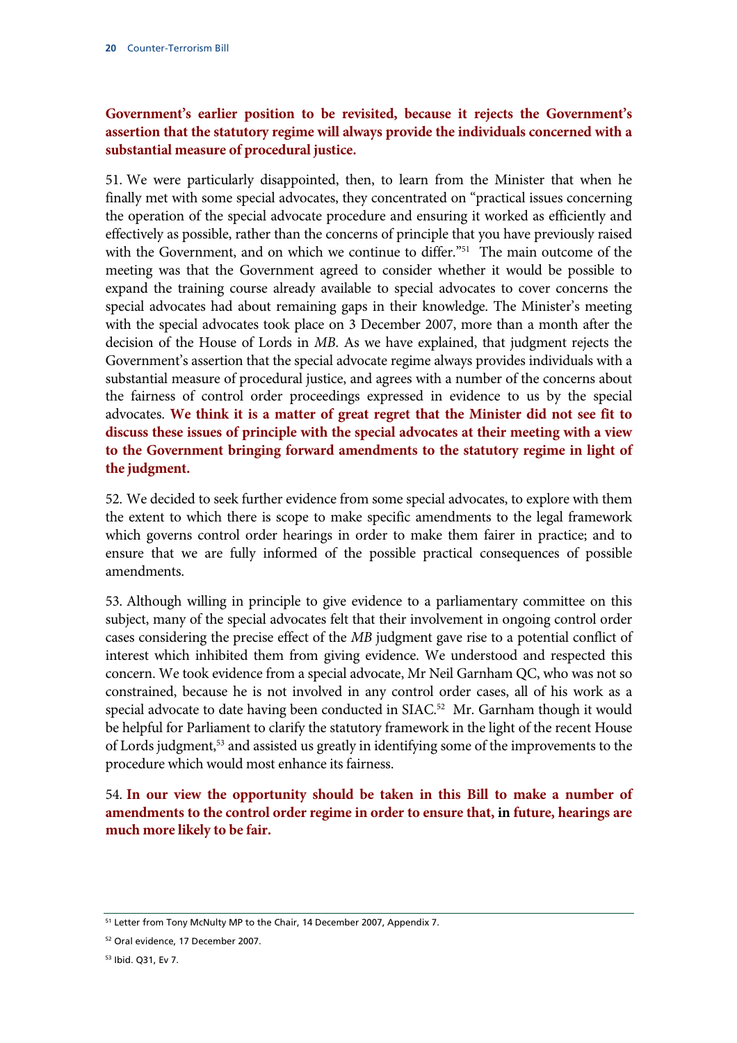**Government's earlier position to be revisited, because it rejects the Government's assertion that the statutory regime will always provide the individuals concerned with a substantial measure of procedural justice.**

51. We were particularly disappointed, then, to learn from the Minister that when he finally met with some special advocates, they concentrated on "practical issues concerning the operation of the special advocate procedure and ensuring it worked as efficiently and effectively as possible, rather than the concerns of principle that you have previously raised with the Government, and on which we continue to differ."[51] The main outcome of the meeting was that the Government agreed to consider whether it would be possible to expand the training course already available to special advocates to cover concerns the special advocates had about remaining gaps in their knowledge. The Minister's meeting with the special advocates took place on 3 December 2007, more than a month after the decision of the House of Lords in *MB*. As we have explained, that judgment rejects the Government's assertion that the special advocate regime always provides individuals with a substantial measure of procedural justice, and agrees with a number of the concerns about the fairness of control order proceedings expressed in evidence to us by the special advocates. **We think it is a matter of great regret that the Minister did not see fit to discuss these issues of principle with the special advocates at their meeting with a view to the Government bringing forward amendments to the statutory regime in light of the judgment.**

52. We decided to seek further evidence from some special advocates, to explore with them the extent to which there is scope to make specific amendments to the legal framework which governs control order hearings in order to make them fairer in practice; and to ensure that we are fully informed of the possible practical consequences of possible amendments.

53. Although willing in principle to give evidence to a parliamentary committee on this subject, many of the special advocates felt that their involvement in ongoing control order cases considering the precise effect of the *MB* judgment gave rise to a potential conflict of interest which inhibited them from giving evidence. We understood and respected this concern. We took evidence from a special advocate, Mr Neil Garnham QC, who was not so constrained, because he is not involved in any control order cases, all of his work as a special advocate to date having been conducted in SIAC.[52] Mr. Garnham though it would be helpful for Parliament to clarify the statutory framework in the light of the recent House of Lords judgment,[53] and assisted us greatly in identifying some of the improvements to the procedure which would most enhance its fairness.

54. **In our view the opportunity should be taken in this Bill to make a number of amendments to the control order regime in order to ensure that, in future, hearings are much more likely to be fair.**

---

[51] Letter from Tony McNulty MP to the Chair, 14 December 2007, Appendix 7.

[52] Oral evidence, 17 December 2007.

[53] Ibid. Q31, Ev 7.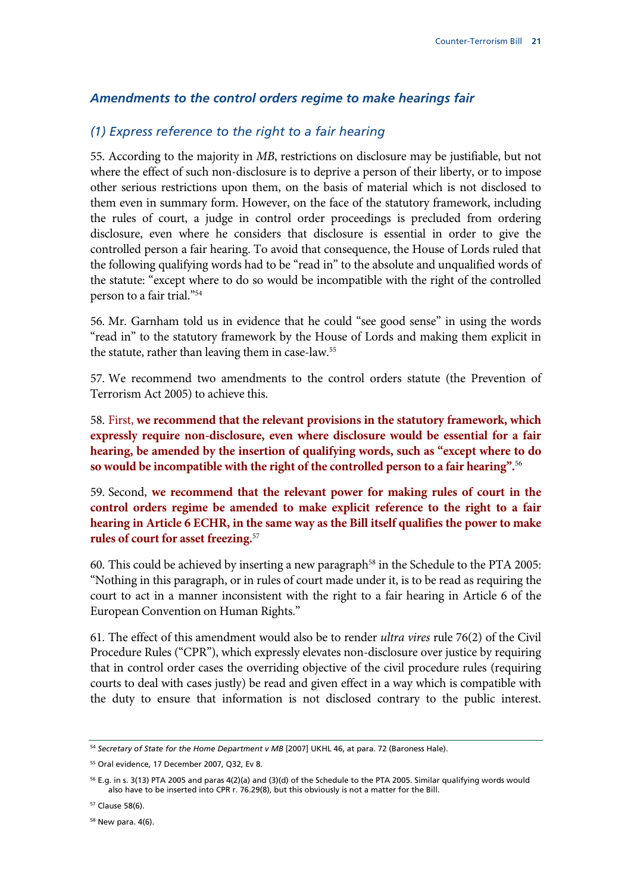### *Amendments to the control orders regime to make hearings fair*

#### *(1) Express reference to the right to a fair hearing*

55. According to the majority in *MB*, restrictions on disclosure may be justifiable, but not where the effect of such non-disclosure is to deprive a person of their liberty, or to impose other serious restrictions upon them, on the basis of material which is not disclosed to them even in summary form. However, on the face of the statutory framework, including the rules of court, a judge in control order proceedings is precluded from ordering disclosure, even where he considers that disclosure is essential in order to give the controlled person a fair hearing. To avoid that consequence, the House of Lords ruled that the following qualifying words had to be "read in" to the absolute and unqualified words of the statute: "except where to do so would be incompatible with the right of the controlled person to a fair trial."[54]

56. Mr. Garnham told us in evidence that he could "see good sense" in using the words "read in" to the statutory framework by the House of Lords and making them explicit in the statute, rather than leaving them in case-law.[55]

57. We recommend two amendments to the control orders statute (the Prevention of Terrorism Act 2005) to achieve this.

58. First, **we recommend that the relevant provisions in the statutory framework, which expressly require non-disclosure, even where disclosure would be essential for a fair hearing, be amended by the insertion of qualifying words, such as "except where to do so would be incompatible with the right of the controlled person to a fair hearing".**[56]

59. Second, **we recommend that the relevant power for making rules of court in the control orders regime be amended to make explicit reference to the right to a fair hearing in Article 6 ECHR, in the same way as the Bill itself qualifies the power to make rules of court for asset freezing.**[57]

60. This could be achieved by inserting a new paragraph[58] in the Schedule to the PTA 2005: "Nothing in this paragraph, or in rules of court made under it, is to be read as requiring the court to act in a manner inconsistent with the right to a fair hearing in Article 6 of the European Convention on Human Rights."

61. The effect of this amendment would also be to render *ultra vires* rule 76(2) of the Civil Procedure Rules ("CPR"), which expressly elevates non-disclosure over justice by requiring that in control order cases the overriding objective of the civil procedure rules (requiring courts to deal with cases justly) be read and given effect in a way which is compatible with the duty to ensure that information is not disclosed contrary to the public interest.

---

[54] *Secretary of State for the Home Department v MB* [2007] UKHL 46, at para. 72 (Baroness Hale).

[55] Oral evidence, 17 December 2007, Q32, Ev 8.

[56] E.g. in s. 3(13) PTA 2005 and paras 4(2)(a) and (3)(d) of the Schedule to the PTA 2005. Similar qualifying words would also have to be inserted into CPR r. 76.29(8), but this obviously is not a matter for the Bill.

[57] Clause 58(6).

[58] New para. 4(6).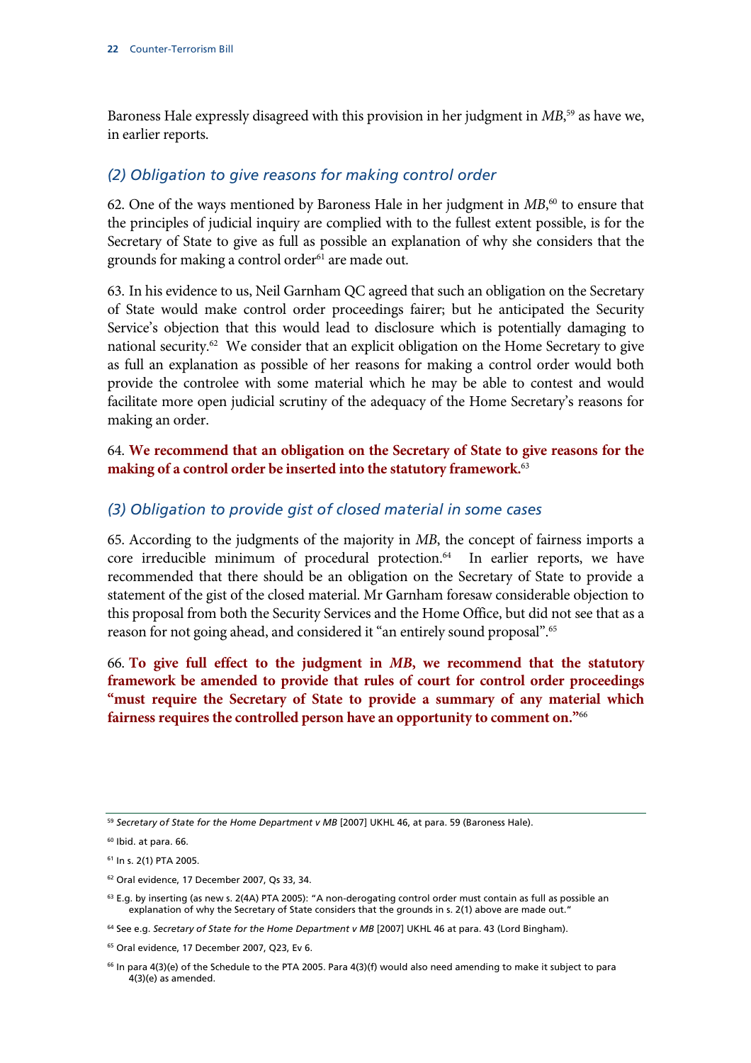Baroness Hale expressly disagreed with this provision in her judgment in *MB*,[59] as have we, in earlier reports.

### *(2) Obligation to give reasons for making control order*

62. One of the ways mentioned by Baroness Hale in her judgment in *MB*,[60] to ensure that the principles of judicial inquiry are complied with to the fullest extent possible, is for the Secretary of State to give as full as possible an explanation of why she considers that the grounds for making a control order[61] are made out.

63. In his evidence to us, Neil Garnham QC agreed that such an obligation on the Secretary of State would make control order proceedings fairer; but he anticipated the Security Service's objection that this would lead to disclosure which is potentially damaging to national security.[62] We consider that an explicit obligation on the Home Secretary to give as full an explanation as possible of her reasons for making a control order would both provide the controlee with some material which he may be able to contest and would facilitate more open judicial scrutiny of the adequacy of the Home Secretary's reasons for making an order.

64. **We recommend that an obligation on the Secretary of State to give reasons for the making of a control order be inserted into the statutory framework.**[63]

### *(3) Obligation to provide gist of closed material in some cases*

65. According to the judgments of the majority in *MB*, the concept of fairness imports a core irreducible minimum of procedural protection.[64] In earlier reports, we have recommended that there should be an obligation on the Secretary of State to provide a statement of the gist of the closed material. Mr Garnham foresaw considerable objection to this proposal from both the Security Services and the Home Office, but did not see that as a reason for not going ahead, and considered it "an entirely sound proposal".[65]

66. **To give full effect to the judgment in *MB*, we recommend that the statutory framework be amended to provide that rules of court for control order proceedings "must require the Secretary of State to provide a summary of any material which fairness requires the controlled person have an opportunity to comment on."**[66]

---

[59] *Secretary of State for the Home Department v MB* [2007] UKHL 46, at para. 59 (Baroness Hale).

[60] Ibid. at para. 66.

[61] In s. 2(1) PTA 2005.

[62] Oral evidence, 17 December 2007, Qs 33, 34.

[63] E.g. by inserting (as new s. 2(4A) PTA 2005): "A non-derogating control order must contain as full as possible an explanation of why the Secretary of State considers that the grounds in s. 2(1) above are made out."

[64] See e.g. *Secretary of State for the Home Department v MB* [2007] UKHL 46 at para. 43 (Lord Bingham).

[65] Oral evidence, 17 December 2007, Q23, Ev 6.

[66] In para 4(3)(e) of the Schedule to the PTA 2005. Para 4(3)(f) would also need amending to make it subject to para 4(3)(e) as amended.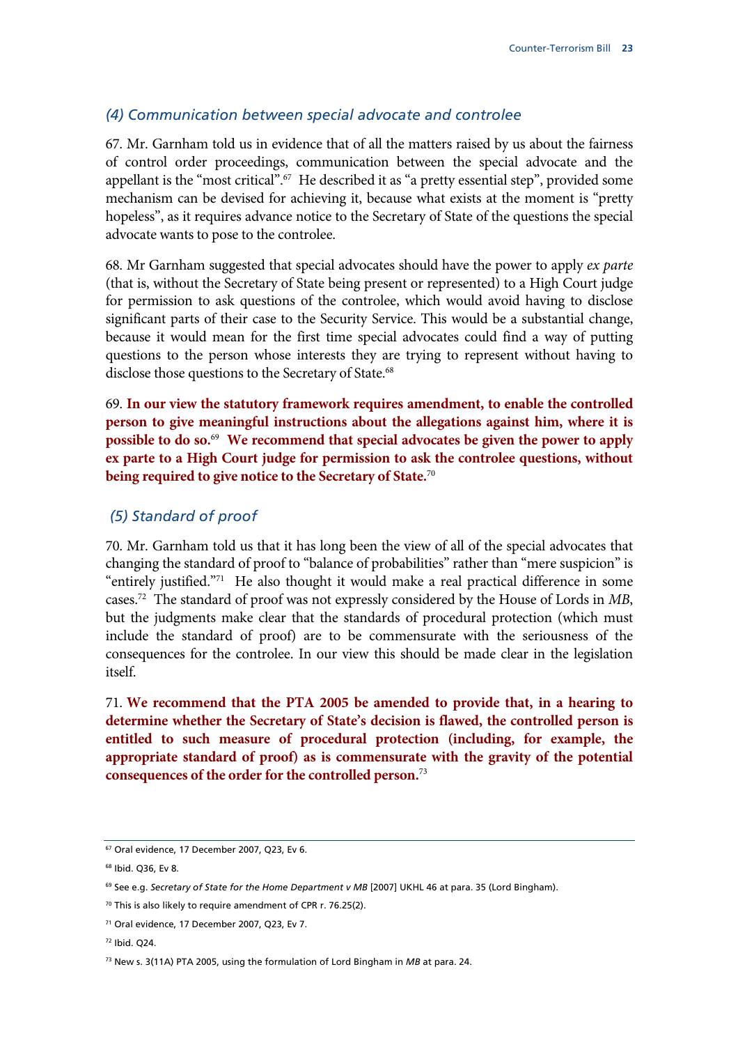### *(4) Communication between special advocate and controlee*

67. Mr. Garnham told us in evidence that of all the matters raised by us about the fairness of control order proceedings, communication between the special advocate and the appellant is the "most critical".[67] He described it as "a pretty essential step", provided some mechanism can be devised for achieving it, because what exists at the moment is "pretty hopeless", as it requires advance notice to the Secretary of State of the questions the special advocate wants to pose to the controlee.

68. Mr Garnham suggested that special advocates should have the power to apply *ex parte* (that is, without the Secretary of State being present or represented) to a High Court judge for permission to ask questions of the controlee, which would avoid having to disclose significant parts of their case to the Security Service. This would be a substantial change, because it would mean for the first time special advocates could find a way of putting questions to the person whose interests they are trying to represent without having to disclose those questions to the Secretary of State.[68]

69. **In our view the statutory framework requires amendment, to enable the controlled person to give meaningful instructions about the allegations against him, where it is possible to do so.**[69] **We recommend that special advocates be given the power to apply ex parte to a High Court judge for permission to ask the controlee questions, without being required to give notice to the Secretary of State.**[70]

### *(5) Standard of proof*

70. Mr. Garnham told us that it has long been the view of all of the special advocates that changing the standard of proof to "balance of probabilities" rather than "mere suspicion" is "entirely justified."[71] He also thought it would make a real practical difference in some cases.[72] The standard of proof was not expressly considered by the House of Lords in *MB*, but the judgments make clear that the standards of procedural protection (which must include the standard of proof) are to be commensurate with the seriousness of the consequences for the controlee. In our view this should be made clear in the legislation itself.

71. **We recommend that the PTA 2005 be amended to provide that, in a hearing to determine whether the Secretary of State's decision is flawed, the controlled person is entitled to such measure of procedural protection (including, for example, the appropriate standard of proof) as is commensurate with the gravity of the potential consequences of the order for the controlled person.**[73]

---

[67] Oral evidence, 17 December 2007, Q23, Ev 6.

[68] Ibid. Q36, Ev 8.

[69] See e.g. *Secretary of State for the Home Department v MB* [2007] UKHL 46 at para. 35 (Lord Bingham).

[70] This is also likely to require amendment of CPR r. 76.25(2).

[71] Oral evidence, 17 December 2007, Q23, Ev 7.

[72] Ibid. Q24.

[73] New s. 3(11A) PTA 2005, using the formulation of Lord Bingham in *MB* at para. 24.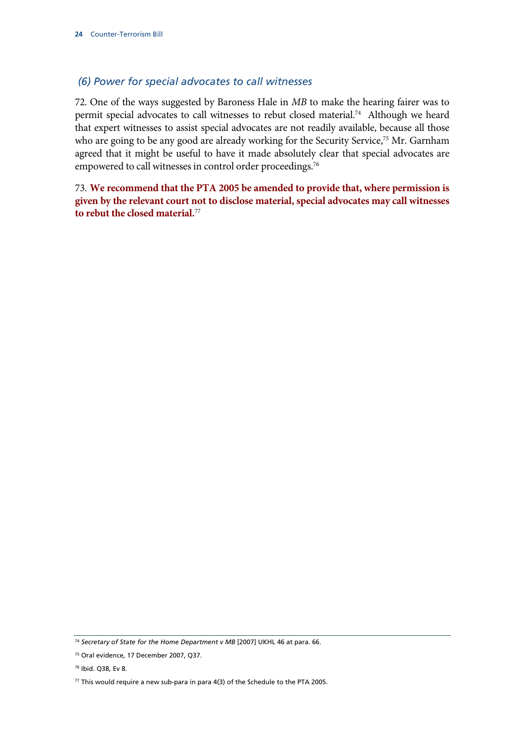### *(6) Power for special advocates to call witnesses*

72. One of the ways suggested by Baroness Hale in *MB* to make the hearing fairer was to permit special advocates to call witnesses to rebut closed material.[74] Although we heard that expert witnesses to assist special advocates are not readily available, because all those who are going to be any good are already working for the Security Service,[75] Mr. Garnham agreed that it might be useful to have it made absolutely clear that special advocates are empowered to call witnesses in control order proceedings.[76]

73. **We recommend that the PTA 2005 be amended to provide that, where permission is given by the relevant court not to disclose material, special advocates may call witnesses to rebut the closed material.**[77]

---

[74] *Secretary of State for the Home Department v MB* [2007] UKHL 46 at para. 66.

[75] Oral evidence, 17 December 2007, Q37.

[76] Ibid. Q38, Ev 8.

[77] This would require a new sub-para in para 4(3) of the Schedule to the PTA 2005.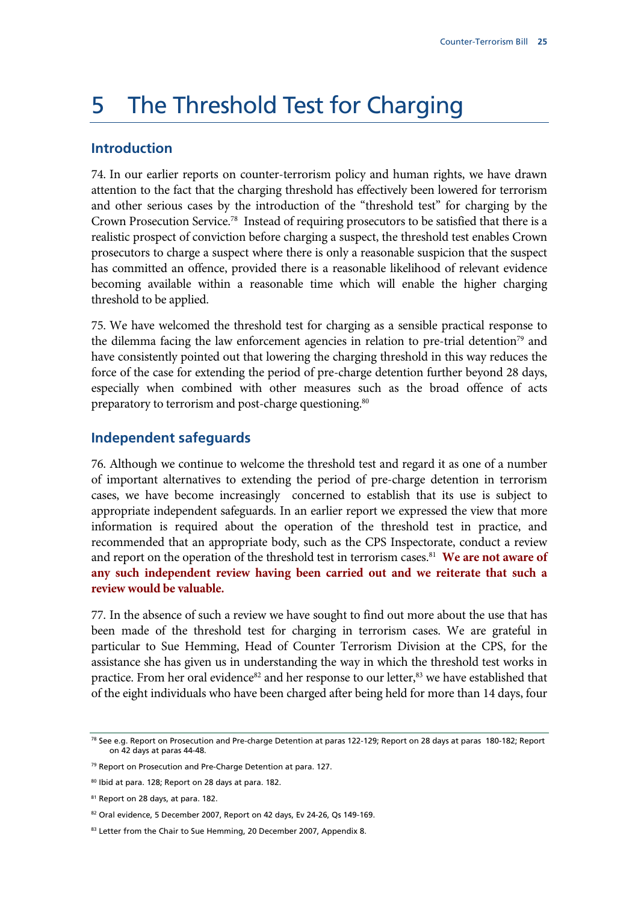# 5 The Threshold Test for Charging

## Introduction

74. In our earlier reports on counter-terrorism policy and human rights, we have drawn attention to the fact that the charging threshold has effectively been lowered for terrorism and other serious cases by the introduction of the "threshold test" for charging by the Crown Prosecution Service.[78] Instead of requiring prosecutors to be satisfied that there is a realistic prospect of conviction before charging a suspect, the threshold test enables Crown prosecutors to charge a suspect where there is only a reasonable suspicion that the suspect has committed an offence, provided there is a reasonable likelihood of relevant evidence becoming available within a reasonable time which will enable the higher charging threshold to be applied.

75. We have welcomed the threshold test for charging as a sensible practical response to the dilemma facing the law enforcement agencies in relation to pre-trial detention[79] and have consistently pointed out that lowering the charging threshold in this way reduces the force of the case for extending the period of pre-charge detention further beyond 28 days, especially when combined with other measures such as the broad offence of acts preparatory to terrorism and post-charge questioning.[80]

## Independent safeguards

76. Although we continue to welcome the threshold test and regard it as one of a number of important alternatives to extending the period of pre-charge detention in terrorism cases, we have become increasingly concerned to establish that its use is subject to appropriate independent safeguards. In an earlier report we expressed the view that more information is required about the operation of the threshold test in practice, and recommended that an appropriate body, such as the CPS Inspectorate, conduct a review and report on the operation of the threshold test in terrorism cases.[81] **We are not aware of any such independent review having been carried out and we reiterate that such a review would be valuable.**

77. In the absence of such a review we have sought to find out more about the use that has been made of the threshold test for charging in terrorism cases. We are grateful in particular to Sue Hemming, Head of Counter Terrorism Division at the CPS, for the assistance she has given us in understanding the way in which the threshold test works in practice. From her oral evidence[82] and her response to our letter,[83] we have established that of the eight individuals who have been charged after being held for more than 14 days, four

---

[78] See e.g. Report on Prosecution and Pre-charge Detention at paras 122-129; Report on 28 days at paras 180-182; Report on 42 days at paras 44-48.

[79] Report on Prosecution and Pre-Charge Detention at para. 127.

[80] Ibid at para. 128; Report on 28 days at para. 182.

[81] Report on 28 days, at para. 182.

[82] Oral evidence, 5 December 2007, Report on 42 days, Ev 24-26, Qs 149-169.

[83] Letter from the Chair to Sue Hemming, 20 December 2007, Appendix 8.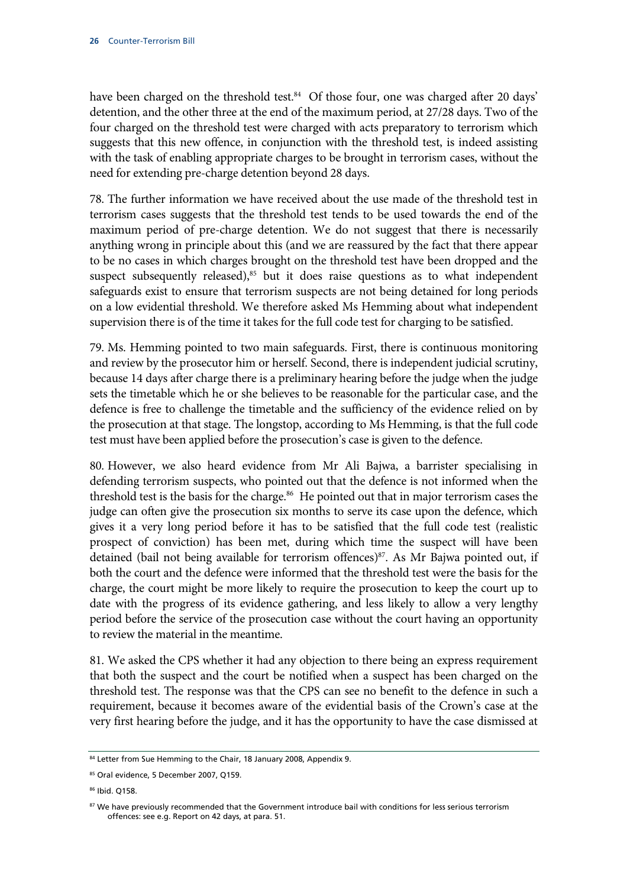have been charged on the threshold test.[84] Of those four, one was charged after 20 days' detention, and the other three at the end of the maximum period, at 27/28 days. Two of the four charged on the threshold test were charged with acts preparatory to terrorism which suggests that this new offence, in conjunction with the threshold test, is indeed assisting with the task of enabling appropriate charges to be brought in terrorism cases, without the need for extending pre-charge detention beyond 28 days.

78. The further information we have received about the use made of the threshold test in terrorism cases suggests that the threshold test tends to be used towards the end of the maximum period of pre-charge detention. We do not suggest that there is necessarily anything wrong in principle about this (and we are reassured by the fact that there appear to be no cases in which charges brought on the threshold test have been dropped and the suspect subsequently released),[85] but it does raise questions as to what independent safeguards exist to ensure that terrorism suspects are not being detained for long periods on a low evidential threshold. We therefore asked Ms Hemming about what independent supervision there is of the time it takes for the full code test for charging to be satisfied.

79. Ms. Hemming pointed to two main safeguards. First, there is continuous monitoring and review by the prosecutor him or herself. Second, there is independent judicial scrutiny, because 14 days after charge there is a preliminary hearing before the judge when the judge sets the timetable which he or she believes to be reasonable for the particular case, and the defence is free to challenge the timetable and the sufficiency of the evidence relied on by the prosecution at that stage. The longstop, according to Ms Hemming, is that the full code test must have been applied before the prosecution's case is given to the defence.

80. However, we also heard evidence from Mr Ali Bajwa, a barrister specialising in defending terrorism suspects, who pointed out that the defence is not informed when the threshold test is the basis for the charge.[86] He pointed out that in major terrorism cases the judge can often give the prosecution six months to serve its case upon the defence, which gives it a very long period before it has to be satisfied that the full code test (realistic prospect of conviction) has been met, during which time the suspect will have been detained (bail not being available for terrorism offences)[87]. As Mr Bajwa pointed out, if both the court and the defence were informed that the threshold test were the basis for the charge, the court might be more likely to require the prosecution to keep the court up to date with the progress of its evidence gathering, and less likely to allow a very lengthy period before the service of the prosecution case without the court having an opportunity to review the material in the meantime.

81. We asked the CPS whether it had any objection to there being an express requirement that both the suspect and the court be notified when a suspect has been charged on the threshold test. The response was that the CPS can see no benefit to the defence in such a requirement, because it becomes aware of the evidential basis of the Crown's case at the very first hearing before the judge, and it has the opportunity to have the case dismissed at

[84] Letter from Sue Hemming to the Chair, 18 January 2008, Appendix 9.

[85] Oral evidence, 5 December 2007, Q159.

[86] Ibid. Q158.

[87] We have previously recommended that the Government introduce bail with conditions for less serious terrorism offences: see e.g. Report on 42 days, at para. 51.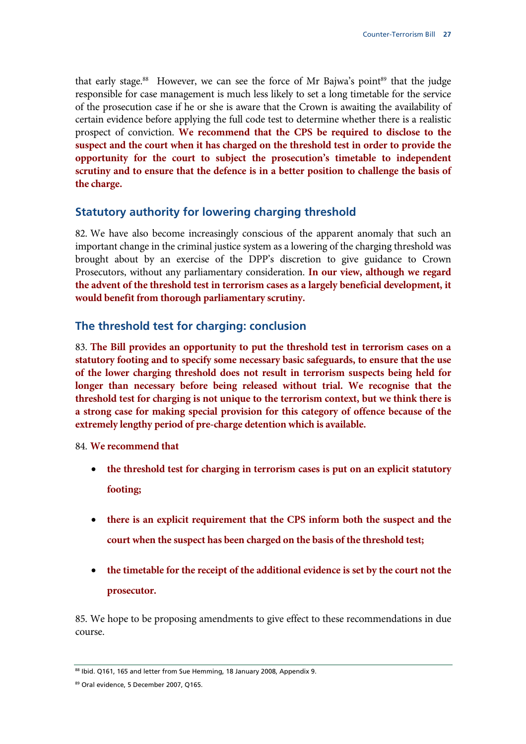that early stage.[88] However, we can see the force of Mr Bajwa's point[89] that the judge responsible for case management is much less likely to set a long timetable for the service of the prosecution case if he or she is aware that the Crown is awaiting the availability of certain evidence before applying the full code test to determine whether there is a realistic prospect of conviction. **We recommend that the CPS be required to disclose to the suspect and the court when it has charged on the threshold test in order to provide the opportunity for the court to subject the prosecution's timetable to independent scrutiny and to ensure that the defence is in a better position to challenge the basis of the charge.**

## Statutory authority for lowering charging threshold

82. We have also become increasingly conscious of the apparent anomaly that such an important change in the criminal justice system as a lowering of the charging threshold was brought about by an exercise of the DPP's discretion to give guidance to Crown Prosecutors, without any parliamentary consideration. **In our view, although we regard the advent of the threshold test in terrorism cases as a largely beneficial development, it would benefit from thorough parliamentary scrutiny.**

## The threshold test for charging: conclusion

83. **The Bill provides an opportunity to put the threshold test in terrorism cases on a statutory footing and to specify some necessary basic safeguards, to ensure that the use of the lower charging threshold does not result in terrorism suspects being held for longer than necessary before being released without trial. We recognise that the threshold test for charging is not unique to the terrorism context, but we think there is a strong case for making special provision for this category of offence because of the extremely lengthy period of pre-charge detention which is available.**

84. **We recommend that**

- **the threshold test for charging in terrorism cases is put on an explicit statutory footing;**
- **there is an explicit requirement that the CPS inform both the suspect and the court when the suspect has been charged on the basis of the threshold test;**
- **the timetable for the receipt of the additional evidence is set by the court not the prosecutor.**

85. We hope to be proposing amendments to give effect to these recommendations in due course.

---

[88] Ibid. Q161, 165 and letter from Sue Hemming, 18 January 2008, Appendix 9.

[89] Oral evidence, 5 December 2007, Q165.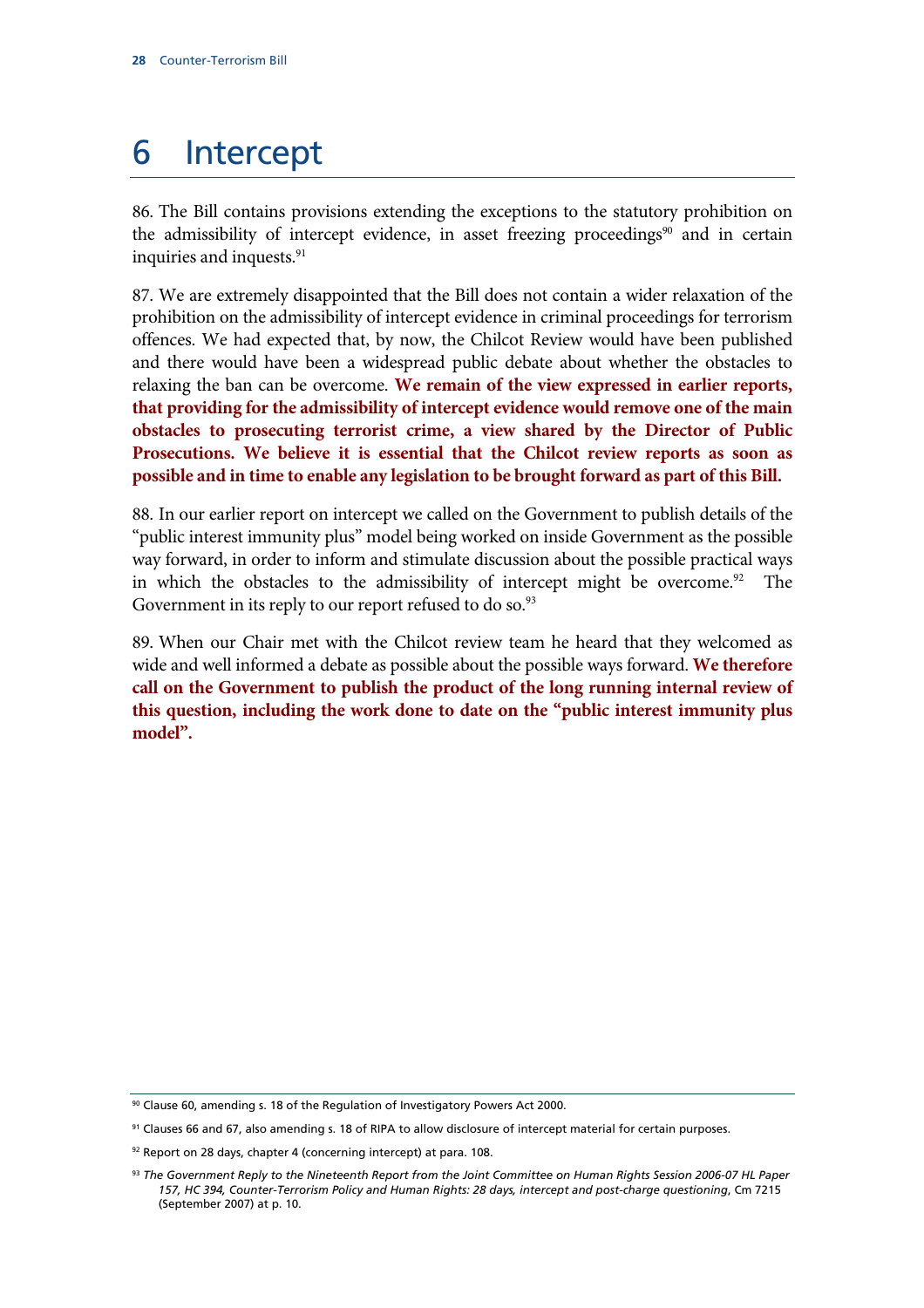# 6 Intercept

86. The Bill contains provisions extending the exceptions to the statutory prohibition on the admissibility of intercept evidence, in asset freezing proceedings[90] and in certain inquiries and inquests.[91]

87. We are extremely disappointed that the Bill does not contain a wider relaxation of the prohibition on the admissibility of intercept evidence in criminal proceedings for terrorism offences. We had expected that, by now, the Chilcot Review would have been published and there would have been a widespread public debate about whether the obstacles to relaxing the ban can be overcome. **We remain of the view expressed in earlier reports, that providing for the admissibility of intercept evidence would remove one of the main obstacles to prosecuting terrorist crime, a view shared by the Director of Public Prosecutions. We believe it is essential that the Chilcot review reports as soon as possible and in time to enable any legislation to be brought forward as part of this Bill.**

88. In our earlier report on intercept we called on the Government to publish details of the "public interest immunity plus" model being worked on inside Government as the possible way forward, in order to inform and stimulate discussion about the possible practical ways in which the obstacles to the admissibility of intercept might be overcome.[92] The Government in its reply to our report refused to do so.[93]

89. When our Chair met with the Chilcot review team he heard that they welcomed as wide and well informed a debate as possible about the possible ways forward. **We therefore call on the Government to publish the product of the long running internal review of this question, including the work done to date on the "public interest immunity plus model".**

---

[90] Clause 60, amending s. 18 of the Regulation of Investigatory Powers Act 2000.

[91] Clauses 66 and 67, also amending s. 18 of RIPA to allow disclosure of intercept material for certain purposes.

[92] Report on 28 days, chapter 4 (concerning intercept) at para. 108.

[93] *The Government Reply to the Nineteenth Report from the Joint Committee on Human Rights Session 2006-07 HL Paper 157, HC 394, Counter-Terrorism Policy and Human Rights: 28 days, intercept and post-charge questioning*, Cm 7215 (September 2007) at p. 10.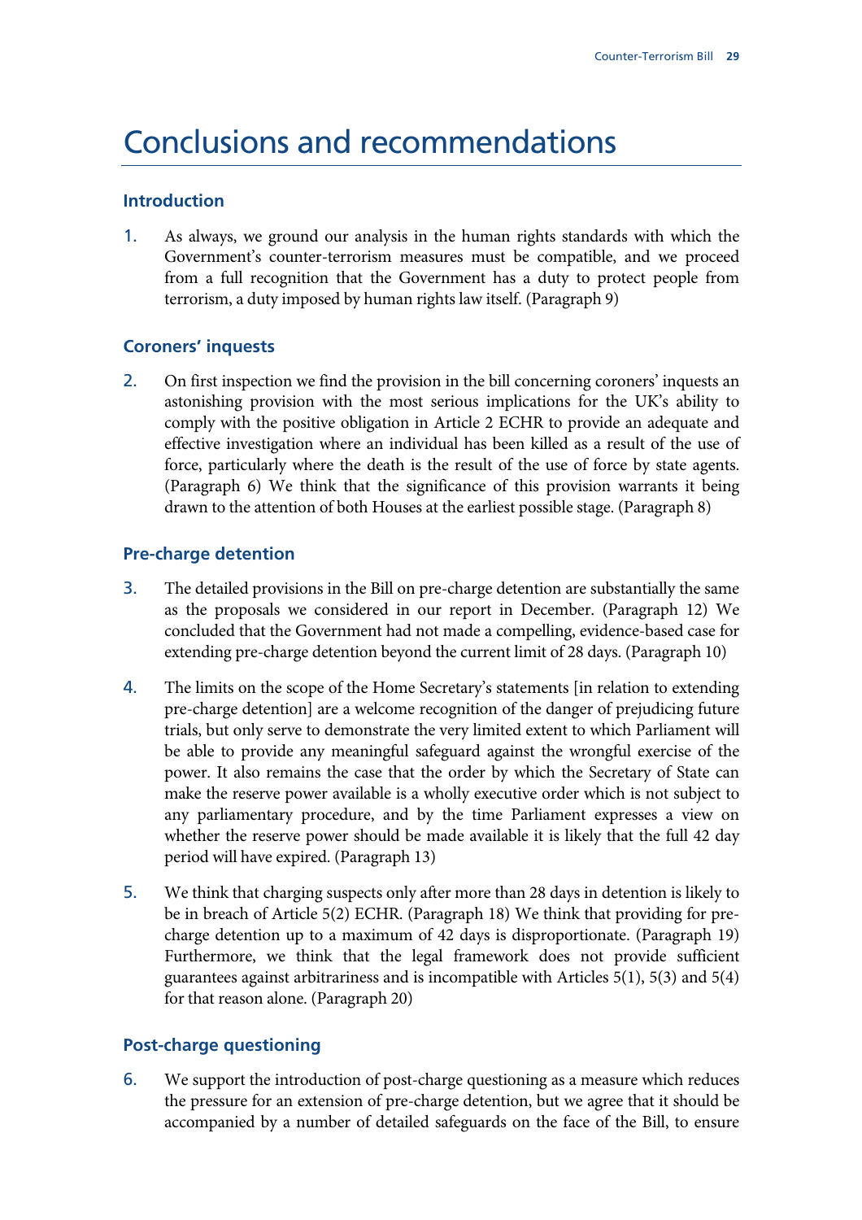# Conclusions and recommendations

## Introduction

1. As always, we ground our analysis in the human rights standards with which the Government's counter-terrorism measures must be compatible, and we proceed from a full recognition that the Government has a duty to protect people from terrorism, a duty imposed by human rights law itself. (Paragraph 9)

## Coroners' inquests

2. On first inspection we find the provision in the bill concerning coroners' inquests an astonishing provision with the most serious implications for the UK's ability to comply with the positive obligation in Article 2 ECHR to provide an adequate and effective investigation where an individual has been killed as a result of the use of force, particularly where the death is the result of the use of force by state agents. (Paragraph 6) We think that the significance of this provision warrants it being drawn to the attention of both Houses at the earliest possible stage. (Paragraph 8)

## Pre-charge detention

3. The detailed provisions in the Bill on pre-charge detention are substantially the same as the proposals we considered in our report in December. (Paragraph 12) We concluded that the Government had not made a compelling, evidence-based case for extending pre-charge detention beyond the current limit of 28 days. (Paragraph 10)

4. The limits on the scope of the Home Secretary's statements [in relation to extending pre-charge detention] are a welcome recognition of the danger of prejudicing future trials, but only serve to demonstrate the very limited extent to which Parliament will be able to provide any meaningful safeguard against the wrongful exercise of the power. It also remains the case that the order by which the Secretary of State can make the reserve power available is a wholly executive order which is not subject to any parliamentary procedure, and by the time Parliament expresses a view on whether the reserve power should be made available it is likely that the full 42 day period will have expired. (Paragraph 13)

5. We think that charging suspects only after more than 28 days in detention is likely to be in breach of Article 5(2) ECHR. (Paragraph 18) We think that providing for pre-charge detention up to a maximum of 42 days is disproportionate. (Paragraph 19) Furthermore, we think that the legal framework does not provide sufficient guarantees against arbitrariness and is incompatible with Articles 5(1), 5(3) and 5(4) for that reason alone. (Paragraph 20)

## Post-charge questioning

6. We support the introduction of post-charge questioning as a measure which reduces the pressure for an extension of pre-charge detention, but we agree that it should be accompanied by a number of detailed safeguards on the face of the Bill, to ensure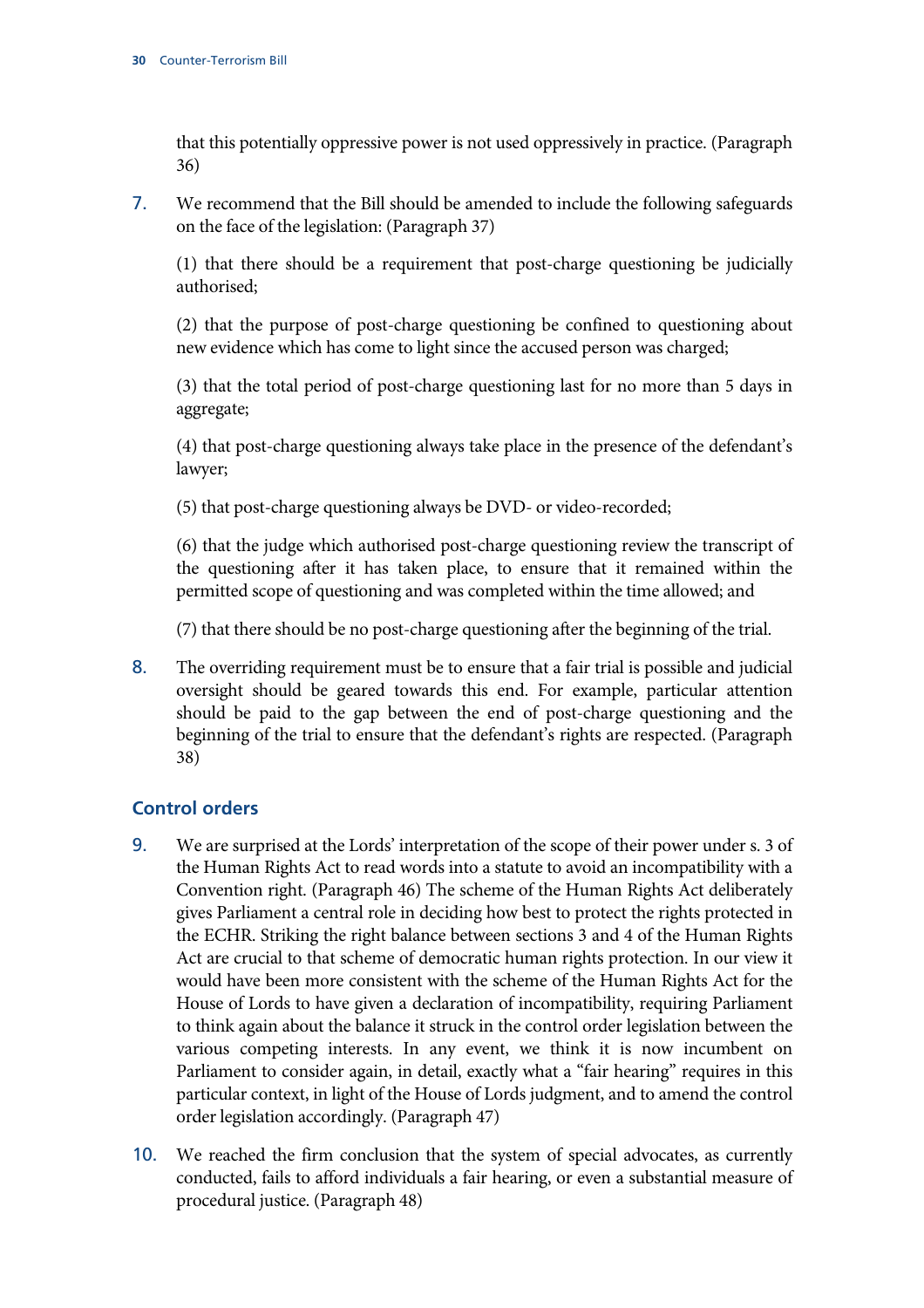that this potentially oppressive power is not used oppressively in practice. (Paragraph 36)

7. We recommend that the Bill should be amended to include the following safeguards on the face of the legislation: (Paragraph 37)

   (1) that there should be a requirement that post-charge questioning be judicially authorised;

   (2) that the purpose of post-charge questioning be confined to questioning about new evidence which has come to light since the accused person was charged;

   (3) that the total period of post-charge questioning last for no more than 5 days in aggregate;

   (4) that post-charge questioning always take place in the presence of the defendant's lawyer;

   (5) that post-charge questioning always be DVD- or video-recorded;

   (6) that the judge which authorised post-charge questioning review the transcript of the questioning after it has taken place, to ensure that it remained within the permitted scope of questioning and was completed within the time allowed; and

   (7) that there should be no post-charge questioning after the beginning of the trial.

8. The overriding requirement must be to ensure that a fair trial is possible and judicial oversight should be geared towards this end. For example, particular attention should be paid to the gap between the end of post-charge questioning and the beginning of the trial to ensure that the defendant's rights are respected. (Paragraph 38)

## Control orders

9. We are surprised at the Lords' interpretation of the scope of their power under s. 3 of the Human Rights Act to read words into a statute to avoid an incompatibility with a Convention right. (Paragraph 46) The scheme of the Human Rights Act deliberately gives Parliament a central role in deciding how best to protect the rights protected in the ECHR. Striking the right balance between sections 3 and 4 of the Human Rights Act are crucial to that scheme of democratic human rights protection. In our view it would have been more consistent with the scheme of the Human Rights Act for the House of Lords to have given a declaration of incompatibility, requiring Parliament to think again about the balance it struck in the control order legislation between the various competing interests. In any event, we think it is now incumbent on Parliament to consider again, in detail, exactly what a "fair hearing" requires in this particular context, in light of the House of Lords judgment, and to amend the control order legislation accordingly. (Paragraph 47)

10. We reached the firm conclusion that the system of special advocates, as currently conducted, fails to afford individuals a fair hearing, or even a substantial measure of procedural justice. (Paragraph 48)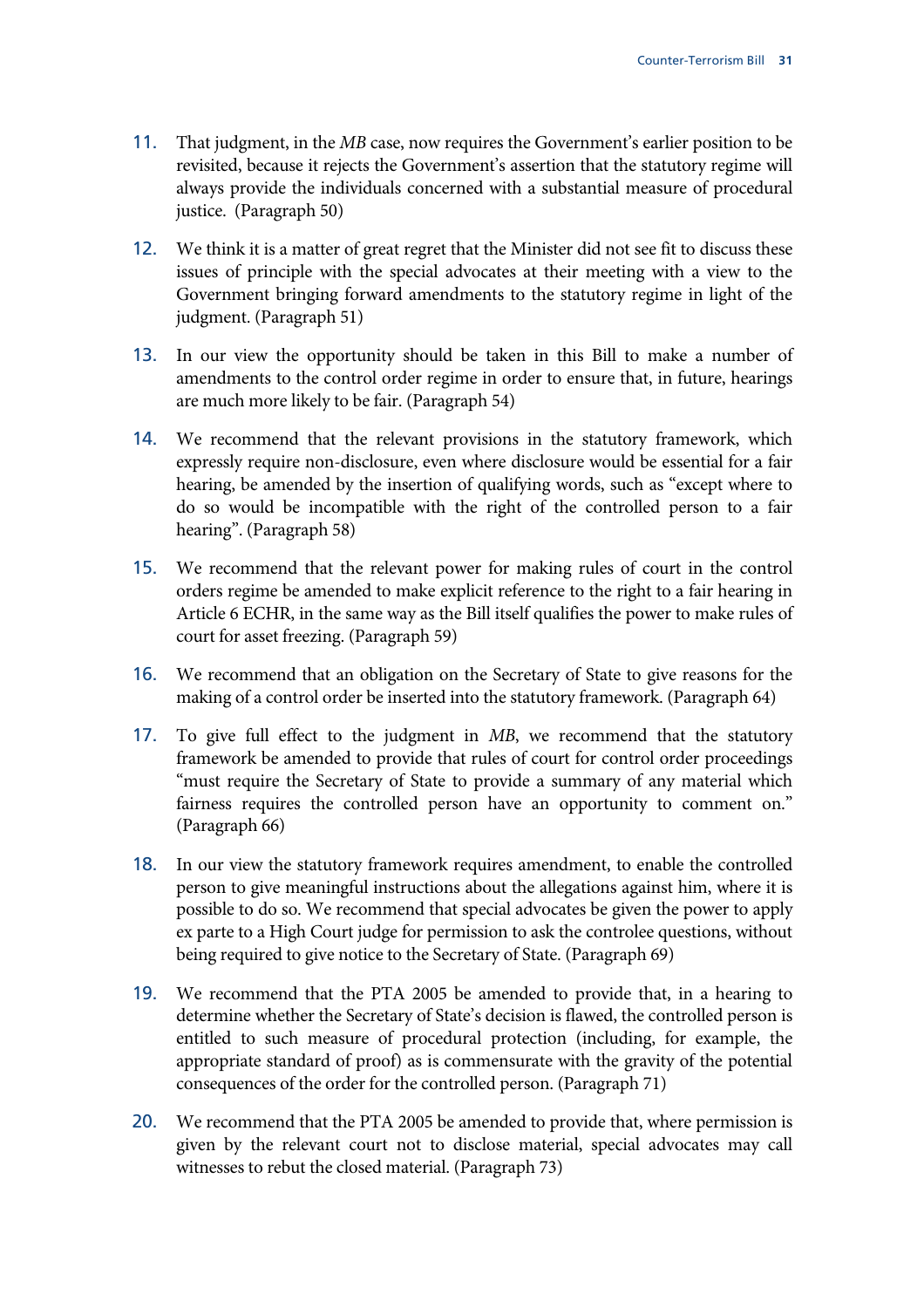11. That judgment, in the *MB* case, now requires the Government's earlier position to be revisited, because it rejects the Government's assertion that the statutory regime will always provide the individuals concerned with a substantial measure of procedural justice. (Paragraph 50)

12. We think it is a matter of great regret that the Minister did not see fit to discuss these issues of principle with the special advocates at their meeting with a view to the Government bringing forward amendments to the statutory regime in light of the judgment. (Paragraph 51)

13. In our view the opportunity should be taken in this Bill to make a number of amendments to the control order regime in order to ensure that, in future, hearings are much more likely to be fair. (Paragraph 54)

14. We recommend that the relevant provisions in the statutory framework, which expressly require non-disclosure, even where disclosure would be essential for a fair hearing, be amended by the insertion of qualifying words, such as "except where to do so would be incompatible with the right of the controlled person to a fair hearing". (Paragraph 58)

15. We recommend that the relevant power for making rules of court in the control orders regime be amended to make explicit reference to the right to a fair hearing in Article 6 ECHR, in the same way as the Bill itself qualifies the power to make rules of court for asset freezing. (Paragraph 59)

16. We recommend that an obligation on the Secretary of State to give reasons for the making of a control order be inserted into the statutory framework. (Paragraph 64)

17. To give full effect to the judgment in *MB*, we recommend that the statutory framework be amended to provide that rules of court for control order proceedings "must require the Secretary of State to provide a summary of any material which fairness requires the controlled person have an opportunity to comment on." (Paragraph 66)

18. In our view the statutory framework requires amendment, to enable the controlled person to give meaningful instructions about the allegations against him, where it is possible to do so. We recommend that special advocates be given the power to apply ex parte to a High Court judge for permission to ask the controlee questions, without being required to give notice to the Secretary of State. (Paragraph 69)

19. We recommend that the PTA 2005 be amended to provide that, in a hearing to determine whether the Secretary of State's decision is flawed, the controlled person is entitled to such measure of procedural protection (including, for example, the appropriate standard of proof) as is commensurate with the gravity of the potential consequences of the order for the controlled person. (Paragraph 71)

20. We recommend that the PTA 2005 be amended to provide that, where permission is given by the relevant court not to disclose material, special advocates may call witnesses to rebut the closed material. (Paragraph 73)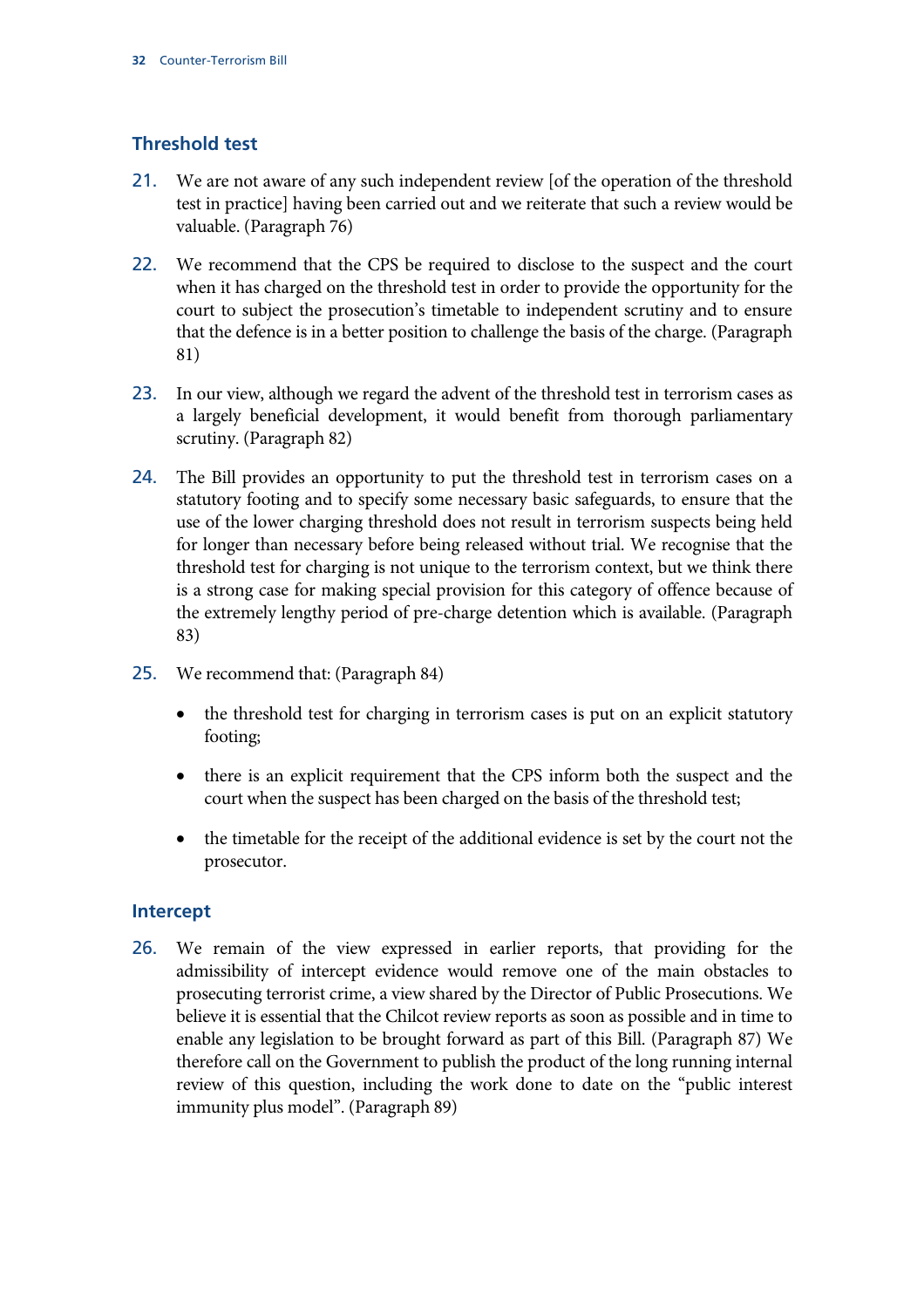## Threshold test

21. We are not aware of any such independent review [of the operation of the threshold test in practice] having been carried out and we reiterate that such a review would be valuable. (Paragraph 76)

22. We recommend that the CPS be required to disclose to the suspect and the court when it has charged on the threshold test in order to provide the opportunity for the court to subject the prosecution's timetable to independent scrutiny and to ensure that the defence is in a better position to challenge the basis of the charge. (Paragraph 81)

23. In our view, although we regard the advent of the threshold test in terrorism cases as a largely beneficial development, it would benefit from thorough parliamentary scrutiny. (Paragraph 82)

24. The Bill provides an opportunity to put the threshold test in terrorism cases on a statutory footing and to specify some necessary basic safeguards, to ensure that the use of the lower charging threshold does not result in terrorism suspects being held for longer than necessary before being released without trial. We recognise that the threshold test for charging is not unique to the terrorism context, but we think there is a strong case for making special provision for this category of offence because of the extremely lengthy period of pre-charge detention which is available. (Paragraph 83)

25. We recommend that: (Paragraph 84)

    - the threshold test for charging in terrorism cases is put on an explicit statutory footing;
    - there is an explicit requirement that the CPS inform both the suspect and the court when the suspect has been charged on the basis of the threshold test;
    - the timetable for the receipt of the additional evidence is set by the court not the prosecutor.

## Intercept

26. We remain of the view expressed in earlier reports, that providing for the admissibility of intercept evidence would remove one of the main obstacles to prosecuting terrorist crime, a view shared by the Director of Public Prosecutions. We believe it is essential that the Chilcot review reports as soon as possible and in time to enable any legislation to be brought forward as part of this Bill. (Paragraph 87) We therefore call on the Government to publish the product of the long running internal review of this question, including the work done to date on the "public interest immunity plus model". (Paragraph 89)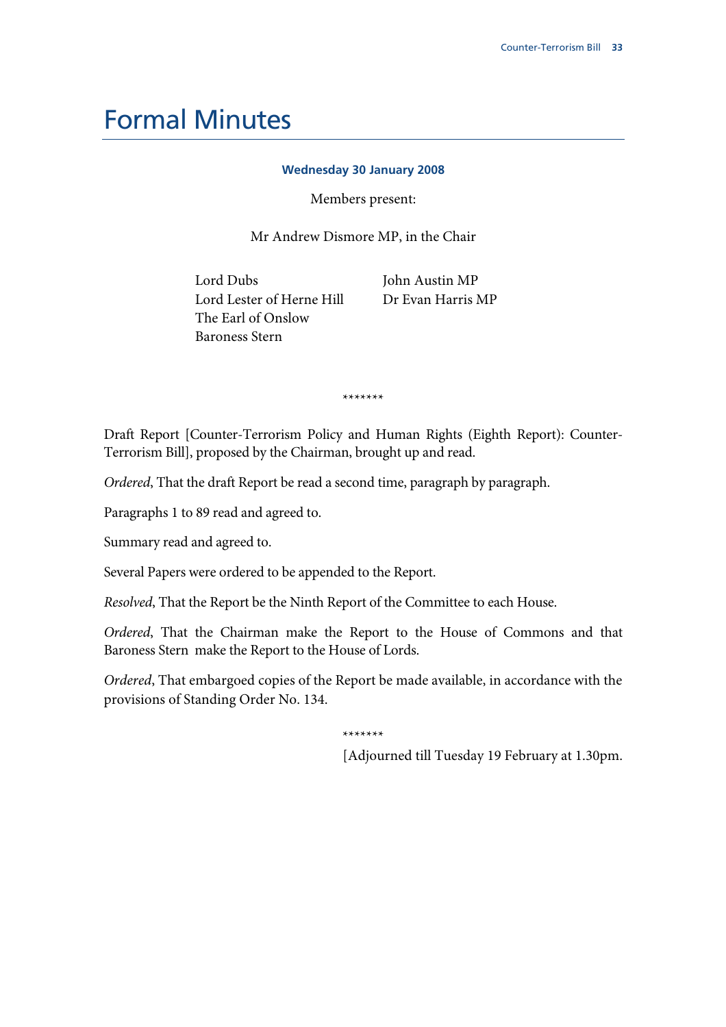# Formal Minutes

**Wednesday 30 January 2008**

Members present:

Mr Andrew Dismore MP, in the Chair

Lord Dubs
Lord Lester of Herne Hill
The Earl of Onslow
Baroness Stern
John Austin MP
Dr Evan Harris MP

\*\*\*\*\*\*\*

Draft Report [Counter-Terrorism Policy and Human Rights (Eighth Report): Counter-Terrorism Bill], proposed by the Chairman, brought up and read.

*Ordered*, That the draft Report be read a second time, paragraph by paragraph.

Paragraphs 1 to 89 read and agreed to.

Summary read and agreed to.

Several Papers were ordered to be appended to the Report.

*Resolved*, That the Report be the Ninth Report of the Committee to each House.

*Ordered*, That the Chairman make the Report to the House of Commons and that Baroness Stern make the Report to the House of Lords.

*Ordered*, That embargoed copies of the Report be made available, in accordance with the provisions of Standing Order No. 134.

\*\*\*\*\*\*\*

[Adjourned till Tuesday 19 February at 1.30pm.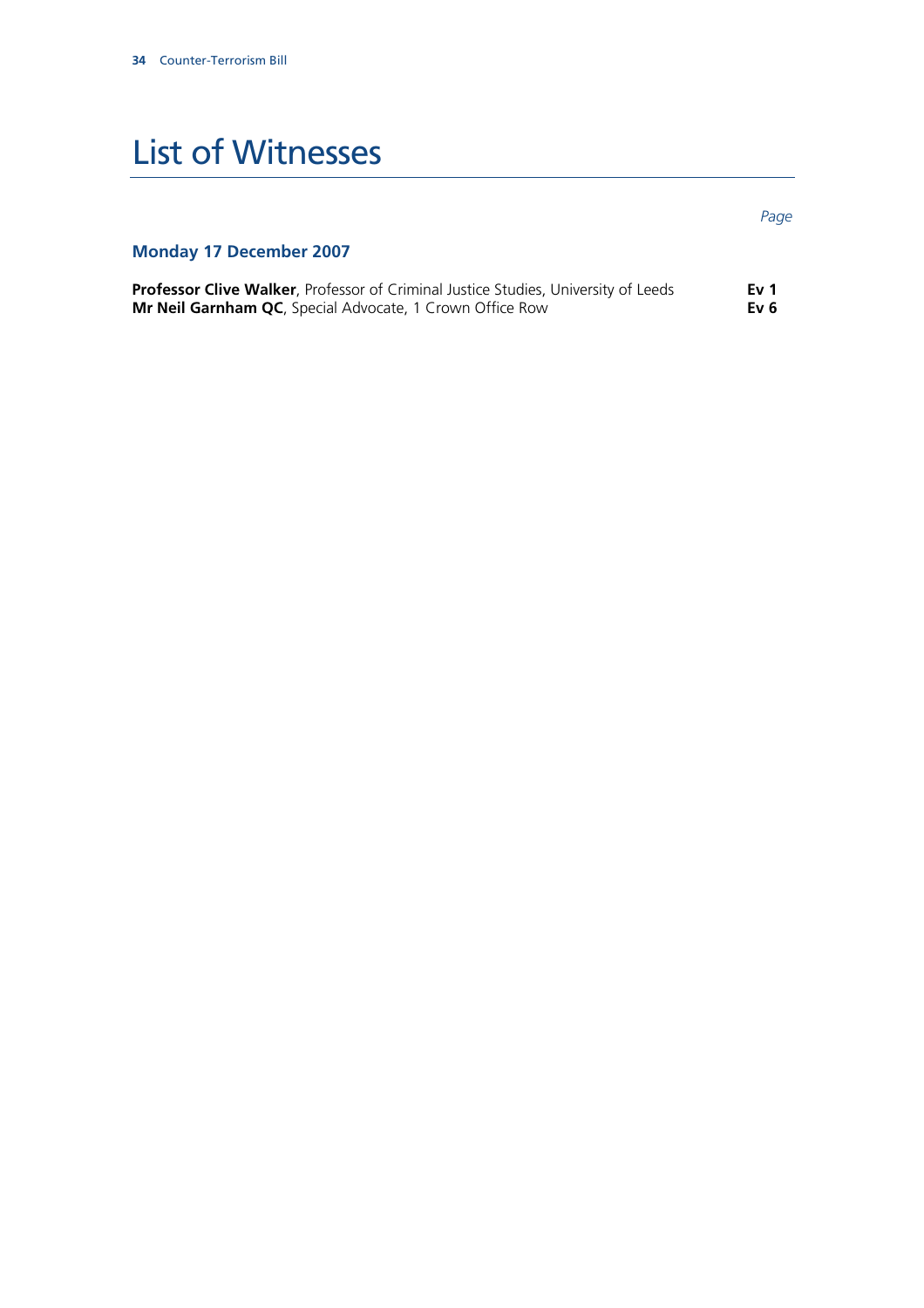# List of Witnesses

| | *Page* |
|---|---|
| **Monday 17 December 2007** | |
| **Professor Clive Walker**, Professor of Criminal Justice Studies, University of Leeds | **Ev 1** |
| **Mr Neil Garnham QC**, Special Advocate, 1 Crown Office Row | **Ev 6** |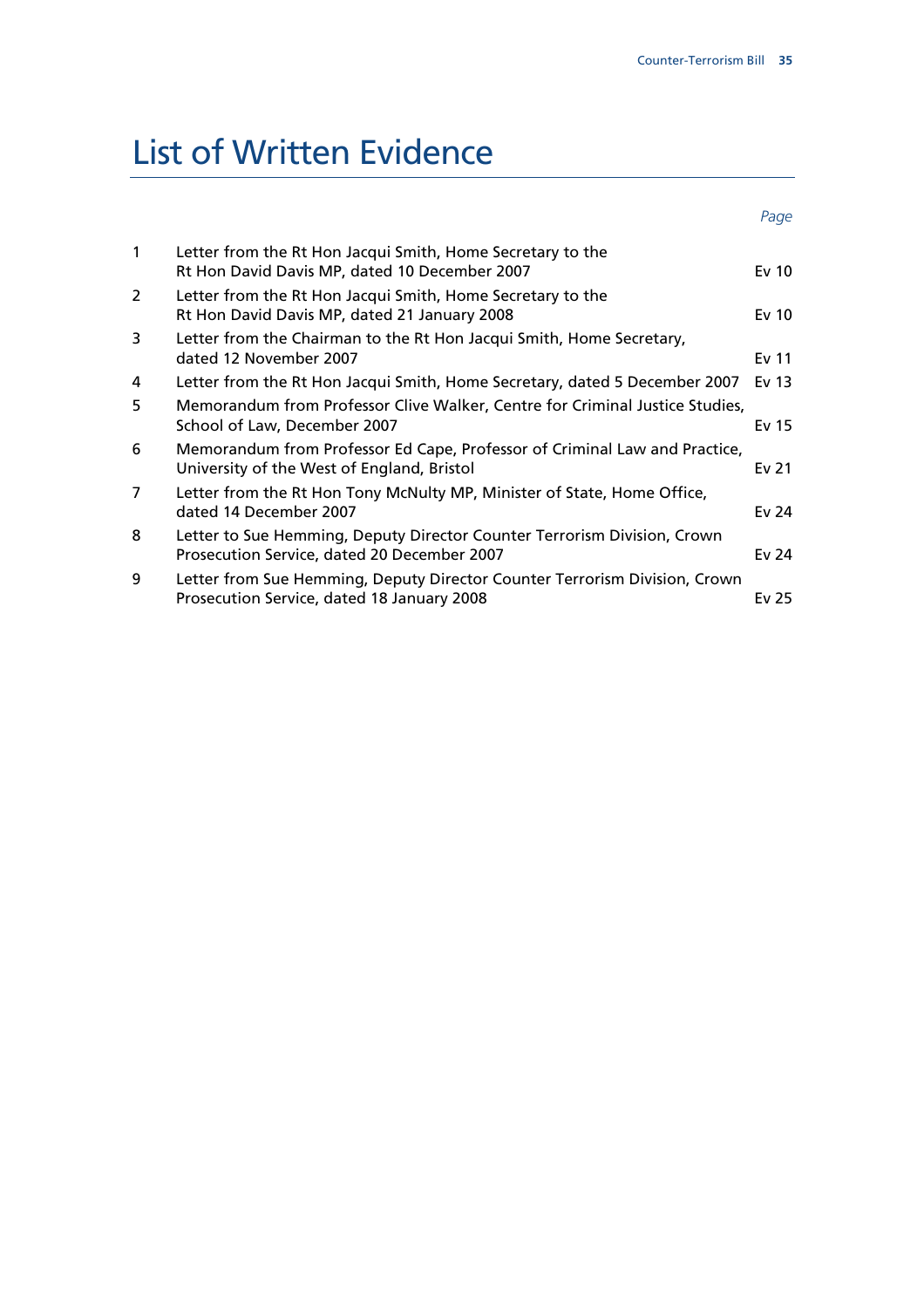# List of Written Evidence

| | | *Page* |
|---|---|---|
| 1 | Letter from the Rt Hon Jacqui Smith, Home Secretary to the Rt Hon David Davis MP, dated 10 December 2007 | Ev 10 |
| 2 | Letter from the Rt Hon Jacqui Smith, Home Secretary to the Rt Hon David Davis MP, dated 21 January 2008 | Ev 10 |
| 3 | Letter from the Chairman to the Rt Hon Jacqui Smith, Home Secretary, dated 12 November 2007 | Ev 11 |
| 4 | Letter from the Rt Hon Jacqui Smith, Home Secretary, dated 5 December 2007 | Ev 13 |
| 5 | Memorandum from Professor Clive Walker, Centre for Criminal Justice Studies, School of Law, December 2007 | Ev 15 |
| 6 | Memorandum from Professor Ed Cape, Professor of Criminal Law and Practice, University of the West of England, Bristol | Ev 21 |
| 7 | Letter from the Rt Hon Tony McNulty MP, Minister of State, Home Office, dated 14 December 2007 | Ev 24 |
| 8 | Letter to Sue Hemming, Deputy Director Counter Terrorism Division, Crown Prosecution Service, dated 20 December 2007 | Ev 24 |
| 9 | Letter from Sue Hemming, Deputy Director Counter Terrorism Division, Crown Prosecution Service, dated 18 January 2008 | Ev 25 |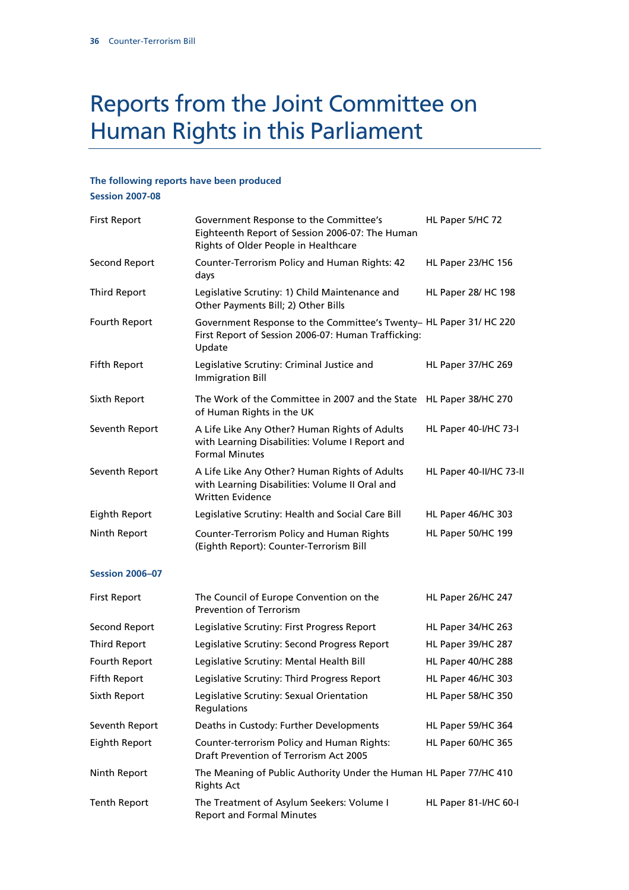# Reports from the Joint Committee on Human Rights in this Parliament

**The following reports have been produced**

**Session 2007-08**

| | | |
|---|---|---|
| First Report | Government Response to the Committee's Eighteenth Report of Session 2006-07: The Human Rights of Older People in Healthcare | HL Paper 5/HC 72 |
| Second Report | Counter-Terrorism Policy and Human Rights: 42 days | HL Paper 23/HC 156 |
| Third Report | Legislative Scrutiny: 1) Child Maintenance and Other Payments Bill; 2) Other Bills | HL Paper 28/ HC 198 |
| Fourth Report | Government Response to the Committee's Twenty–First Report of Session 2006-07: Human Trafficking: Update | HL Paper 31/ HC 220 |
| Fifth Report | Legislative Scrutiny: Criminal Justice and Immigration Bill | HL Paper 37/HC 269 |
| Sixth Report | The Work of the Committee in 2007 and the State of Human Rights in the UK | HL Paper 38/HC 270 |
| Seventh Report | A Life Like Any Other? Human Rights of Adults with Learning Disabilities: Volume I Report and Formal Minutes | HL Paper 40-I/HC 73-I |
| Seventh Report | A Life Like Any Other? Human Rights of Adults with Learning Disabilities: Volume II Oral and Written Evidence | HL Paper 40-II/HC 73-II |
| Eighth Report | Legislative Scrutiny: Health and Social Care Bill | HL Paper 46/HC 303 |
| Ninth Report | Counter-Terrorism Policy and Human Rights (Eighth Report): Counter-Terrorism Bill | HL Paper 50/HC 199 |

**Session 2006–07**

| | | |
|---|---|---|
| First Report | The Council of Europe Convention on the Prevention of Terrorism | HL Paper 26/HC 247 |
| Second Report | Legislative Scrutiny: First Progress Report | HL Paper 34/HC 263 |
| Third Report | Legislative Scrutiny: Second Progress Report | HL Paper 39/HC 287 |
| Fourth Report | Legislative Scrutiny: Mental Health Bill | HL Paper 40/HC 288 |
| Fifth Report | Legislative Scrutiny: Third Progress Report | HL Paper 46/HC 303 |
| Sixth Report | Legislative Scrutiny: Sexual Orientation Regulations | HL Paper 58/HC 350 |
| Seventh Report | Deaths in Custody: Further Developments | HL Paper 59/HC 364 |
| Eighth Report | Counter-terrorism Policy and Human Rights: Draft Prevention of Terrorism Act 2005 | HL Paper 60/HC 365 |
| Ninth Report | The Meaning of Public Authority Under the Human Rights Act | HL Paper 77/HC 410 |
| Tenth Report | The Treatment of Asylum Seekers: Volume I Report and Formal Minutes | HL Paper 81-I/HC 60-I |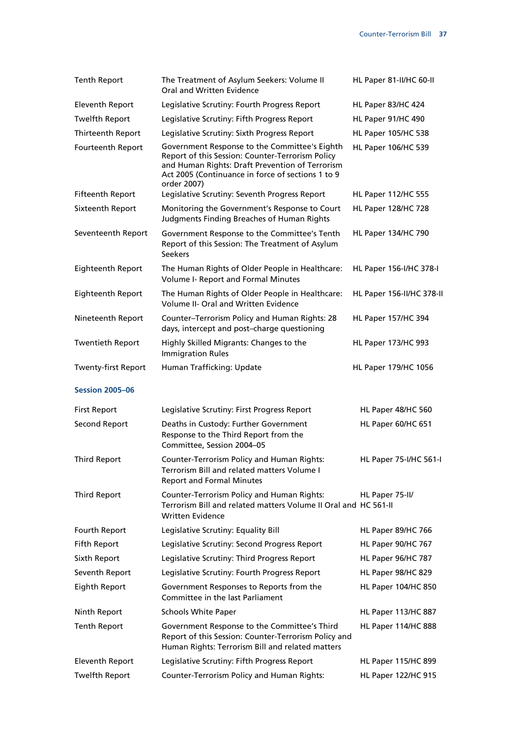| | | |
|---|---|---|
| Tenth Report | The Treatment of Asylum Seekers: Volume II Oral and Written Evidence | HL Paper 81-II/HC 60-II |
| Eleventh Report | Legislative Scrutiny: Fourth Progress Report | HL Paper 83/HC 424 |
| Twelfth Report | Legislative Scrutiny: Fifth Progress Report | HL Paper 91/HC 490 |
| Thirteenth Report | Legislative Scrutiny: Sixth Progress Report | HL Paper 105/HC 538 |
| Fourteenth Report | Government Response to the Committee's Eighth Report of this Session: Counter-Terrorism Policy and Human Rights: Draft Prevention of Terrorism Act 2005 (Continuance in force of sections 1 to 9 order 2007) | HL Paper 106/HC 539 |
| Fifteenth Report | Legislative Scrutiny: Seventh Progress Report | HL Paper 112/HC 555 |
| Sixteenth Report | Monitoring the Government's Response to Court Judgments Finding Breaches of Human Rights | HL Paper 128/HC 728 |
| Seventeenth Report | Government Response to the Committee's Tenth Report of this Session: The Treatment of Asylum Seekers | HL Paper 134/HC 790 |
| Eighteenth Report | The Human Rights of Older People in Healthcare: Volume I- Report and Formal Minutes | HL Paper 156-I/HC 378-I |
| Eighteenth Report | The Human Rights of Older People in Healthcare: Volume II- Oral and Written Evidence | HL Paper 156-II/HC 378-II |
| Nineteenth Report | Counter–Terrorism Policy and Human Rights: 28 days, intercept and post–charge questioning | HL Paper 157/HC 394 |
| Twentieth Report | Highly Skilled Migrants: Changes to the Immigration Rules | HL Paper 173/HC 993 |
| Twenty-first Report | Human Trafficking: Update | HL Paper 179/HC 1056 |

### Session 2005–06

| | | |
|---|---|---|
| First Report | Legislative Scrutiny: First Progress Report | HL Paper 48/HC 560 |
| Second Report | Deaths in Custody: Further Government Response to the Third Report from the Committee, Session 2004–05 | HL Paper 60/HC 651 |
| Third Report | Counter-Terrorism Policy and Human Rights: Terrorism Bill and related matters Volume I Report and Formal Minutes | HL Paper 75-I/HC 561-I |
| Third Report | Counter-Terrorism Policy and Human Rights: Terrorism Bill and related matters Volume II Oral and Written Evidence | HL Paper 75-II/ HC 561-II |
| Fourth Report | Legislative Scrutiny: Equality Bill | HL Paper 89/HC 766 |
| Fifth Report | Legislative Scrutiny: Second Progress Report | HL Paper 90/HC 767 |
| Sixth Report | Legislative Scrutiny: Third Progress Report | HL Paper 96/HC 787 |
| Seventh Report | Legislative Scrutiny: Fourth Progress Report | HL Paper 98/HC 829 |
| Eighth Report | Government Responses to Reports from the Committee in the last Parliament | HL Paper 104/HC 850 |
| Ninth Report | Schools White Paper | HL Paper 113/HC 887 |
| Tenth Report | Government Response to the Committee's Third Report of this Session: Counter-Terrorism Policy and Human Rights: Terrorism Bill and related matters | HL Paper 114/HC 888 |
| Eleventh Report | Legislative Scrutiny: Fifth Progress Report | HL Paper 115/HC 899 |
| Twelfth Report | Counter-Terrorism Policy and Human Rights: | HL Paper 122/HC 915 |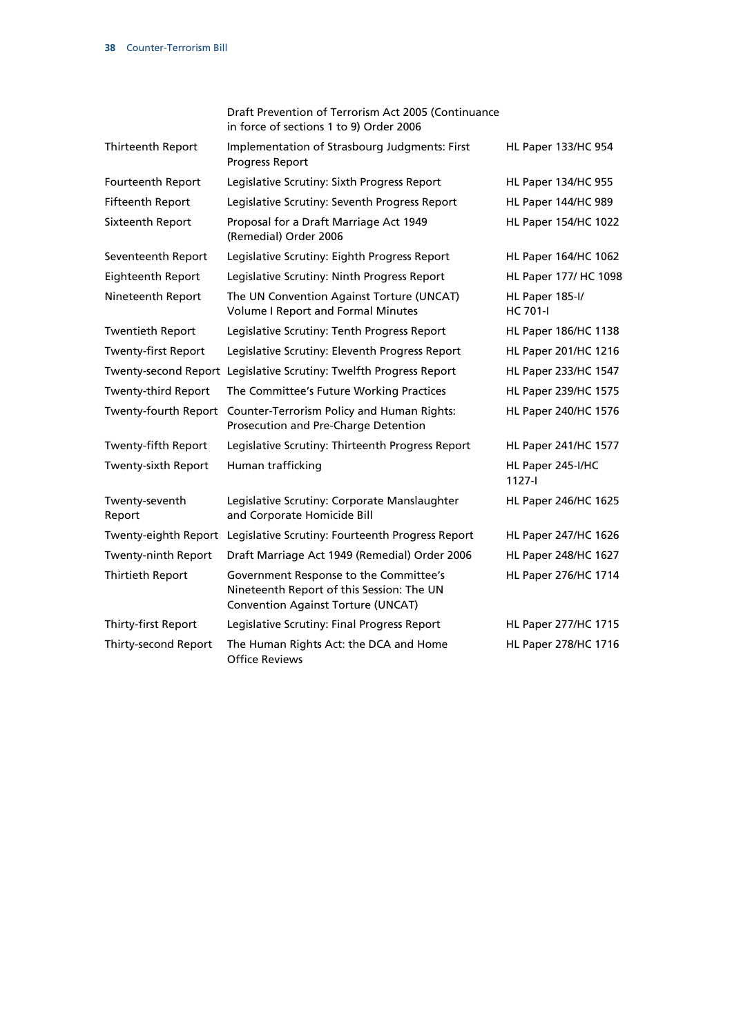| | | |
|---|---|---|
| | Draft Prevention of Terrorism Act 2005 (Continuance in force of sections 1 to 9) Order 2006 | |
| Thirteenth Report | Implementation of Strasbourg Judgments: First Progress Report | HL Paper 133/HC 954 |
| Fourteenth Report | Legislative Scrutiny: Sixth Progress Report | HL Paper 134/HC 955 |
| Fifteenth Report | Legislative Scrutiny: Seventh Progress Report | HL Paper 144/HC 989 |
| Sixteenth Report | Proposal for a Draft Marriage Act 1949 (Remedial) Order 2006 | HL Paper 154/HC 1022 |
| Seventeenth Report | Legislative Scrutiny: Eighth Progress Report | HL Paper 164/HC 1062 |
| Eighteenth Report | Legislative Scrutiny: Ninth Progress Report | HL Paper 177/ HC 1098 |
| Nineteenth Report | The UN Convention Against Torture (UNCAT) Volume I Report and Formal Minutes | HL Paper 185-I/ HC 701-I |
| Twentieth Report | Legislative Scrutiny: Tenth Progress Report | HL Paper 186/HC 1138 |
| Twenty-first Report | Legislative Scrutiny: Eleventh Progress Report | HL Paper 201/HC 1216 |
| Twenty-second Report | Legislative Scrutiny: Twelfth Progress Report | HL Paper 233/HC 1547 |
| Twenty-third Report | The Committee's Future Working Practices | HL Paper 239/HC 1575 |
| Twenty-fourth Report | Counter-Terrorism Policy and Human Rights: Prosecution and Pre-Charge Detention | HL Paper 240/HC 1576 |
| Twenty-fifth Report | Legislative Scrutiny: Thirteenth Progress Report | HL Paper 241/HC 1577 |
| Twenty-sixth Report | Human trafficking | HL Paper 245-I/HC 1127-I |
| Twenty-seventh Report | Legislative Scrutiny: Corporate Manslaughter and Corporate Homicide Bill | HL Paper 246/HC 1625 |
| Twenty-eighth Report | Legislative Scrutiny: Fourteenth Progress Report | HL Paper 247/HC 1626 |
| Twenty-ninth Report | Draft Marriage Act 1949 (Remedial) Order 2006 | HL Paper 248/HC 1627 |
| Thirtieth Report | Government Response to the Committee's Nineteenth Report of this Session: The UN Convention Against Torture (UNCAT) | HL Paper 276/HC 1714 |
| Thirty-first Report | Legislative Scrutiny: Final Progress Report | HL Paper 277/HC 1715 |
| Thirty-second Report | The Human Rights Act: the DCA and Home Office Reviews | HL Paper 278/HC 1716 |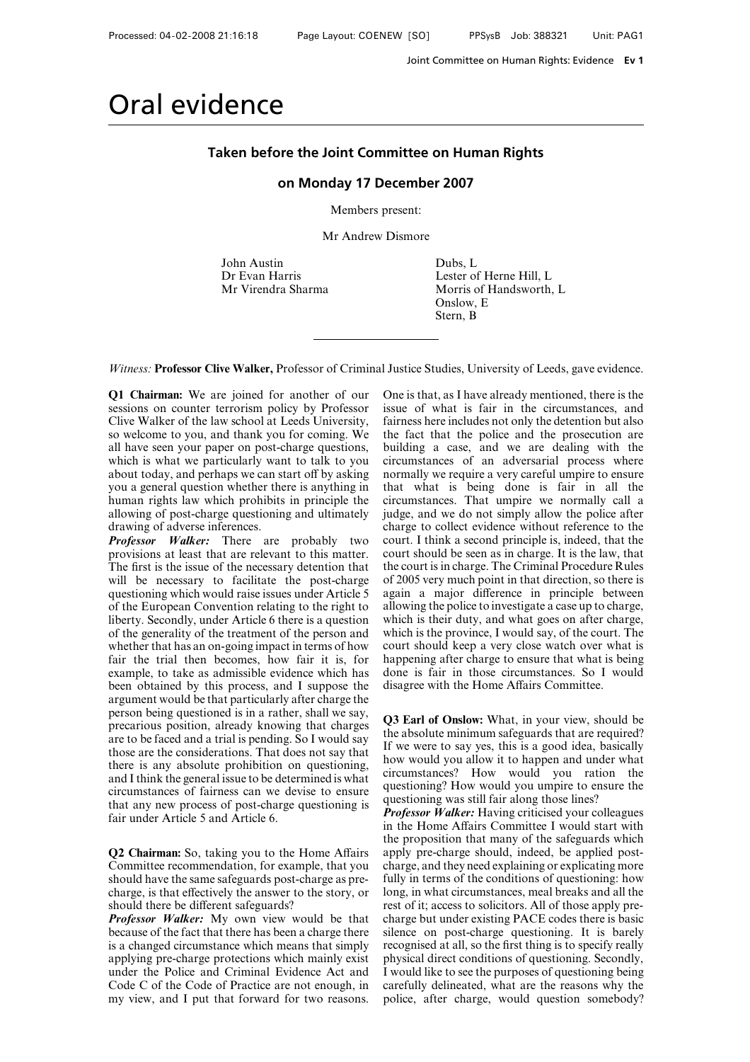# Oral evidence

## Taken before the Joint Committee on Human Rights

### on Monday 17 December 2007

Members present:

Mr Andrew Dismore

John Austin
Dr Evan Harris
Mr Virendra Sharma

Dubs, L
Lester of Herne Hill, L
Morris of Handsworth, L
Onslow, E
Stern, B

---

*Witness:* **Professor Clive Walker,** Professor of Criminal Justice Studies, University of Leeds, gave evidence.

**Q1 Chairman:** We are joined for another of our sessions on counter terrorism policy by Professor Clive Walker of the law school at Leeds University, so welcome to you, and thank you for coming. We all have seen your paper on post-charge questions, which is what we particularly want to talk to you about today, and perhaps we can start off by asking you a general question whether there is anything in human rights law which prohibits in principle the allowing of post-charge questioning and ultimately drawing of adverse inferences.

***Professor Walker:*** There are probably two provisions at least that are relevant to this matter. The first is the issue of the necessary detention that will be necessary to facilitate the post-charge questioning which would raise issues under Article 5 of the European Convention relating to the right to liberty. Secondly, under Article 6 there is a question of the generality of the treatment of the person and whether that has an on-going impact in terms of how fair the trial then becomes, how fair it is, for example, to take as admissible evidence which has been obtained by this process, and I suppose the argument would be that particularly after charge the person being questioned is in a rather, shall we say, precarious position, already knowing that charges are to be faced and a trial is pending. So I would say those are the considerations. That does not say that there is any absolute prohibition on questioning, and I think the general issue to be determined is what circumstances of fairness can we devise to ensure that any new process of post-charge questioning is fair under Article 5 and Article 6.

**Q2 Chairman:** So, taking you to the Home Affairs Committee recommendation, for example, that you should have the same safeguards post-charge as pre-charge, is that effectively the answer to the story, or should there be different safeguards?

***Professor Walker:*** My own view would be that because of the fact that there has been a charge there is a changed circumstance which means that simply applying pre-charge protections which mainly exist under the Police and Criminal Evidence Act and Code C of the Code of Practice are not enough, in my view, and I put that forward for two reasons. One is that, as I have already mentioned, there is the issue of what is fair in the circumstances, and fairness here includes not only the detention but also the fact that the police and the prosecution are building a case, and we are dealing with the circumstances of an adversarial process where normally we require a very careful umpire to ensure that what is being done is fair in all the circumstances. That umpire we normally call a judge, and we do not simply allow the police after charge to collect evidence without reference to the court. I think a second principle is, indeed, that the court should be seen as in charge. It is the law, that the court is in charge. The Criminal Procedure Rules of 2005 very much point in that direction, so there is again a major difference in principle between allowing the police to investigate a case up to charge, which is their duty, and what goes on after charge, which is the province, I would say, of the court. The court should keep a very close watch over what is happening after charge to ensure that what is being done is fair in those circumstances. So I would disagree with the Home Affairs Committee.

**Q3 Earl of Onslow:** What, in your view, should be the absolute minimum safeguards that are required? If we were to say yes, this is a good idea, basically how would you allow it to happen and under what circumstances? How would you ration the questioning? How would you umpire to ensure the questioning was still fair along those lines?

***Professor Walker:*** Having criticised your colleagues in the Home Affairs Committee I would start with the proposition that many of the safeguards which apply pre-charge should, indeed, be applied post-charge, and they need explaining or explicating more fully in terms of the conditions of questioning: how long, in what circumstances, meal breaks and all the rest of it; access to solicitors. All of those apply pre-charge but under existing PACE codes there is basic silence on post-charge questioning. It is barely recognised at all, so the first thing is to specify really physical direct conditions of questioning. Secondly, I would like to see the purposes of questioning being carefully delineated, what are the reasons why the police, after charge, would question somebody?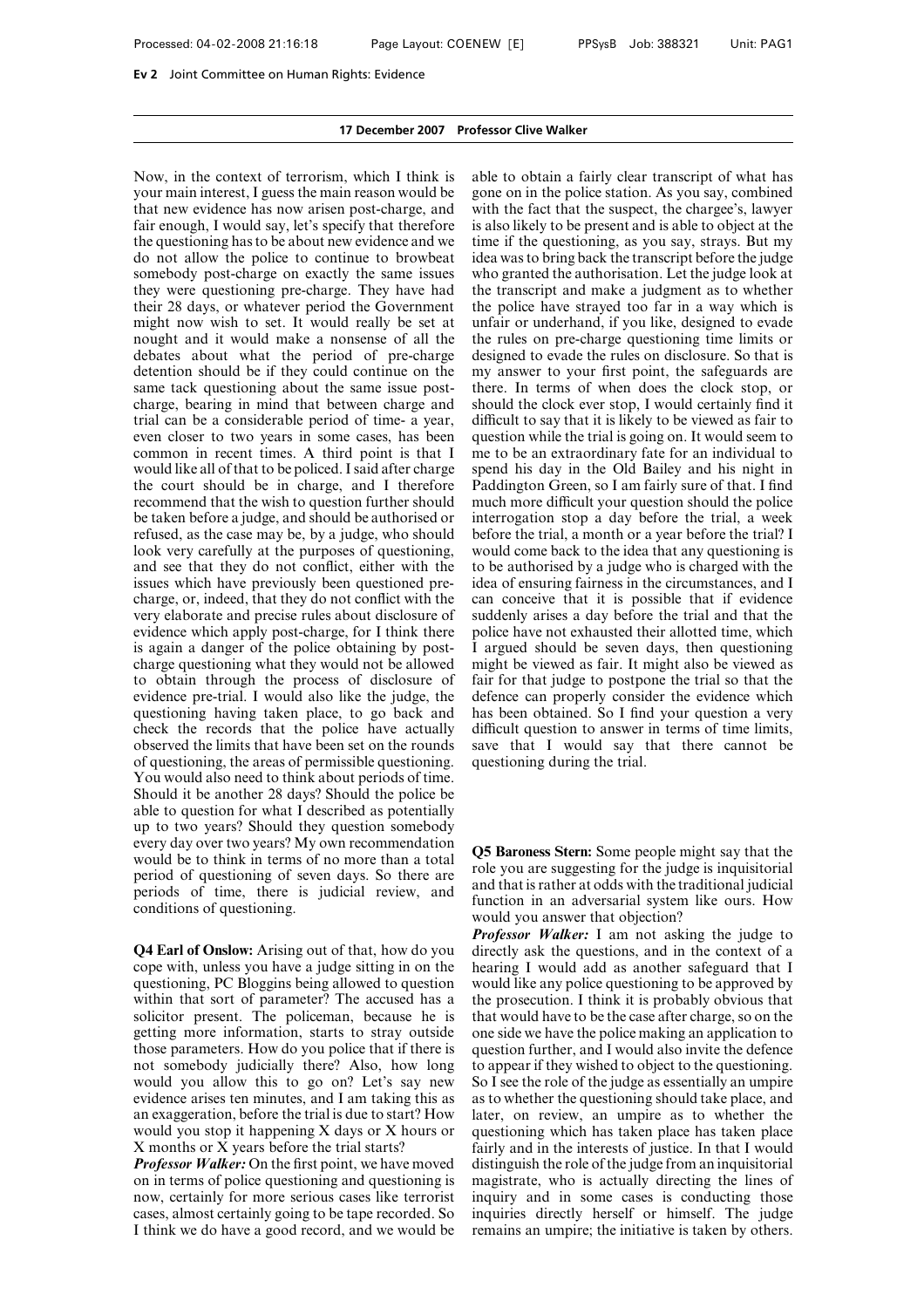Now, in the context of terrorism, which I think is your main interest, I guess the main reason would be that new evidence has now arisen post-charge, and fair enough, I would say, let's specify that therefore the questioning has to be about new evidence and we do not allow the police to continue to browbeat somebody post-charge on exactly the same issues they were questioning pre-charge. They have had their 28 days, or whatever period the Government might now wish to set. It would really be set at nought and it would make a nonsense of all the debates about what the period of pre-charge detention should be if they could continue on the same tack questioning about the same issue post-charge, bearing in mind that between charge and trial can be a considerable period of time- a year, even closer to two years in some cases, has been common in recent times. A third point is that I would like all of that to be policed. I said after charge the court should be in charge, and I therefore recommend that the wish to question further should be taken before a judge, and should be authorised or refused, as the case may be, by a judge, who should look very carefully at the purposes of questioning, and see that they do not conflict, either with the issues which have previously been questioned pre-charge, or, indeed, that they do not conflict with the very elaborate and precise rules about disclosure of evidence which apply post-charge, for I think there is again a danger of the police obtaining by post-charge questioning what they would not be allowed to obtain through the process of disclosure of evidence pre-trial. I would also like the judge, the questioning having taken place, to go back and check the records that the police have actually observed the limits that have been set on the rounds of questioning, the areas of permissible questioning. You would also need to think about periods of time. Should it be another 28 days? Should the police be able to question for what I described as potentially up to two years? Should they question somebody every day over two years? My own recommendation would be to think in terms of no more than a total period of questioning of seven days. So there are periods of time, there is judicial review, and conditions of questioning.

**Q4 Earl of Onslow:** Arising out of that, how do you cope with, unless you have a judge sitting in on the questioning, PC Bloggins being allowed to question within that sort of parameter? The accused has a solicitor present. The policeman, because he is getting more information, starts to stray outside those parameters. How do you police that if there is not somebody judicially there? Also, how long would you allow this to go on? Let's say new evidence arises ten minutes, and I am taking this as an exaggeration, before the trial is due to start? How would you stop it happening X days or X hours or X months or X years before the trial starts?

***Professor Walker:*** On the first point, we have moved on in terms of police questioning and questioning is now, certainly for more serious cases like terrorist cases, almost certainly going to be tape recorded. So I think we do have a good record, and we would be able to obtain a fairly clear transcript of what has gone on in the police station. As you say, combined with the fact that the suspect, the chargee's, lawyer is also likely to be present and is able to object at the time if the questioning, as you say, strays. But my idea was to bring back the transcript before the judge who granted the authorisation. Let the judge look at the transcript and make a judgment as to whether the police have strayed too far in a way which is unfair or underhand, if you like, designed to evade the rules on pre-charge questioning time limits or designed to evade the rules on disclosure. So that is my answer to your first point, the safeguards are there. In terms of when does the clock stop, or should the clock ever stop, I would certainly find it difficult to say that it is likely to be viewed as fair to question while the trial is going on. It would seem to me to be an extraordinary fate for an individual to spend his day in the Old Bailey and his night in Paddington Green, so I am fairly sure of that. I find much more difficult your question should the police interrogation stop a day before the trial, a week before the trial, a month or a year before the trial? I would come back to the idea that any questioning is to be authorised by a judge who is charged with the idea of ensuring fairness in the circumstances, and I can conceive that it is possible that if evidence suddenly arises a day before the trial and that the police have not exhausted their allotted time, which I argued should be seven days, then questioning might be viewed as fair. It might also be viewed as fair for that judge to postpone the trial so that the defence can properly consider the evidence which has been obtained. So I find your question a very difficult question to answer in terms of time limits, save that I would say that there cannot be questioning during the trial.

**Q5 Baroness Stern:** Some people might say that the role you are suggesting for the judge is inquisitorial and that is rather at odds with the traditional judicial function in an adversarial system like ours. How would you answer that objection?

***Professor Walker:*** I am not asking the judge to directly ask the questions, and in the context of a hearing I would add as another safeguard that I would like any police questioning to be approved by the prosecution. I think it is probably obvious that that would have to be the case after charge, so on the one side we have the police making an application to question further, and I would also invite the defence to appear if they wished to object to the questioning. So I see the role of the judge as essentially an umpire as to whether the questioning should take place, and later, on review, an umpire as to whether the questioning which has taken place has taken place fairly and in the interests of justice. In that I would distinguish the role of the judge from an inquisitorial magistrate, who is actually directing the lines of inquiry and in some cases is conducting those inquiries directly herself or himself. The judge remains an umpire; the initiative is taken by others.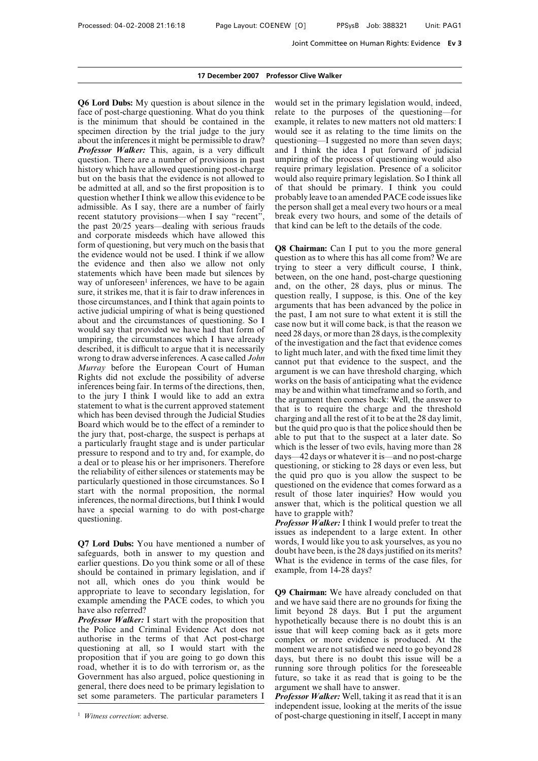**17 December 2007 Professor Clive Walker**

**Q6 Lord Dubs:** My question is about silence in the face of post-charge questioning. What do you think is the minimum that should be contained in the specimen direction by the trial judge to the jury about the inferences it might be permissible to draw?

***Professor Walker:*** This, again, is a very difficult question. There are a number of provisions in past history which have allowed questioning post-charge but on the basis that the evidence is not allowed to be admitted at all, and so the first proposition is to question whether I think we allow this evidence to be admissible. As I say, there are a number of fairly recent statutory provisions—when I say "recent", the past 20/25 years—dealing with serious frauds and corporate misdeeds which have allowed this form of questioning, but very much on the basis that the evidence would not be used. I think if we allow the evidence and then also we allow not only statements which have been made but silences by way of unforeseen[1] inferences, we have to be again sure, it strikes me, that it is fair to draw inferences in those circumstances, and I think that again points to active judicial umpiring of what is being questioned about and the circumstances of questioning. So I would say that provided we have had that form of umpiring, the circumstances which I have already described, it is difficult to argue that it is necessarily wrong to draw adverse inferences. A case called *John Murray* before the European Court of Human Rights did not exclude the possibility of adverse inferences being fair. In terms of the directions, then, to the jury I think I would like to add an extra statement to what is the current approved statement which has been devised through the Judicial Studies Board which would be to the effect of a reminder to the jury that, post-charge, the suspect is perhaps at a particularly fraught stage and is under particular pressure to respond and to try and, for example, do a deal or to please his or her imprisoners. Therefore the reliability of either silences or statements may be particularly questioned in those circumstances. So I start with the normal proposition, the normal inferences, the normal directions, but I think I would have a special warning to do with post-charge questioning.

**Q7 Lord Dubs:** You have mentioned a number of safeguards, both in answer to my question and earlier questions. Do you think some or all of these should be contained in primary legislation, and if not all, which ones do you think would be appropriate to leave to secondary legislation, for example amending the PACE codes, to which you have also referred?

***Professor Walker:*** I start with the proposition that the Police and Criminal Evidence Act does not authorise in the terms of that Act post-charge questioning at all, so I would start with the proposition that if you are going to go down this road, whether it is to do with terrorism or, as the Government has also argued, police questioning in general, there does need to be primary legislation to set some parameters. The particular parameters I would set in the primary legislation would, indeed, relate to the purposes of the questioning—for example, it relates to new matters not old matters: I would see it as relating to the time limits on the questioning—I suggested no more than seven days; and I think the idea I put forward of judicial umpiring of the process of questioning would also require primary legislation. Presence of a solicitor would also require primary legislation. So I think all of that should be primary. I think you could probably leave to an amended PACE code issues like the person shall get a meal every two hours or a meal break every two hours, and some of the details of that kind can be left to the details of the code.

**Q8 Chairman:** Can I put to you the more general question as to where this has all come from? We are trying to steer a very difficult course, I think, between, on the one hand, post-charge questioning and, on the other, 28 days, plus or minus. The question really, I suppose, is this. One of the key arguments that has been advanced by the police in the past, I am not sure to what extent it is still the case now but it will come back, is that the reason we need 28 days, or more than 28 days, is the complexity of the investigation and the fact that evidence comes to light much later, and with the fixed time limit they cannot put that evidence to the suspect, and the argument is we can have threshold charging, which works on the basis of anticipating what the evidence may be and within what timeframe and so forth, and the argument then comes back: Well, the answer to that is to require the charge and the threshold charging and all the rest of it to be at the 28 day limit, but the quid pro quo is that the police should then be able to put that to the suspect at a later date. So which is the lesser of two evils, having more than 28 days—42 days or whatever it is—and no post-charge questioning, or sticking to 28 days or even less, but the quid pro quo is you allow the suspect to be questioned on the evidence that comes forward as a result of those later inquiries? How would you answer that, which is the political question we all have to grapple with?

***Professor Walker:*** I think I would prefer to treat the issues as independent to a large extent. In other words, I would like you to ask yourselves, as you no doubt have been, is the 28 days justified on its merits? What is the evidence in terms of the case files, for example, from 14-28 days?

**Q9 Chairman:** We have already concluded on that and we have said there are no grounds for fixing the limit beyond 28 days. But I put the argument hypothetically because there is no doubt this is an issue that will keep coming back as it gets more complex or more evidence is produced. At the moment we are not satisfied we need to go beyond 28 days, but there is no doubt this issue will be a running sore through politics for the foreseeable future, so take it as read that is going to be the argument we shall have to answer.

***Professor Walker:*** Well, taking it as read that it is an independent issue, looking at the merits of the issue of post-charge questioning in itself, I accept in many

[1] *Witness correction*: adverse.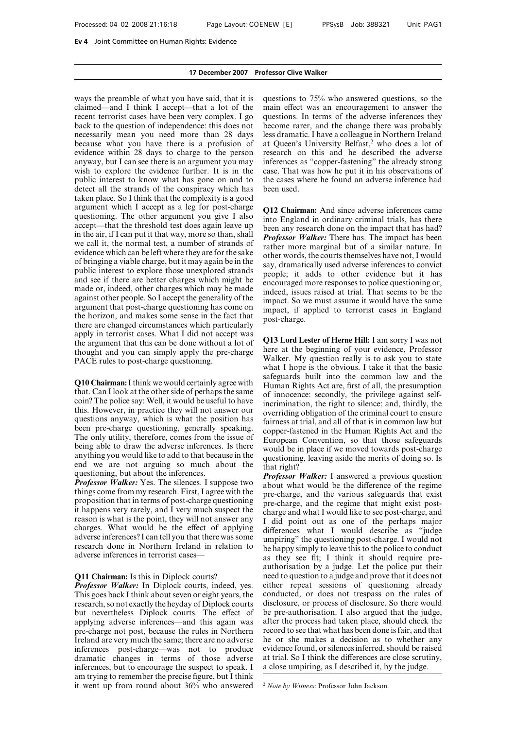ways the preamble of what you have said, that it is claimed—and I think I accept—that a lot of the recent terrorist cases have been very complex. I go back to the question of independence: this does not necessarily mean you need more than 28 days because what you have there is a profusion of evidence within 28 days to charge to the person anyway, but I can see there is an argument you may wish to explore the evidence further. It is in the public interest to know what has gone on and to detect all the strands of the conspiracy which has taken place. So I think that the complexity is a good argument which I accept as a leg for post-charge questioning. The other argument you give I also accept—that the threshold test does again leave up in the air, if I can put it that way, more so than, shall we call it, the normal test, a number of strands of evidence which can be left where they are for the sake of bringing a viable charge, but it may again be in the public interest to explore those unexplored strands and see if there are better charges which might be made or, indeed, other charges which may be made against other people. So I accept the generality of the argument that post-charge questioning has come on the horizon, and makes some sense in the fact that there are changed circumstances which particularly apply in terrorist cases. What I did not accept was the argument that this can be done without a lot of thought and you can simply apply the pre-charge PACE rules to post-charge questioning.

**Q10 Chairman:** I think we would certainly agree with that. Can I look at the other side of perhaps the same coin? The police say: Well, it would be useful to have this. However, in practice they will not answer our questions anyway, which is what the position has been pre-charge questioning, generally speaking. The only utility, therefore, comes from the issue of being able to draw the adverse inferences. Is there anything you would like to add to that because in the end we are not arguing so much about the questioning, but about the inferences.

***Professor Walker:*** Yes. The silences. I suppose two things come from my research. First, I agree with the proposition that in terms of post-charge questioning it happens very rarely, and I very much suspect the reason is what is the point, they will not answer any charges. What would be the effect of applying adverse inferences? I can tell you that there was some research done in Northern Ireland in relation to adverse inferences in terrorist cases—

**Q11 Chairman:** Is this in Diplock courts?

***Professor Walker:*** In Diplock courts, indeed, yes. This goes back I think about seven or eight years, the research, so not exactly the heyday of Diplock courts but nevertheless Diplock courts. The effect of applying adverse inferences—and this again was pre-charge not post, because the rules in Northern Ireland are very much the same; there are no adverse inferences post-charge—was not to produce dramatic changes in terms of those adverse inferences, but to encourage the suspect to speak. I am trying to remember the precise figure, but I think it went up from round about 36% who answered questions to 75% who answered questions, so the main effect was an encouragement to answer the questions. In terms of the adverse inferences they become rarer, and the change there was probably less dramatic. I have a colleague in Northern Ireland at Queen's University Belfast,[2] who does a lot of research on this and he described the adverse inferences as "copper-fastening" the already strong case. That was how he put it in his observations of the cases where he found an adverse inference had been used.

**Q12 Chairman:** And since adverse inferences came into England in ordinary criminal trials, has there been any research done on the impact that has had?

***Professor Walker:*** There has. The impact has been rather more marginal but of a similar nature. In other words, the courts themselves have not, I would say, dramatically used adverse inferences to convict people; it adds to other evidence but it has encouraged more responses to police questioning or, indeed, issues raised at trial. That seems to be the impact. So we must assume it would have the same impact, if applied to terrorist cases in England post-charge.

**Q13 Lord Lester of Herne Hill:** I am sorry I was not here at the beginning of your evidence, Professor Walker. My question really is to ask you to state what I hope is the obvious. I take it that the basic safeguards built into the common law and the Human Rights Act are, first of all, the presumption of innocence: secondly, the privilege against self-incrimination, the right to silence: and, thirdly, the overriding obligation of the criminal court to ensure fairness at trial, and all of that is in common law but copper-fastened in the Human Rights Act and the European Convention, so that those safeguards would be in place if we moved towards post-charge questioning, leaving aside the merits of doing so. Is that right?

***Professor Walker:*** I answered a previous question about what would be the difference of the regime pre-charge, and the various safeguards that exist pre-charge, and the regime that might exist post-charge and what I would like to see post-charge, and I did point out as one of the perhaps major differences what I would describe as "judge umpiring" the questioning post-charge. I would not be happy simply to leave this to the police to conduct as they see fit; I think it should require pre-authorisation by a judge. Let the police put their need to question to a judge and prove that it does not either repeat sessions of questioning already conducted, or does not trespass on the rules of disclosure, or process of disclosure. So there would be pre-authorisation. I also argued that the judge, after the process had taken place, should check the record to see that what has been done is fair, and that he or she makes a decision as to whether any evidence found, or silences inferred, should be raised at trial. So I think the differences are close scrutiny, a close umpiring, as I described it, by the judge.

[2] *Note by Witness*: Professor John Jackson.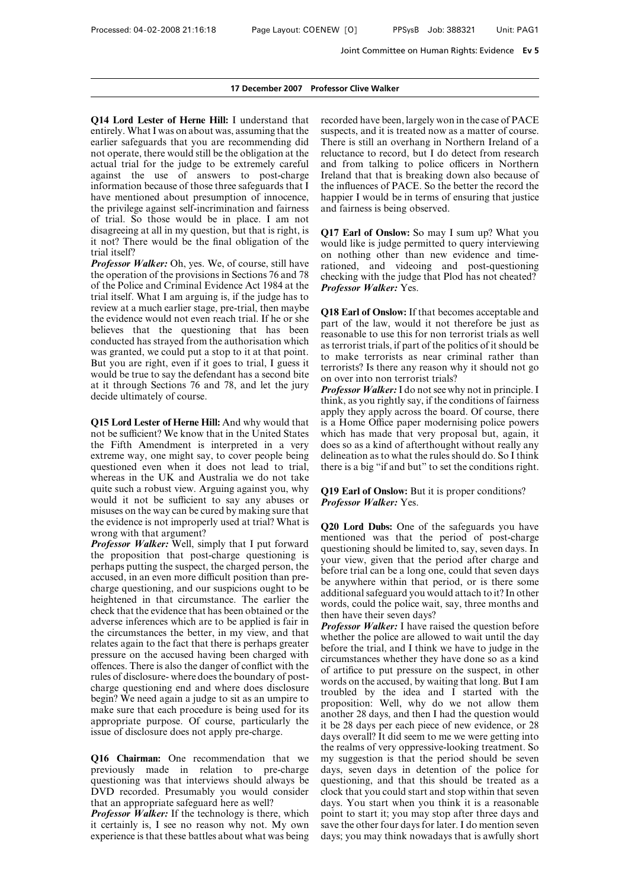**17 December 2007 Professor Clive Walker**

**Q14 Lord Lester of Herne Hill:** I understand that entirely. What I was on about was, assuming that the earlier safeguards that you are recommending did not operate, there would still be the obligation at the actual trial for the judge to be extremely careful against the use of answers to post-charge information because of those three safeguards that I have mentioned about presumption of innocence, the privilege against self-incrimination and fairness of trial. So those would be in place. I am not disagreeing at all in my question, but that is right, is it not? There would be the final obligation of the trial itself?

***Professor Walker:*** Oh, yes. We, of course, still have the operation of the provisions in Sections 76 and 78 of the Police and Criminal Evidence Act 1984 at the trial itself. What I am arguing is, if the judge has to review at a much earlier stage, pre-trial, then maybe the evidence would not even reach trial. If he or she believes that the questioning that has been conducted has strayed from the authorisation which was granted, we could put a stop to it at that point. But you are right, even if it goes to trial, I guess it would be true to say the defendant has a second bite at it through Sections 76 and 78, and let the jury decide ultimately of course.

**Q15 Lord Lester of Herne Hill:** And why would that not be sufficient? We know that in the United States the Fifth Amendment is interpreted in a very extreme way, one might say, to cover people being questioned even when it does not lead to trial, whereas in the UK and Australia we do not take quite such a robust view. Arguing against you, why would it not be sufficient to say any abuses or misuses on the way can be cured by making sure that the evidence is not improperly used at trial? What is wrong with that argument?

***Professor Walker:*** Well, simply that I put forward the proposition that post-charge questioning is perhaps putting the suspect, the charged person, the accused, in an even more difficult position than pre-charge questioning, and our suspicions ought to be heightened in that circumstance. The earlier the check that the evidence that has been obtained or the adverse inferences which are to be applied is fair in the circumstances the better, in my view, and that relates again to the fact that there is perhaps greater pressure on the accused having been charged with offences. There is also the danger of conflict with the rules of disclosure- where does the boundary of post-charge questioning end and where does disclosure begin? We need again a judge to sit as an umpire to make sure that each procedure is being used for its appropriate purpose. Of course, particularly the issue of disclosure does not apply pre-charge.

**Q16 Chairman:** One recommendation that we previously made in relation to pre-charge questioning was that interviews should always be DVD recorded. Presumably you would consider that an appropriate safeguard here as well?

***Professor Walker:*** If the technology is there, which it certainly is, I see no reason why not. My own experience is that these battles about what was being recorded have been, largely won in the case of PACE suspects, and it is treated now as a matter of course. There is still an overhang in Northern Ireland of a reluctance to record, but I do detect from research and from talking to police officers in Northern Ireland that that is breaking down also because of the influences of PACE. So the better the record the happier I would be in terms of ensuring that justice and fairness is being observed.

**Q17 Earl of Onslow:** So may I sum up? What you would like is judge permitted to query interviewing on nothing other than new evidence and time-rationed, and videoing and post-questioning checking with the judge that Plod has not cheated?

***Professor Walker:*** Yes.

**Q18 Earl of Onslow:** If that becomes acceptable and part of the law, would it not therefore be just as reasonable to use this for non terrorist trials as well as terrorist trials, if part of the politics of it should be to make terrorists as near criminal rather than terrorists? Is there any reason why it should not go on over into non terrorist trials?

***Professor Walker:*** I do not see why not in principle. I think, as you rightly say, if the conditions of fairness apply they apply across the board. Of course, there is a Home Office paper modernising police powers which has made that very proposal but, again, it does so as a kind of afterthought without really any delineation as to what the rules should do. So I think there is a big "if and but" to set the conditions right.

**Q19 Earl of Onslow:** But it is proper conditions?

***Professor Walker:*** Yes.

**Q20 Lord Dubs:** One of the safeguards you have mentioned was that the period of post-charge questioning should be limited to, say, seven days. In your view, given that the period after charge and before trial can be a long one, could that seven days be anywhere within that period, or is there some additional safeguard you would attach to it? In other words, could the police wait, say, three months and then have their seven days?

***Professor Walker:*** I have raised the question before whether the police are allowed to wait until the day before the trial, and I think we have to judge in the circumstances whether they have done so as a kind of artifice to put pressure on the suspect, in other words on the accused, by waiting that long. But I am troubled by the idea and I started with the proposition: Well, why do we not allow them another 28 days, and then I had the question would it be 28 days per each piece of new evidence, or 28 days overall? It did seem to me we were getting into the realms of very oppressive-looking treatment. So my suggestion is that the period should be seven days, seven days in detention of the police for questioning, and that this should be treated as a clock that you could start and stop within that seven days. You start when you think it is a reasonable point to start it; you may stop after three days and save the other four days for later. I do mention seven days; you may think nowadays that is awfully short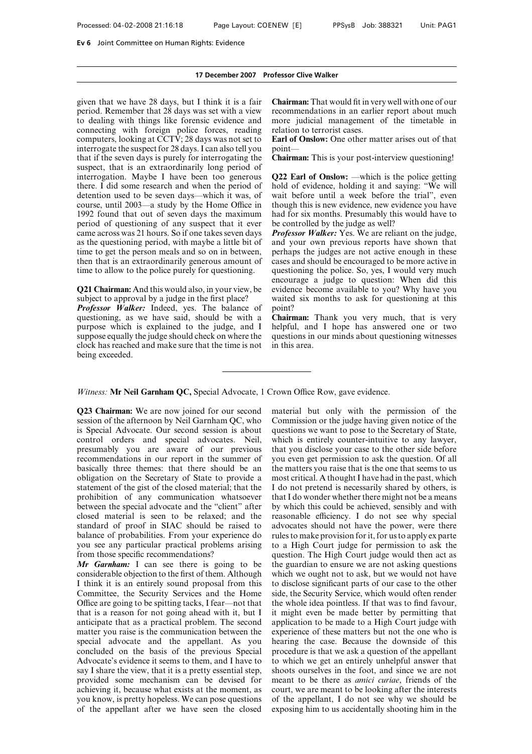**17 December 2007 Professor Clive Walker**

given that we have 28 days, but I think it is a fair period. Remember that 28 days was set with a view to dealing with things like forensic evidence and connecting with foreign police forces, reading computers, looking at CCTV; 28 days was not set to interrogate the suspect for 28 days. I can also tell you that if the seven days is purely for interrogating the suspect, that is an extraordinarily long period of interrogation. Maybe I have been too generous there. I did some research and when the period of detention used to be seven days—which it was, of course, until 2003—a study by the Home Office in 1992 found that out of seven days the maximum period of questioning of any suspect that it ever came across was 21 hours. So if one takes seven days as the questioning period, with maybe a little bit of time to get the person meals and so on in between, then that is an extraordinarily generous amount of time to allow to the police purely for questioning.

**Q21 Chairman:** And this would also, in your view, be subject to approval by a judge in the first place?

***Professor Walker:*** Indeed, yes. The balance of questioning, as we have said, should be with a purpose which is explained to the judge, and I suppose equally the judge should check on where the clock has reached and make sure that the time is not being exceeded.

**Chairman:** That would fit in very well with one of our recommendations in an earlier report about much more judicial management of the timetable in relation to terrorist cases.

**Earl of Onslow:** One other matter arises out of that point—

**Chairman:** This is your post-interview questioning!

**Q22 Earl of Onslow:** —which is the police getting hold of evidence, holding it and saying: "We will wait before until a week before the trial", even though this is new evidence, new evidence you have had for six months. Presumably this would have to be controlled by the judge as well?

***Professor Walker:*** Yes. We are reliant on the judge, and your own previous reports have shown that perhaps the judges are not active enough in these cases and should be encouraged to be more active in questioning the police. So, yes, I would very much encourage a judge to question: When did this evidence become available to you? Why have you waited six months to ask for questioning at this point?

**Chairman:** Thank you very much, that is very helpful, and I hope has answered one or two questions in our minds about questioning witnesses in this area.

---

*Witness:* **Mr Neil Garnham QC,** Special Advocate, 1 Crown Office Row, gave evidence.

**Q23 Chairman:** We are now joined for our second session of the afternoon by Neil Garnham QC, who is Special Advocate. Our second session is about control orders and special advocates. Neil, presumably you are aware of our previous recommendations in our report in the summer of basically three themes: that there should be an obligation on the Secretary of State to provide a statement of the gist of the closed material; that the prohibition of any communication whatsoever between the special advocate and the "client" after closed material is seen to be relaxed; and the standard of proof in SIAC should be raised to balance of probabilities. From your experience do you see any particular practical problems arising from those specific recommendations?

***Mr Garnham:*** I can see there is going to be considerable objection to the first of them. Although I think it is an entirely sound proposal from this Committee, the Security Services and the Home Office are going to be spitting tacks, I fear—not that that is a reason for not going ahead with it, but I anticipate that as a practical problem. The second matter you raise is the communication between the special advocate and the appellant. As you concluded on the basis of the previous Special Advocate's evidence it seems to them, and I have to say I share the view, that it is a pretty essential step, provided some mechanism can be devised for achieving it, because what exists at the moment, as you know, is pretty hopeless. We can pose questions of the appellant after we have seen the closed material but only with the permission of the Commission or the judge having given notice of the questions we want to pose to the Secretary of State, which is entirely counter-intuitive to any lawyer, that you disclose your case to the other side before you even get permission to ask the question. Of all the matters you raise that is the one that seems to us most critical. A thought I have had in the past, which I do not pretend is necessarily shared by others, is that I do wonder whether there might not be a means by which this could be achieved, sensibly and with reasonable efficiency. I do not see why special advocates should not have the power, were there rules to make provision for it, for us to apply ex parte to a High Court judge for permission to ask the question. The High Court judge would then act as the guardian to ensure we are not asking questions which we ought not to ask, but we would not have to disclose significant parts of our case to the other side, the Security Service, which would often render the whole idea pointless. If that was to find favour, it might even be made better by permitting that application to be made to a High Court judge with experience of these matters but not the one who is hearing the case. Because the downside of this procedure is that we ask a question of the appellant to which we get an entirely unhelpful answer that shoots ourselves in the foot, and since we are not meant to be there as *amici curiae*, friends of the court, we are meant to be looking after the interests of the appellant, I do not see why we should be exposing him to us accidentally shooting him in the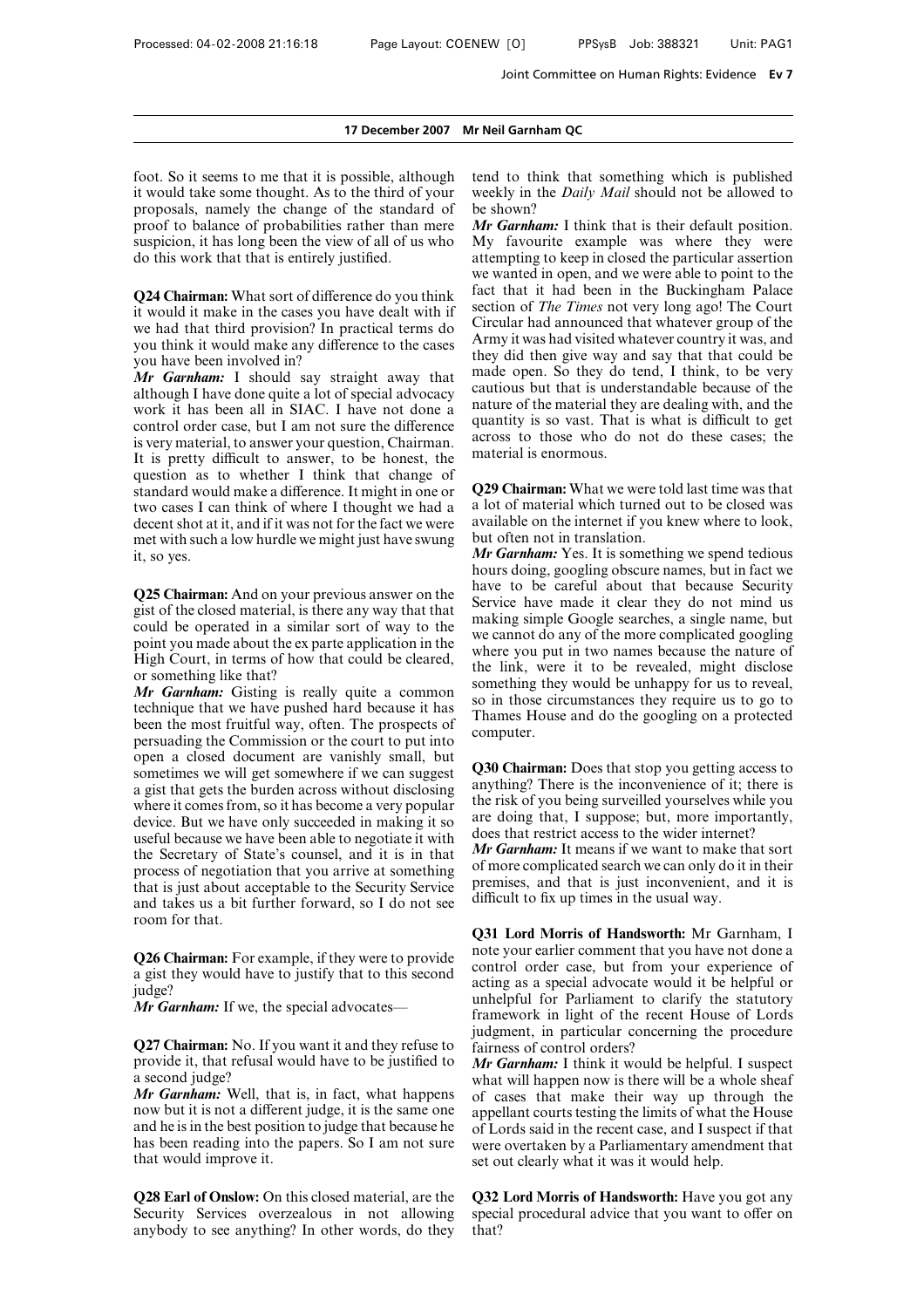foot. So it seems to me that it is possible, although it would take some thought. As to the third of your proposals, namely the change of the standard of proof to balance of probabilities rather than mere suspicion, it has long been the view of all of us who do this work that that is entirely justified.

**Q24 Chairman:** What sort of difference do you think it would it make in the cases you have dealt with if we had that third provision? In practical terms do you think it would make any difference to the cases you have been involved in?

***Mr Garnham:*** I should say straight away that although I have done quite a lot of special advocacy work it has been all in SIAC. I have not done a control order case, but I am not sure the difference is very material, to answer your question, Chairman. It is pretty difficult to answer, to be honest, the question as to whether I think that change of standard would make a difference. It might in one or two cases I can think of where I thought we had a decent shot at it, and if it was not for the fact we were met with such a low hurdle we might just have swung it, so yes.

**Q25 Chairman:** And on your previous answer on the gist of the closed material, is there any way that that could be operated in a similar sort of way to the point you made about the ex parte application in the High Court, in terms of how that could be cleared, or something like that?

***Mr Garnham:*** Gisting is really quite a common technique that we have pushed hard because it has been the most fruitful way, often. The prospects of persuading the Commission or the court to put into open a closed document are vanishly small, but sometimes we will get somewhere if we can suggest a gist that gets the burden across without disclosing where it comes from, so it has become a very popular device. But we have only succeeded in making it so useful because we have been able to negotiate it with the Secretary of State's counsel, and it is in that process of negotiation that you arrive at something that is just about acceptable to the Security Service and takes us a bit further forward, so I do not see room for that.

**Q26 Chairman:** For example, if they were to provide a gist they would have to justify that to this second judge?

***Mr Garnham:*** If we, the special advocates—

**Q27 Chairman:** No. If you want it and they refuse to provide it, that refusal would have to be justified to a second judge?

***Mr Garnham:*** Well, that is, in fact, what happens now but it is not a different judge, it is the same one and he is in the best position to judge that because he has been reading into the papers. So I am not sure that would improve it.

**Q28 Earl of Onslow:** On this closed material, are the Security Services overzealous in not allowing anybody to see anything? In other words, do they tend to think that something which is published weekly in the *Daily Mail* should not be allowed to be shown?

***Mr Garnham:*** I think that is their default position. My favourite example was where they were attempting to keep in closed the particular assertion we wanted in open, and we were able to point to the fact that it had been in the Buckingham Palace section of *The Times* not very long ago! The Court Circular had announced that whatever group of the Army it was had visited whatever country it was, and they did then give way and say that that could be made open. So they do tend, I think, to be very cautious but that is understandable because of the nature of the material they are dealing with, and the quantity is so vast. That is what is difficult to get across to those who do not do these cases; the material is enormous.

**Q29 Chairman:** What we were told last time was that a lot of material which turned out to be closed was available on the internet if you knew where to look, but often not in translation.

***Mr Garnham:*** Yes. It is something we spend tedious hours doing, googling obscure names, but in fact we have to be careful about that because Security Service have made it clear they do not mind us making simple Google searches, a single name, but we cannot do any of the more complicated googling where you put in two names because the nature of the link, were it to be revealed, might disclose something they would be unhappy for us to reveal, so in those circumstances they require us to go to Thames House and do the googling on a protected computer.

**Q30 Chairman:** Does that stop you getting access to anything? There is the inconvenience of it; there is the risk of you being surveilled yourselves while you are doing that, I suppose; but, more importantly, does that restrict access to the wider internet?

***Mr Garnham:*** It means if we want to make that sort of more complicated search we can only do it in their premises, and that is just inconvenient, and it is difficult to fix up times in the usual way.

**Q31 Lord Morris of Handsworth:** Mr Garnham, I note your earlier comment that you have not done a control order case, but from your experience of acting as a special advocate would it be helpful or unhelpful for Parliament to clarify the statutory framework in light of the recent House of Lords judgment, in particular concerning the procedure fairness of control orders?

***Mr Garnham:*** I think it would be helpful. I suspect what will happen now is there will be a whole sheaf of cases that make their way up through the appellant courts testing the limits of what the House of Lords said in the recent case, and I suspect if that were overtaken by a Parliamentary amendment that set out clearly what it was it would help.

**Q32 Lord Morris of Handsworth:** Have you got any special procedural advice that you want to offer on that?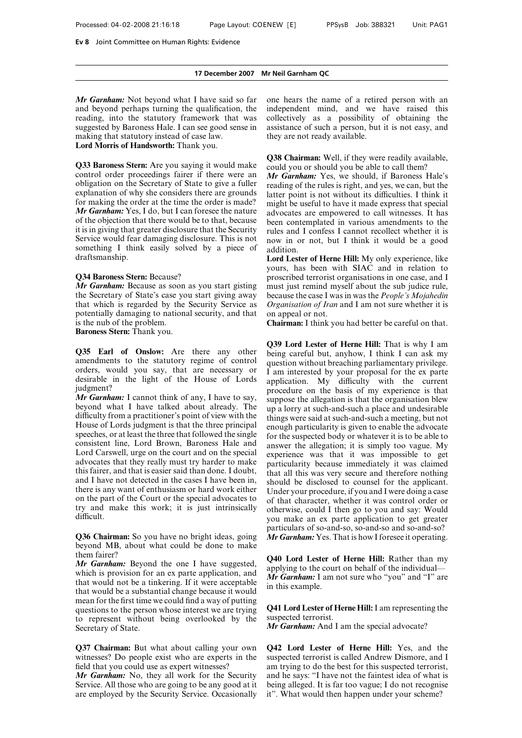**17 December 2007 Mr Neil Garnham QC**

***Mr Garnham:*** Not beyond what I have said so far and beyond perhaps turning the qualification, the reading, into the statutory framework that was suggested by Baroness Hale. I can see good sense in making that statutory instead of case law.

**Lord Morris of Handsworth:** Thank you.

**Q33 Baroness Stern:** Are you saying it would make control order proceedings fairer if there were an obligation on the Secretary of State to give a fuller explanation of why she considers there are grounds for making the order at the time the order is made?

***Mr Garnham:*** Yes, I do, but I can foresee the nature of the objection that there would be to that, because it is in giving that greater disclosure that the Security Service would fear damaging disclosure. This is not something I think easily solved by a piece of draftsmanship.

**Q34 Baroness Stern:** Because?

***Mr Garnham:*** Because as soon as you start gisting the Secretary of State's case you start giving away that which is regarded by the Security Service as potentially damaging to national security, and that is the nub of the problem.

**Baroness Stern:** Thank you.

**Q35 Earl of Onslow:** Are there any other amendments to the statutory regime of control orders, would you say, that are necessary or desirable in the light of the House of Lords judgment?

***Mr Garnham:*** I cannot think of any, I have to say, beyond what I have talked about already. The difficulty from a practitioner's point of view with the House of Lords judgment is that the three principal speeches, or at least the three that followed the single consistent line, Lord Brown, Baroness Hale and Lord Carswell, urge on the court and on the special advocates that they really must try harder to make this fairer, and that is easier said than done. I doubt, and I have not detected in the cases I have been in, there is any want of enthusiasm or hard work either on the part of the Court or the special advocates to try and make this work; it is just intrinsically difficult.

**Q36 Chairman:** So you have no bright ideas, going beyond MB, about what could be done to make them fairer?

***Mr Garnham:*** Beyond the one I have suggested, which is provision for an ex parte application, and that would not be a tinkering. If it were acceptable that would be a substantial change because it would mean for the first time we could find a way of putting questions to the person whose interest we are trying to represent without being overlooked by the Secretary of State.

**Q37 Chairman:** But what about calling your own witnesses? Do people exist who are experts in the field that you could use as expert witnesses?

***Mr Garnham:*** No, they all work for the Security Service. All those who are going to be any good at it are employed by the Security Service. Occasionally one hears the name of a retired person with an independent mind, and we have raised this collectively as a possibility of obtaining the assistance of such a person, but it is not easy, and they are not ready available.

**Q38 Chairman:** Well, if they were readily available, could you or should you be able to call them?

***Mr Garnham:*** Yes, we should, if Baroness Hale's reading of the rules is right, and yes, we can, but the latter point is not without its difficulties. I think it might be useful to have it made express that special advocates are empowered to call witnesses. It has been contemplated in various amendments to the rules and I confess I cannot recollect whether it is now in or not, but I think it would be a good addition.

**Lord Lester of Herne Hill:** My only experience, like yours, has been with SIAC and in relation to proscribed terrorist organisations in one case, and I must just remind myself about the sub judice rule, because the case I was in was the *People's Mojahedin Organisation of Iran* and I am not sure whether it is on appeal or not.

**Chairman:** I think you had better be careful on that.

**Q39 Lord Lester of Herne Hill:** That is why I am being careful but, anyhow, I think I can ask my question without breaching parliamentary privilege. I am interested by your proposal for the ex parte application. My difficulty with the current procedure on the basis of my experience is that suppose the allegation is that the organisation blew up a lorry at such-and-such a place and undesirable things were said at such-and-such a meeting, but not enough particularity is given to enable the advocate for the suspected body or whatever it is to be able to answer the allegation; it is simply too vague. My experience was that it was impossible to get particularity because immediately it was claimed that all this was very secure and therefore nothing should be disclosed to counsel for the applicant. Under your procedure, if you and I were doing a case of that character, whether it was control order or otherwise, could I then go to you and say: Would you make an ex parte application to get greater particulars of so-and-so, so-and-so and so-and-so?

***Mr Garnham:*** Yes. That is how I foresee it operating.

**Q40 Lord Lester of Herne Hill:** Rather than my applying to the court on behalf of the individual—

***Mr Garnham:*** I am not sure who "you" and "I" are in this example.

**Q41 Lord Lester of Herne Hill:** I am representing the suspected terrorist.

***Mr Garnham:*** And I am the special advocate?

**Q42 Lord Lester of Herne Hill:** Yes, and the suspected terrorist is called Andrew Dismore, and I am trying to do the best for this suspected terrorist, and he says: "I have not the faintest idea of what is being alleged. It is far too vague; I do not recognise it". What would then happen under your scheme?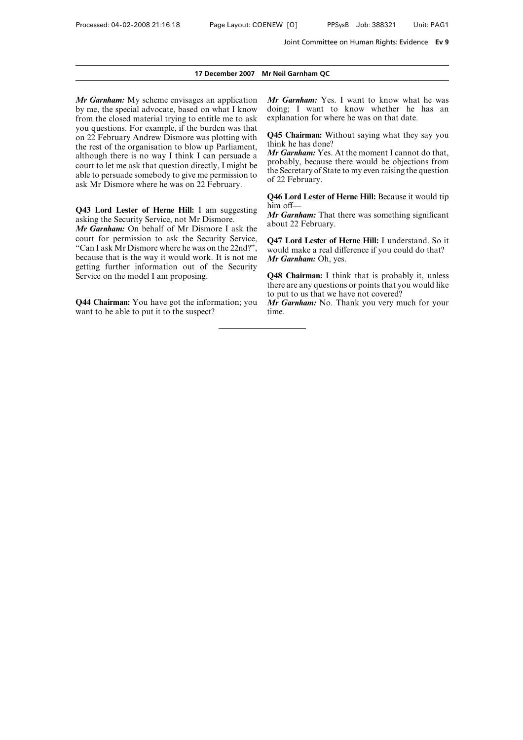*Mr Garnham:* My scheme envisages an application by me, the special advocate, based on what I know from the closed material trying to entitle me to ask you questions. For example, if the burden was that on 22 February Andrew Dismore was plotting with the rest of the organisation to blow up Parliament, although there is no way I think I can persuade a court to let me ask that question directly, I might be able to persuade somebody to give me permission to ask Mr Dismore where he was on 22 February.

**Q43 Lord Lester of Herne Hill:** I am suggesting asking the Security Service, not Mr Dismore.
*Mr Garnham:* On behalf of Mr Dismore I ask the court for permission to ask the Security Service, "Can I ask Mr Dismore where he was on the 22nd?", because that is the way it would work. It is not me getting further information out of the Security Service on the model I am proposing.

**Q44 Chairman:** You have got the information; you want to be able to put it to the suspect?
*Mr Garnham:* Yes. I want to know what he was doing; I want to know whether he has an explanation for where he was on that date.

**Q45 Chairman:** Without saying what they say you think he has done?
*Mr Garnham:* Yes. At the moment I cannot do that, probably, because there would be objections from the Secretary of State to my even raising the question of 22 February.

**Q46 Lord Lester of Herne Hill:** Because it would tip him off—
*Mr Garnham:* That there was something significant about 22 February.

**Q47 Lord Lester of Herne Hill:** I understand. So it would make a real difference if you could do that?
*Mr Garnham:* Oh, yes.

**Q48 Chairman:** I think that is probably it, unless there are any questions or points that you would like to put to us that we have not covered?
*Mr Garnham:* No. Thank you very much for your time.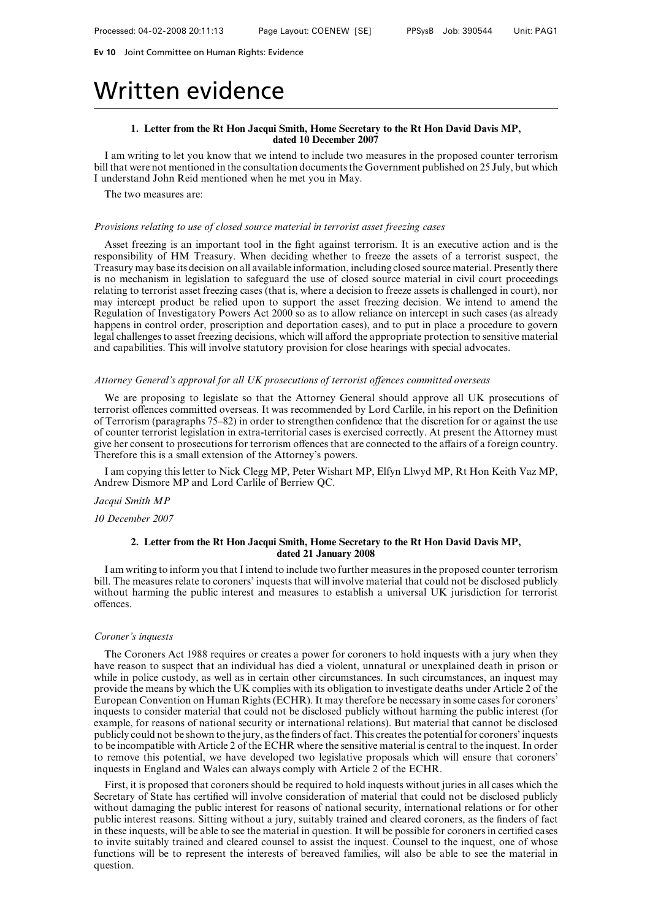# Written evidence

### 1. Letter from the Rt Hon Jacqui Smith, Home Secretary to the Rt Hon David Davis MP, dated 10 December 2007

I am writing to let you know that we intend to include two measures in the proposed counter terrorism bill that were not mentioned in the consultation documents the Government published on 25 July, but which I understand John Reid mentioned when he met you in May.

The two measures are:

*Provisions relating to use of closed source material in terrorist asset freezing cases*

Asset freezing is an important tool in the fight against terrorism. It is an executive action and is the responsibility of HM Treasury. When deciding whether to freeze the assets of a terrorist suspect, the Treasury may base its decision on all available information, including closed source material. Presently there is no mechanism in legislation to safeguard the use of closed source material in civil court proceedings relating to terrorist asset freezing cases (that is, where a decision to freeze assets is challenged in court), nor may intercept product be relied upon to support the asset freezing decision. We intend to amend the Regulation of Investigatory Powers Act 2000 so as to allow reliance on intercept in such cases (as already happens in control order, proscription and deportation cases), and to put in place a procedure to govern legal challenges to asset freezing decisions, which will afford the appropriate protection to sensitive material and capabilities. This will involve statutory provision for close hearings with special advocates.

*Attorney General's approval for all UK prosecutions of terrorist offences committed overseas*

We are proposing to legislate so that the Attorney General should approve all UK prosecutions of terrorist offences committed overseas. It was recommended by Lord Carlile, in his report on the Definition of Terrorism (paragraphs 75–82) in order to strengthen confidence that the discretion for or against the use of counter terrorist legislation in extra-territorial cases is exercised correctly. At present the Attorney must give her consent to prosecutions for terrorism offences that are connected to the affairs of a foreign country. Therefore this is a small extension of the Attorney's powers.

I am copying this letter to Nick Clegg MP, Peter Wishart MP, Elfyn Llwyd MP, Rt Hon Keith Vaz MP, Andrew Dismore MP and Lord Carlile of Berriew QC.

*Jacqui Smith MP*

*10 December 2007*

### 2. Letter from the Rt Hon Jacqui Smith, Home Secretary to the Rt Hon David Davis MP, dated 21 January 2008

I am writing to inform you that I intend to include two further measures in the proposed counter terrorism bill. The measures relate to coroners' inquests that will involve material that could not be disclosed publicly without harming the public interest and measures to establish a universal UK jurisdiction for terrorist offences.

*Coroner's inquests*

The Coroners Act 1988 requires or creates a power for coroners to hold inquests with a jury when they have reason to suspect that an individual has died a violent, unnatural or unexplained death in prison or while in police custody, as well as in certain other circumstances. In such circumstances, an inquest may provide the means by which the UK complies with its obligation to investigate deaths under Article 2 of the European Convention on Human Rights (ECHR). It may therefore be necessary in some cases for coroners' inquests to consider material that could not be disclosed publicly without harming the public interest (for example, for reasons of national security or international relations). But material that cannot be disclosed publicly could not be shown to the jury, as the finders of fact. This creates the potential for coroners' inquests to be incompatible with Article 2 of the ECHR where the sensitive material is central to the inquest. In order to remove this potential, we have developed two legislative proposals which will ensure that coroners' inquests in England and Wales can always comply with Article 2 of the ECHR.

First, it is proposed that coroners should be required to hold inquests without juries in all cases which the Secretary of State has certified will involve consideration of material that could not be disclosed publicly without damaging the public interest for reasons of national security, international relations or for other public interest reasons. Sitting without a jury, suitably trained and cleared coroners, as the finders of fact in these inquests, will be able to see the material in question. It will be possible for coroners in certified cases to invite suitably trained and cleared counsel to assist the inquest. Counsel to the inquest, one of whose functions will be to represent the interests of bereaved families, will also be able to see the material in question.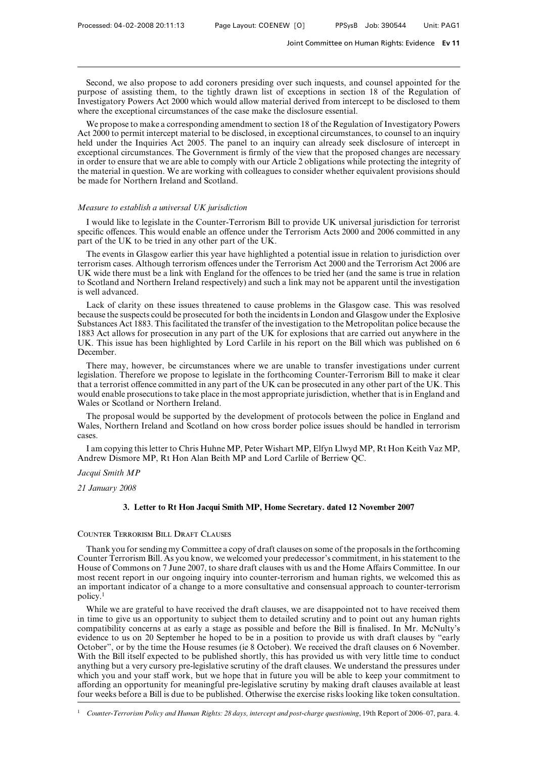Second, we also propose to add coroners presiding over such inquests, and counsel appointed for the purpose of assisting them, to the tightly drawn list of exceptions in section 18 of the Regulation of Investigatory Powers Act 2000 which would allow material derived from intercept to be disclosed to them where the exceptional circumstances of the case make the disclosure essential.

We propose to make a corresponding amendment to section 18 of the Regulation of Investigatory Powers Act 2000 to permit intercept material to be disclosed, in exceptional circumstances, to counsel to an inquiry held under the Inquiries Act 2005. The panel to an inquiry can already seek disclosure of intercept in exceptional circumstances. The Government is firmly of the view that the proposed changes are necessary in order to ensure that we are able to comply with our Article 2 obligations while protecting the integrity of the material in question. We are working with colleagues to consider whether equivalent provisions should be made for Northern Ireland and Scotland.

*Measure to establish a universal UK jurisdiction*

I would like to legislate in the Counter-Terrorism Bill to provide UK universal jurisdiction for terrorist specific offences. This would enable an offence under the Terrorism Acts 2000 and 2006 committed in any part of the UK to be tried in any other part of the UK.

The events in Glasgow earlier this year have highlighted a potential issue in relation to jurisdiction over terrorism cases. Although terrorism offences under the Terrorism Act 2000 and the Terrorism Act 2006 are UK wide there must be a link with England for the offences to be tried her (and the same is true in relation to Scotland and Northern Ireland respectively) and such a link may not be apparent until the investigation is well advanced.

Lack of clarity on these issues threatened to cause problems in the Glasgow case. This was resolved because the suspects could be prosecuted for both the incidents in London and Glasgow under the Explosive Substances Act 1883. This facilitated the transfer of the investigation to the Metropolitan police because the 1883 Act allows for prosecution in any part of the UK for explosions that are carried out anywhere in the UK. This issue has been highlighted by Lord Carlile in his report on the Bill which was published on 6 December.

There may, however, be circumstances where we are unable to transfer investigations under current legislation. Therefore we propose to legislate in the forthcoming Counter-Terrorism Bill to make it clear that a terrorist offence committed in any part of the UK can be prosecuted in any other part of the UK. This would enable prosecutions to take place in the most appropriate jurisdiction, whether that is in England and Wales or Scotland or Northern Ireland.

The proposal would be supported by the development of protocols between the police in England and Wales, Northern Ireland and Scotland on how cross border police issues should be handled in terrorism cases.

I am copying this letter to Chris Huhne MP, Peter Wishart MP, Elfyn Llwyd MP, Rt Hon Keith Vaz MP, Andrew Dismore MP, Rt Hon Alan Beith MP and Lord Carlile of Berriew QC.

*Jacqui Smith MP*

*21 January 2008*

### 3. Letter to Rt Hon Jacqui Smith MP, Home Secretary. dated 12 November 2007

Counter Terrorism Bill Draft Clauses

Thank you for sending my Committee a copy of draft clauses on some of the proposals in the forthcoming Counter Terrorism Bill. As you know, we welcomed your predecessor's commitment, in his statement to the House of Commons on 7 June 2007, to share draft clauses with us and the Home Affairs Committee. In our most recent report in our ongoing inquiry into counter-terrorism and human rights, we welcomed this as an important indicator of a change to a more consultative and consensual approach to counter-terrorism policy.[1]

While we are grateful to have received the draft clauses, we are disappointed not to have received them in time to give us an opportunity to subject them to detailed scrutiny and to point out any human rights compatibility concerns at as early a stage as possible and before the Bill is finalised. In Mr. McNulty's evidence to us on 20 September he hoped to be in a position to provide us with draft clauses by "early October", or by the time the House resumes (ie 8 October). We received the draft clauses on 6 November. With the Bill itself expected to be published shortly, this has provided us with very little time to conduct anything but a very cursory pre-legislative scrutiny of the draft clauses. We understand the pressures under which you and your staff work, but we hope that in future you will be able to keep your commitment to affording an opportunity for meaningful pre-legislative scrutiny by making draft clauses available at least four weeks before a Bill is due to be published. Otherwise the exercise risks looking like token consultation.

[1] *Counter-Terrorism Policy and Human Rights: 28 days, intercept and post-charge questioning*, 19th Report of 2006–07, para. 4.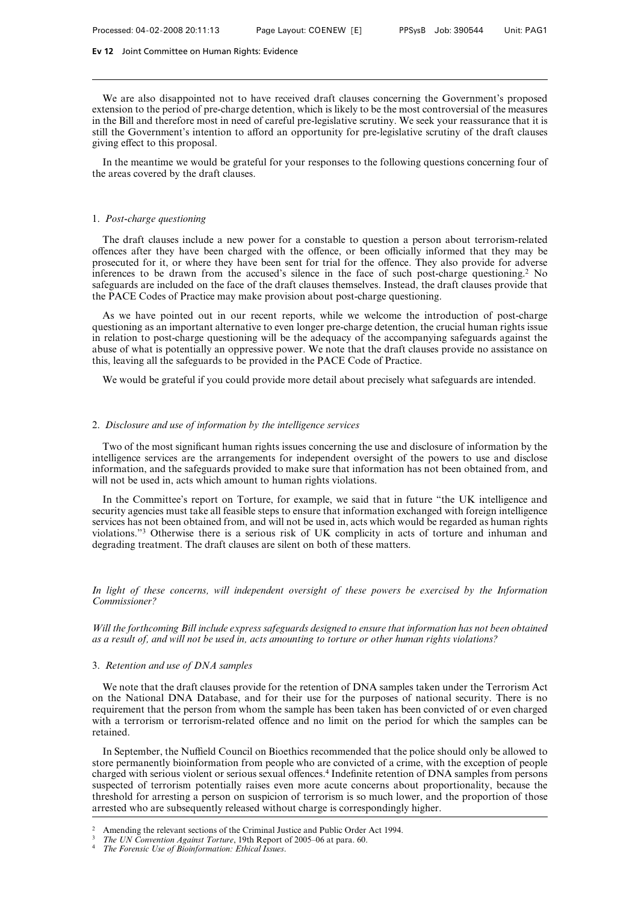We are also disappointed not to have received draft clauses concerning the Government's proposed extension to the period of pre-charge detention, which is likely to be the most controversial of the measures in the Bill and therefore most in need of careful pre-legislative scrutiny. We seek your reassurance that it is still the Government's intention to afford an opportunity for pre-legislative scrutiny of the draft clauses giving effect to this proposal.

In the meantime we would be grateful for your responses to the following questions concerning four of the areas covered by the draft clauses.

1. *Post-charge questioning*

The draft clauses include a new power for a constable to question a person about terrorism-related offences after they have been charged with the offence, or been officially informed that they may be prosecuted for it, or where they have been sent for trial for the offence. They also provide for adverse inferences to be drawn from the accused's silence in the face of such post-charge questioning.[2] No safeguards are included on the face of the draft clauses themselves. Instead, the draft clauses provide that the PACE Codes of Practice may make provision about post-charge questioning.

As we have pointed out in our recent reports, while we welcome the introduction of post-charge questioning as an important alternative to even longer pre-charge detention, the crucial human rights issue in relation to post-charge questioning will be the adequacy of the accompanying safeguards against the abuse of what is potentially an oppressive power. We note that the draft clauses provide no assistance on this, leaving all the safeguards to be provided in the PACE Code of Practice.

We would be grateful if you could provide more detail about precisely what safeguards are intended.

2. *Disclosure and use of information by the intelligence services*

Two of the most significant human rights issues concerning the use and disclosure of information by the intelligence services are the arrangements for independent oversight of the powers to use and disclose information, and the safeguards provided to make sure that information has not been obtained from, and will not be used in, acts which amount to human rights violations.

In the Committee's report on Torture, for example, we said that in future "the UK intelligence and security agencies must take all feasible steps to ensure that information exchanged with foreign intelligence services has not been obtained from, and will not be used in, acts which would be regarded as human rights violations."[3] Otherwise there is a serious risk of UK complicity in acts of torture and inhuman and degrading treatment. The draft clauses are silent on both of these matters.

*In light of these concerns, will independent oversight of these powers be exercised by the Information Commissioner?*

*Will the forthcoming Bill include express safeguards designed to ensure that information has not been obtained as a result of, and will not be used in, acts amounting to torture or other human rights violations?*

3. *Retention and use of DNA samples*

We note that the draft clauses provide for the retention of DNA samples taken under the Terrorism Act on the National DNA Database, and for their use for the purposes of national security. There is no requirement that the person from whom the sample has been taken has been convicted of or even charged with a terrorism or terrorism-related offence and no limit on the period for which the samples can be retained.

In September, the Nuffield Council on Bioethics recommended that the police should only be allowed to store permanently bioinformation from people who are convicted of a crime, with the exception of people charged with serious violent or serious sexual offences.[4] Indefinite retention of DNA samples from persons suspected of terrorism potentially raises even more acute concerns about proportionality, because the threshold for arresting a person on suspicion of terrorism is so much lower, and the proportion of those arrested who are subsequently released without charge is correspondingly higher.

---

[2] Amending the relevant sections of the Criminal Justice and Public Order Act 1994.

[3] *The UN Convention Against Torture*, 19th Report of 2005–06 at para. 60.

[4] *The Forensic Use of Bioinformation: Ethical Issues*.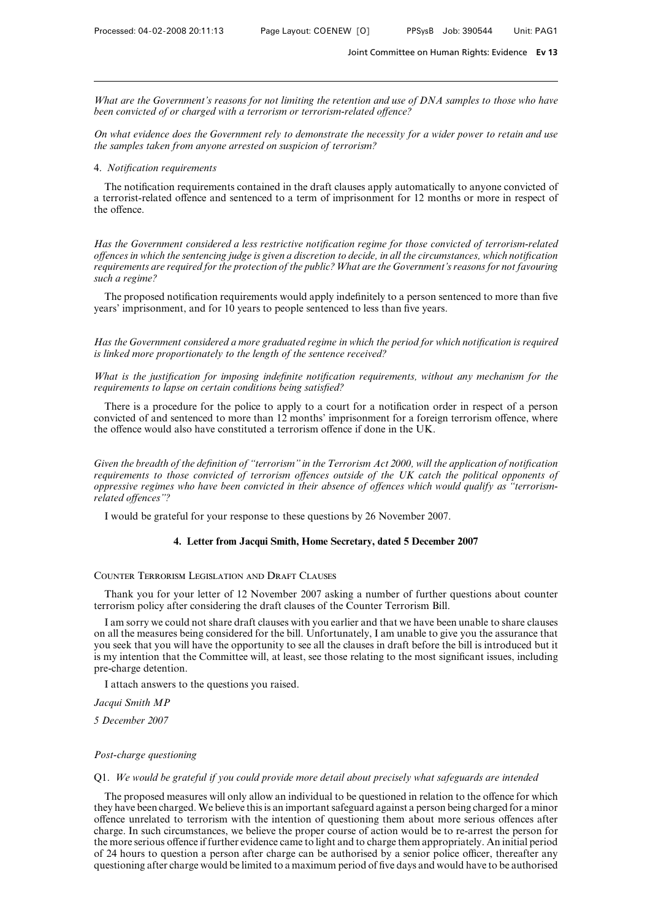*What are the Government's reasons for not limiting the retention and use of DNA samples to those who have been convicted of or charged with a terrorism or terrorism-related offence?*

*On what evidence does the Government rely to demonstrate the necessity for a wider power to retain and use the samples taken from anyone arrested on suspicion of terrorism?*

4. *Notification requirements*

The notification requirements contained in the draft clauses apply automatically to anyone convicted of a terrorist-related offence and sentenced to a term of imprisonment for 12 months or more in respect of the offence.

*Has the Government considered a less restrictive notification regime for those convicted of terrorism-related offences in which the sentencing judge is given a discretion to decide, in all the circumstances, which notification requirements are required for the protection of the public? What are the Government's reasons for not favouring such a regime?*

The proposed notification requirements would apply indefinitely to a person sentenced to more than five years' imprisonment, and for 10 years to people sentenced to less than five years.

*Has the Government considered a more graduated regime in which the period for which notification is required is linked more proportionately to the length of the sentence received?*

*What is the justification for imposing indefinite notification requirements, without any mechanism for the requirements to lapse on certain conditions being satisfied?*

There is a procedure for the police to apply to a court for a notification order in respect of a person convicted of and sentenced to more than 12 months' imprisonment for a foreign terrorism offence, where the offence would also have constituted a terrorism offence if done in the UK.

*Given the breadth of the definition of "terrorism" in the Terrorism Act 2000, will the application of notification requirements to those convicted of terrorism offences outside of the UK catch the political opponents of oppressive regimes who have been convicted in their absence of offences which would qualify as "terrorism-related offences"?*

I would be grateful for your response to these questions by 26 November 2007.

## 4. Letter from Jacqui Smith, Home Secretary, dated 5 December 2007

Counter Terrorism Legislation and Draft Clauses

Thank you for your letter of 12 November 2007 asking a number of further questions about counter terrorism policy after considering the draft clauses of the Counter Terrorism Bill.

I am sorry we could not share draft clauses with you earlier and that we have been unable to share clauses on all the measures being considered for the bill. Unfortunately, I am unable to give you the assurance that you seek that you will have the opportunity to see all the clauses in draft before the bill is introduced but it is my intention that the Committee will, at least, see those relating to the most significant issues, including pre-charge detention.

I attach answers to the questions you raised.

*Jacqui Smith MP*

*5 December 2007*

*Post-charge questioning*

Q1. *We would be grateful if you could provide more detail about precisely what safeguards are intended*

The proposed measures will only allow an individual to be questioned in relation to the offence for which they have been charged. We believe this is an important safeguard against a person being charged for a minor offence unrelated to terrorism with the intention of questioning them about more serious offences after charge. In such circumstances, we believe the proper course of action would be to re-arrest the person for the more serious offence if further evidence came to light and to charge them appropriately. An initial period of 24 hours to question a person after charge can be authorised by a senior police officer, thereafter any questioning after charge would be limited to a maximum period of five days and would have to be authorised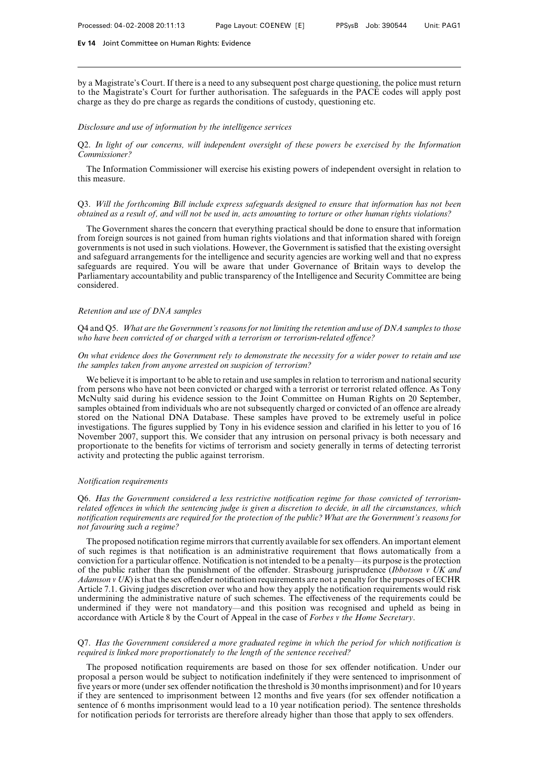by a Magistrate's Court. If there is a need to any subsequent post charge questioning, the police must return to the Magistrate's Court for further authorisation. The safeguards in the PACE codes will apply post charge as they do pre charge as regards the conditions of custody, questioning etc.

### *Disclosure and use of information by the intelligence services*

Q2. *In light of our concerns, will independent oversight of these powers be exercised by the Information Commissioner?*

The Information Commissioner will exercise his existing powers of independent oversight in relation to this measure.

Q3. *Will the forthcoming Bill include express safeguards designed to ensure that information has not been obtained as a result of, and will not be used in, acts amounting to torture or other human rights violations?*

The Government shares the concern that everything practical should be done to ensure that information from foreign sources is not gained from human rights violations and that information shared with foreign governments is not used in such violations. However, the Government is satisfied that the existing oversight and safeguard arrangements for the intelligence and security agencies are working well and that no express safeguards are required. You will be aware that under Governance of Britain ways to develop the Parliamentary accountability and public transparency of the Intelligence and Security Committee are being considered.

### *Retention and use of DNA samples*

Q4 and Q5. *What are the Government's reasons for not limiting the retention and use of DNA samples to those who have been convicted of or charged with a terrorism or terrorism-related offence?*

*On what evidence does the Government rely to demonstrate the necessity for a wider power to retain and use the samples taken from anyone arrested on suspicion of terrorism?*

We believe it is important to be able to retain and use samples in relation to terrorism and national security from persons who have not been convicted or charged with a terrorist or terrorist related offence. As Tony McNulty said during his evidence session to the Joint Committee on Human Rights on 20 September, samples obtained from individuals who are not subsequently charged or convicted of an offence are already stored on the National DNA Database. These samples have proved to be extremely useful in police investigations. The figures supplied by Tony in his evidence session and clarified in his letter to you of 16 November 2007, support this. We consider that any intrusion on personal privacy is both necessary and proportionate to the benefits for victims of terrorism and society generally in terms of detecting terrorist activity and protecting the public against terrorism.

### *Notification requirements*

Q6. *Has the Government considered a less restrictive notification regime for those convicted of terrorism-related offences in which the sentencing judge is given a discretion to decide, in all the circumstances, which notification requirements are required for the protection of the public? What are the Government's reasons for not favouring such a regime?*

The proposed notification regime mirrors that currently available for sex offenders. An important element of such regimes is that notification is an administrative requirement that flows automatically from a conviction for a particular offence. Notification is not intended to be a penalty—its purpose is the protection of the public rather than the punishment of the offender. Strasbourg jurisprudence (*Ibbotson v UK and Adamson v UK*) is that the sex offender notification requirements are not a penalty for the purposes of ECHR Article 7.1. Giving judges discretion over who and how they apply the notification requirements would risk undermining the administrative nature of such schemes. The effectiveness of the requirements could be undermined if they were not mandatory—and this position was recognised and upheld as being in accordance with Article 8 by the Court of Appeal in the case of *Forbes v the Home Secretary*.

Q7. *Has the Government considered a more graduated regime in which the period for which notification is required is linked more proportionately to the length of the sentence received?*

The proposed notification requirements are based on those for sex offender notification. Under our proposal a person would be subject to notification indefinitely if they were sentenced to imprisonment of five years or more (under sex offender notification the threshold is 30 months imprisonment) and for 10 years if they are sentenced to imprisonment between 12 months and five years (for sex offender notification a sentence of 6 months imprisonment would lead to a 10 year notification period). The sentence thresholds for notification periods for terrorists are therefore already higher than those that apply to sex offenders.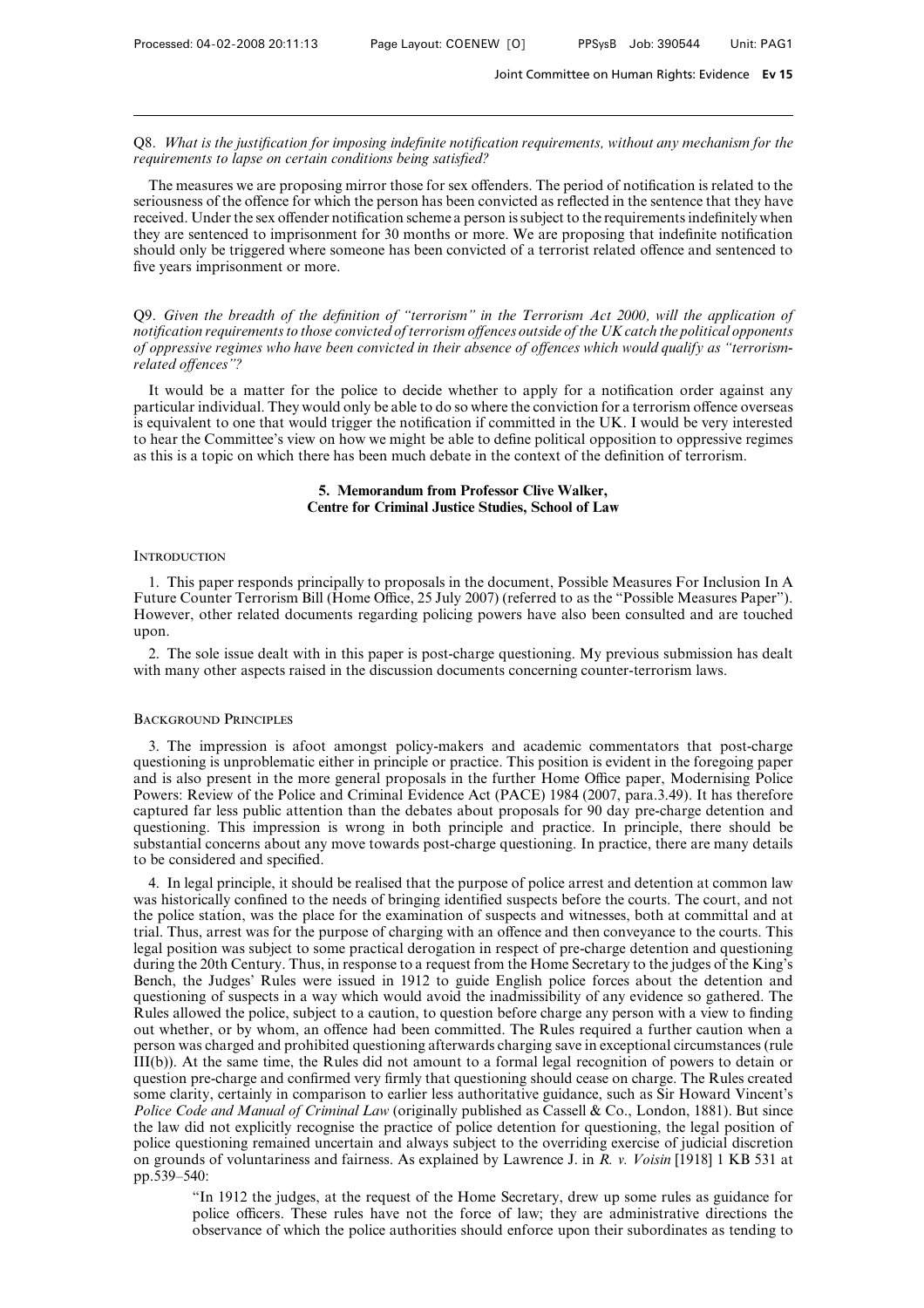Q8. *What is the justification for imposing indefinite notification requirements, without any mechanism for the requirements to lapse on certain conditions being satisfied?*

The measures we are proposing mirror those for sex offenders. The period of notification is related to the seriousness of the offence for which the person has been convicted as reflected in the sentence that they have received. Under the sex offender notification scheme a person is subject to the requirements indefinitely when they are sentenced to imprisonment for 30 months or more. We are proposing that indefinite notification should only be triggered where someone has been convicted of a terrorist related offence and sentenced to five years imprisonment or more.

Q9. *Given the breadth of the definition of "terrorism" in the Terrorism Act 2000, will the application of notification requirements to those convicted of terrorism offences outside of the UK catch the political opponents of oppressive regimes who have been convicted in their absence of offences which would qualify as "terrorism-related offences"?*

It would be a matter for the police to decide whether to apply for a notification order against any particular individual. They would only be able to do so where the conviction for a terrorism offence overseas is equivalent to one that would trigger the notification if committed in the UK. I would be very interested to hear the Committee's view on how we might be able to define political opposition to oppressive regimes as this is a topic on which there has been much debate in the context of the definition of terrorism.

## 5. Memorandum from Professor Clive Walker, Centre for Criminal Justice Studies, School of Law

### Introduction

1. This paper responds principally to proposals in the document, Possible Measures For Inclusion In A Future Counter Terrorism Bill (Home Office, 25 July 2007) (referred to as the "Possible Measures Paper"). However, other related documents regarding policing powers have also been consulted and are touched upon.

2. The sole issue dealt with in this paper is post-charge questioning. My previous submission has dealt with many other aspects raised in the discussion documents concerning counter-terrorism laws.

### Background Principles

3. The impression is afoot amongst policy-makers and academic commentators that post-charge questioning is unproblematic either in principle or practice. This position is evident in the foregoing paper and is also present in the more general proposals in the further Home Office paper, Modernising Police Powers: Review of the Police and Criminal Evidence Act (PACE) 1984 (2007, para.3.49). It has therefore captured far less public attention than the debates about proposals for 90 day pre-charge detention and questioning. This impression is wrong in both principle and practice. In principle, there should be substantial concerns about any move towards post-charge questioning. In practice, there are many details to be considered and specified.

4. In legal principle, it should be realised that the purpose of police arrest and detention at common law was historically confined to the needs of bringing identified suspects before the courts. The court, and not the police station, was the place for the examination of suspects and witnesses, both at committal and at trial. Thus, arrest was for the purpose of charging with an offence and then conveyance to the courts. This legal position was subject to some practical derogation in respect of pre-charge detention and questioning during the 20th Century. Thus, in response to a request from the Home Secretary to the judges of the King's Bench, the Judges' Rules were issued in 1912 to guide English police forces about the detention and questioning of suspects in a way which would avoid the inadmissibility of any evidence so gathered. The Rules allowed the police, subject to a caution, to question before charge any person with a view to finding out whether, or by whom, an offence had been committed. The Rules required a further caution when a person was charged and prohibited questioning afterwards charging save in exceptional circumstances (rule III(b)). At the same time, the Rules did not amount to a formal legal recognition of powers to detain or question pre-charge and confirmed very firmly that questioning should cease on charge. The Rules created some clarity, certainly in comparison to earlier less authoritative guidance, such as Sir Howard Vincent's *Police Code and Manual of Criminal Law* (originally published as Cassell & Co., London, 1881). But since the law did not explicitly recognise the practice of police detention for questioning, the legal position of police questioning remained uncertain and always subject to the overriding exercise of judicial discretion on grounds of voluntariness and fairness. As explained by Lawrence J. in *R. v. Voisin* [1918] 1 KB 531 at pp.539–540:

> "In 1912 the judges, at the request of the Home Secretary, drew up some rules as guidance for police officers. These rules have not the force of law; they are administrative directions the observance of which the police authorities should enforce upon their subordinates as tending to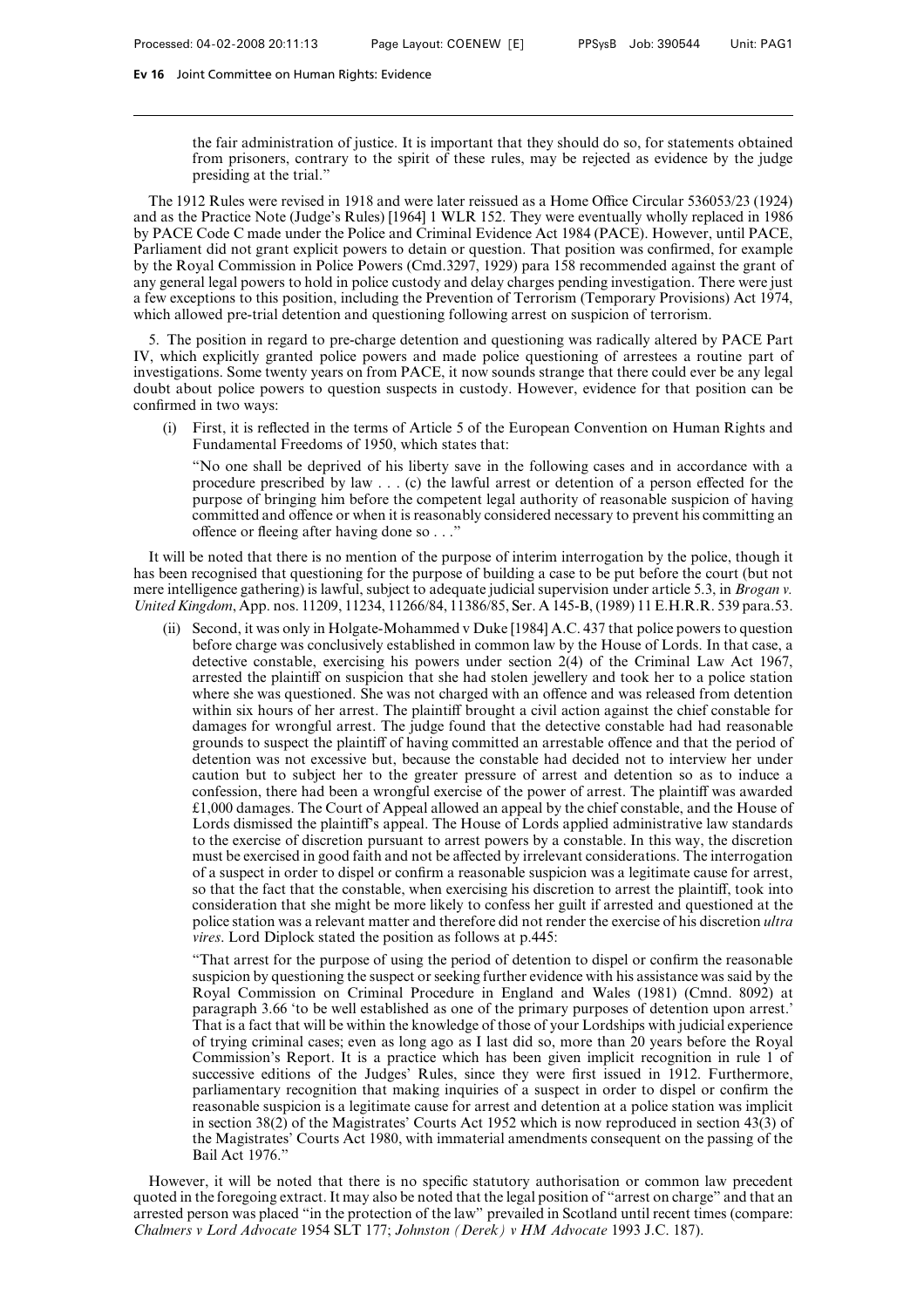the fair administration of justice. It is important that they should do so, for statements obtained from prisoners, contrary to the spirit of these rules, may be rejected as evidence by the judge presiding at the trial."

The 1912 Rules were revised in 1918 and were later reissued as a Home Office Circular 536053/23 (1924) and as the Practice Note (Judge's Rules) [1964] 1 WLR 152. They were eventually wholly replaced in 1986 by PACE Code C made under the Police and Criminal Evidence Act 1984 (PACE). However, until PACE, Parliament did not grant explicit powers to detain or question. That position was confirmed, for example by the Royal Commission in Police Powers (Cmd.3297, 1929) para 158 recommended against the grant of any general legal powers to hold in police custody and delay charges pending investigation. There were just a few exceptions to this position, including the Prevention of Terrorism (Temporary Provisions) Act 1974, which allowed pre-trial detention and questioning following arrest on suspicion of terrorism.

5. The position in regard to pre-charge detention and questioning was radically altered by PACE Part IV, which explicitly granted police powers and made police questioning of arrestees a routine part of investigations. Some twenty years on from PACE, it now sounds strange that there could ever be any legal doubt about police powers to question suspects in custody. However, evidence for that position can be confirmed in two ways:

(i) First, it is reflected in the terms of Article 5 of the European Convention on Human Rights and Fundamental Freedoms of 1950, which states that:

"No one shall be deprived of his liberty save in the following cases and in accordance with a procedure prescribed by law . . . (c) the lawful arrest or detention of a person effected for the purpose of bringing him before the competent legal authority of reasonable suspicion of having committed and offence or when it is reasonably considered necessary to prevent his committing an offence or fleeing after having done so . . ."

It will be noted that there is no mention of the purpose of interim interrogation by the police, though it has been recognised that questioning for the purpose of building a case to be put before the court (but not mere intelligence gathering) is lawful, subject to adequate judicial supervision under article 5.3, in *Brogan v. United Kingdom*, App. nos. 11209, 11234, 11266/84, 11386/85, Ser. A 145-B, (1989) 11 E.H.R.R. 539 para.53.

(ii) Second, it was only in Holgate-Mohammed v Duke [1984] A.C. 437 that police powers to question before charge was conclusively established in common law by the House of Lords. In that case, a detective constable, exercising his powers under section 2(4) of the Criminal Law Act 1967, arrested the plaintiff on suspicion that she had stolen jewellery and took her to a police station where she was questioned. She was not charged with an offence and was released from detention within six hours of her arrest. The plaintiff brought a civil action against the chief constable for damages for wrongful arrest. The judge found that the detective constable had had reasonable grounds to suspect the plaintiff of having committed an arrestable offence and that the period of detention was not excessive but, because the constable had decided not to interview her under caution but to subject her to the greater pressure of arrest and detention so as to induce a confession, there had been a wrongful exercise of the power of arrest. The plaintiff was awarded £1,000 damages. The Court of Appeal allowed an appeal by the chief constable, and the House of Lords dismissed the plaintiff's appeal. The House of Lords applied administrative law standards to the exercise of discretion pursuant to arrest powers by a constable. In this way, the discretion must be exercised in good faith and not be affected by irrelevant considerations. The interrogation of a suspect in order to dispel or confirm a reasonable suspicion was a legitimate cause for arrest, so that the fact that the constable, when exercising his discretion to arrest the plaintiff, took into consideration that she might be more likely to confess her guilt if arrested and questioned at the police station was a relevant matter and therefore did not render the exercise of his discretion *ultra vires*. Lord Diplock stated the position as follows at p.445:

"That arrest for the purpose of using the period of detention to dispel or confirm the reasonable suspicion by questioning the suspect or seeking further evidence with his assistance was said by the Royal Commission on Criminal Procedure in England and Wales (1981) (Cmnd. 8092) at paragraph 3.66 'to be well established as one of the primary purposes of detention upon arrest.' That is a fact that will be within the knowledge of those of your Lordships with judicial experience of trying criminal cases; even as long ago as I last did so, more than 20 years before the Royal Commission's Report. It is a practice which has been given implicit recognition in rule 1 of successive editions of the Judges' Rules, since they were first issued in 1912. Furthermore, parliamentary recognition that making inquiries of a suspect in order to dispel or confirm the reasonable suspicion is a legitimate cause for arrest and detention at a police station was implicit in section 38(2) of the Magistrates' Courts Act 1952 which is now reproduced in section 43(3) of the Magistrates' Courts Act 1980, with immaterial amendments consequent on the passing of the Bail Act 1976."

However, it will be noted that there is no specific statutory authorisation or common law precedent quoted in the foregoing extract. It may also be noted that the legal position of "arrest on charge" and that an arrested person was placed "in the protection of the law" prevailed in Scotland until recent times (compare: *Chalmers v Lord Advocate* 1954 SLT 177; *Johnston (Derek) v HM Advocate* 1993 J.C. 187).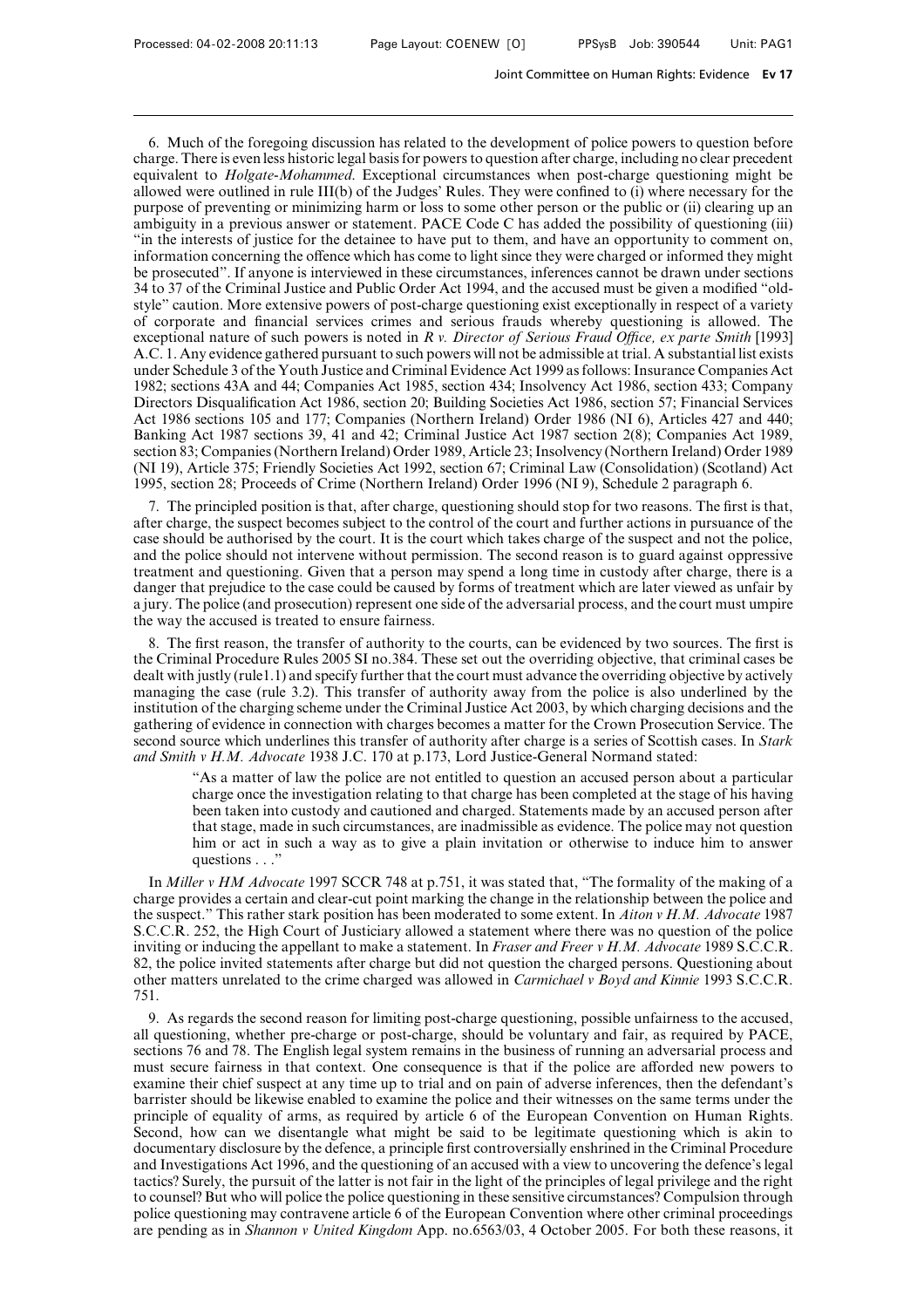6. Much of the foregoing discussion has related to the development of police powers to question before charge. There is even less historic legal basis for powers to question after charge, including no clear precedent equivalent to *Holgate-Mohammed*. Exceptional circumstances when post-charge questioning might be allowed were outlined in rule III(b) of the Judges' Rules. They were confined to (i) where necessary for the purpose of preventing or minimizing harm or loss to some other person or the public or (ii) clearing up an ambiguity in a previous answer or statement. PACE Code C has added the possibility of questioning (iii) "in the interests of justice for the detainee to have put to them, and have an opportunity to comment on, information concerning the offence which has come to light since they were charged or informed they might be prosecuted". If anyone is interviewed in these circumstances, inferences cannot be drawn under sections 34 to 37 of the Criminal Justice and Public Order Act 1994, and the accused must be given a modified "old-style" caution. More extensive powers of post-charge questioning exist exceptionally in respect of a variety of corporate and financial services crimes and serious frauds whereby questioning is allowed. The exceptional nature of such powers is noted in *R v. Director of Serious Fraud Office, ex parte Smith* [1993] A.C. 1. Any evidence gathered pursuant to such powers will not be admissible at trial. A substantial list exists under Schedule 3 of the Youth Justice and Criminal Evidence Act 1999 as follows: Insurance Companies Act 1982; sections 43A and 44; Companies Act 1985, section 434; Insolvency Act 1986, section 433; Company Directors Disqualification Act 1986, section 20; Building Societies Act 1986, section 57; Financial Services Act 1986 sections 105 and 177; Companies (Northern Ireland) Order 1986 (NI 6), Articles 427 and 440; Banking Act 1987 sections 39, 41 and 42; Criminal Justice Act 1987 section 2(8); Companies Act 1989, section 83; Companies (Northern Ireland) Order 1989, Article 23; Insolvency (Northern Ireland) Order 1989 (NI 19), Article 375; Friendly Societies Act 1992, section 67; Criminal Law (Consolidation) (Scotland) Act 1995, section 28; Proceeds of Crime (Northern Ireland) Order 1996 (NI 9), Schedule 2 paragraph 6.

7. The principled position is that, after charge, questioning should stop for two reasons. The first is that, after charge, the suspect becomes subject to the control of the court and further actions in pursuance of the case should be authorised by the court. It is the court which takes charge of the suspect and not the police, and the police should not intervene without permission. The second reason is to guard against oppressive treatment and questioning. Given that a person may spend a long time in custody after charge, there is a danger that prejudice to the case could be caused by forms of treatment which are later viewed as unfair by a jury. The police (and prosecution) represent one side of the adversarial process, and the court must umpire the way the accused is treated to ensure fairness.

8. The first reason, the transfer of authority to the courts, can be evidenced by two sources. The first is the Criminal Procedure Rules 2005 SI no.384. These set out the overriding objective, that criminal cases be dealt with justly (rule1.1) and specify further that the court must advance the overriding objective by actively managing the case (rule 3.2). This transfer of authority away from the police is also underlined by the institution of the charging scheme under the Criminal Justice Act 2003, by which charging decisions and the gathering of evidence in connection with charges becomes a matter for the Crown Prosecution Service. The second source which underlines this transfer of authority after charge is a series of Scottish cases. In *Stark and Smith v H.M. Advocate* 1938 J.C. 170 at p.173, Lord Justice-General Normand stated:

> "As a matter of law the police are not entitled to question an accused person about a particular charge once the investigation relating to that charge has been completed at the stage of his having been taken into custody and cautioned and charged. Statements made by an accused person after that stage, made in such circumstances, are inadmissible as evidence. The police may not question him or act in such a way as to give a plain invitation or otherwise to induce him to answer questions . . ."

In *Miller v HM Advocate* 1997 SCCR 748 at p.751, it was stated that, "The formality of the making of a charge provides a certain and clear-cut point marking the change in the relationship between the police and the suspect." This rather stark position has been moderated to some extent. In *Aiton v H.M. Advocate* 1987 S.C.C.R. 252, the High Court of Justiciary allowed a statement where there was no question of the police inviting or inducing the appellant to make a statement. In *Fraser and Freer v H.M. Advocate* 1989 S.C.C.R. 82, the police invited statements after charge but did not question the charged persons. Questioning about other matters unrelated to the crime charged was allowed in *Carmichael v Boyd and Kinnie* 1993 S.C.C.R. 751.

9. As regards the second reason for limiting post-charge questioning, possible unfairness to the accused, all questioning, whether pre-charge or post-charge, should be voluntary and fair, as required by PACE, sections 76 and 78. The English legal system remains in the business of running an adversarial process and must secure fairness in that context. One consequence is that if the police are afforded new powers to examine their chief suspect at any time up to trial and on pain of adverse inferences, then the defendant's barrister should be likewise enabled to examine the police and their witnesses on the same terms under the principle of equality of arms, as required by article 6 of the European Convention on Human Rights. Second, how can we disentangle what might be said to be legitimate questioning which is akin to documentary disclosure by the defence, a principle first controversially enshrined in the Criminal Procedure and Investigations Act 1996, and the questioning of an accused with a view to uncovering the defence's legal tactics? Surely, the pursuit of the latter is not fair in the light of the principles of legal privilege and the right to counsel? But who will police the police questioning in these sensitive circumstances? Compulsion through police questioning may contravene article 6 of the European Convention where other criminal proceedings are pending as in *Shannon v United Kingdom* App. no.6563/03, 4 October 2005. For both these reasons, it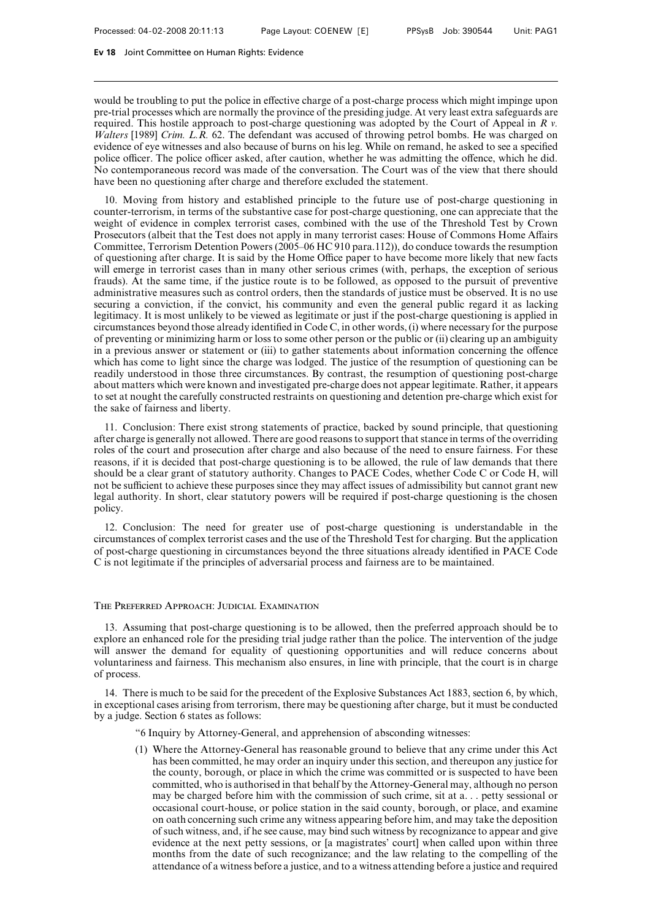would be troubling to put the police in effective charge of a post-charge process which might impinge upon pre-trial processes which are normally the province of the presiding judge. At very least extra safeguards are required. This hostile approach to post-charge questioning was adopted by the Court of Appeal in *R v. Walters* [1989] *Crim. L.R.* 62. The defendant was accused of throwing petrol bombs. He was charged on evidence of eye witnesses and also because of burns on his leg. While on remand, he asked to see a specified police officer. The police officer asked, after caution, whether he was admitting the offence, which he did. No contemporaneous record was made of the conversation. The Court was of the view that there should have been no questioning after charge and therefore excluded the statement.

10. Moving from history and established principle to the future use of post-charge questioning in counter-terrorism, in terms of the substantive case for post-charge questioning, one can appreciate that the weight of evidence in complex terrorist cases, combined with the use of the Threshold Test by Crown Prosecutors (albeit that the Test does not apply in many terrorist cases: House of Commons Home Affairs Committee, Terrorism Detention Powers (2005–06 HC 910 para.112)), do conduce towards the resumption of questioning after charge. It is said by the Home Office paper to have become more likely that new facts will emerge in terrorist cases than in many other serious crimes (with, perhaps, the exception of serious frauds). At the same time, if the justice route is to be followed, as opposed to the pursuit of preventive administrative measures such as control orders, then the standards of justice must be observed. It is no use securing a conviction, if the convict, his community and even the general public regard it as lacking legitimacy. It is most unlikely to be viewed as legitimate or just if the post-charge questioning is applied in circumstances beyond those already identified in Code C, in other words, (i) where necessary for the purpose of preventing or minimizing harm or loss to some other person or the public or (ii) clearing up an ambiguity in a previous answer or statement or (iii) to gather statements about information concerning the offence which has come to light since the charge was lodged. The justice of the resumption of questioning can be readily understood in those three circumstances. By contrast, the resumption of questioning post-charge about matters which were known and investigated pre-charge does not appear legitimate. Rather, it appears to set at nought the carefully constructed restraints on questioning and detention pre-charge which exist for the sake of fairness and liberty.

11. Conclusion: There exist strong statements of practice, backed by sound principle, that questioning after charge is generally not allowed. There are good reasons to support that stance in terms of the overriding roles of the court and prosecution after charge and also because of the need to ensure fairness. For these reasons, if it is decided that post-charge questioning is to be allowed, the rule of law demands that there should be a clear grant of statutory authority. Changes to PACE Codes, whether Code C or Code H, will not be sufficient to achieve these purposes since they may affect issues of admissibility but cannot grant new legal authority. In short, clear statutory powers will be required if post-charge questioning is the chosen policy.

12. Conclusion: The need for greater use of post-charge questioning is understandable in the circumstances of complex terrorist cases and the use of the Threshold Test for charging. But the application of post-charge questioning in circumstances beyond the three situations already identified in PACE Code C is not legitimate if the principles of adversarial process and fairness are to be maintained.

## The Preferred Approach: Judicial Examination

13. Assuming that post-charge questioning is to be allowed, then the preferred approach should be to explore an enhanced role for the presiding trial judge rather than the police. The intervention of the judge will answer the demand for equality of questioning opportunities and will reduce concerns about voluntariness and fairness. This mechanism also ensures, in line with principle, that the court is in charge of process.

14. There is much to be said for the precedent of the Explosive Substances Act 1883, section 6, by which, in exceptional cases arising from terrorism, there may be questioning after charge, but it must be conducted by a judge. Section 6 states as follows:

> "6 Inquiry by Attorney-General, and apprehension of absconding witnesses:
>
> (1) Where the Attorney-General has reasonable ground to believe that any crime under this Act has been committed, he may order an inquiry under this section, and thereupon any justice for the county, borough, or place in which the crime was committed or is suspected to have been committed, who is authorised in that behalf by the Attorney-General may, although no person may be charged before him with the commission of such crime, sit at a. . . petty sessional or occasional court-house, or police station in the said county, borough, or place, and examine on oath concerning such crime any witness appearing before him, and may take the deposition of such witness, and, if he see cause, may bind such witness by recognizance to appear and give evidence at the next petty sessions, or [a magistrates' court] when called upon within three months from the date of such recognizance; and the law relating to the compelling of the attendance of a witness before a justice, and to a witness attending before a justice and required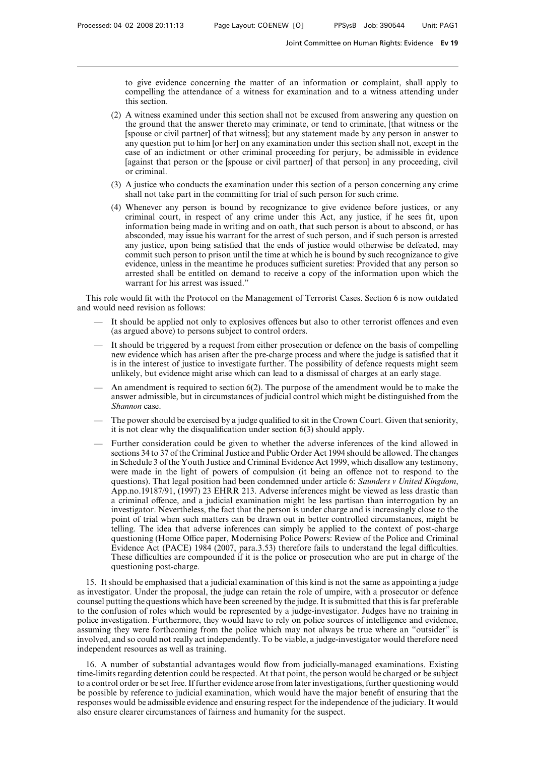to give evidence concerning the matter of an information or complaint, shall apply to compelling the attendance of a witness for examination and to a witness attending under this section.

(2) A witness examined under this section shall not be excused from answering any question on the ground that the answer thereto may criminate, or tend to criminate, [that witness or the [spouse or civil partner] of that witness]; but any statement made by any person in answer to any question put to him [or her] on any examination under this section shall not, except in the case of an indictment or other criminal proceeding for perjury, be admissible in evidence [against that person or the [spouse or civil partner] of that person] in any proceeding, civil or criminal.

(3) A justice who conducts the examination under this section of a person concerning any crime shall not take part in the committing for trial of such person for such crime.

(4) Whenever any person is bound by recognizance to give evidence before justices, or any criminal court, in respect of any crime under this Act, any justice, if he sees fit, upon information being made in writing and on oath, that such person is about to abscond, or has absconded, may issue his warrant for the arrest of such person, and if such person is arrested any justice, upon being satisfied that the ends of justice would otherwise be defeated, may commit such person to prison until the time at which he is bound by such recognizance to give evidence, unless in the meantime he produces sufficient sureties: Provided that any person so arrested shall be entitled on demand to receive a copy of the information upon which the warrant for his arrest was issued."

This role would fit with the Protocol on the Management of Terrorist Cases. Section 6 is now outdated and would need revision as follows:

- It should be applied not only to explosives offences but also to other terrorist offences and even (as argued above) to persons subject to control orders.
- It should be triggered by a request from either prosecution or defence on the basis of compelling new evidence which has arisen after the pre-charge process and where the judge is satisfied that it is in the interest of justice to investigate further. The possibility of defence requests might seem unlikely, but evidence might arise which can lead to a dismissal of charges at an early stage.
- An amendment is required to section 6(2). The purpose of the amendment would be to make the answer admissible, but in circumstances of judicial control which might be distinguished from the *Shannon* case.
- The power should be exercised by a judge qualified to sit in the Crown Court. Given that seniority, it is not clear why the disqualification under section 6(3) should apply.
- Further consideration could be given to whether the adverse inferences of the kind allowed in sections 34 to 37 of the Criminal Justice and Public Order Act 1994 should be allowed. The changes in Schedule 3 of the Youth Justice and Criminal Evidence Act 1999, which disallow any testimony, were made in the light of powers of compulsion (it being an offence not to respond to the questions). That legal position had been condemned under article 6: *Saunders v United Kingdom*, App.no.19187/91, (1997) 23 EHRR 213. Adverse inferences might be viewed as less drastic than a criminal offence, and a judicial examination might be less partisan than interrogation by an investigator. Nevertheless, the fact that the person is under charge and is increasingly close to the point of trial when such matters can be drawn out in better controlled circumstances, might be telling. The idea that adverse inferences can simply be applied to the context of post-charge questioning (Home Office paper, Modernising Police Powers: Review of the Police and Criminal Evidence Act (PACE) 1984 (2007, para.3.53) therefore fails to understand the legal difficulties. These difficulties are compounded if it is the police or prosecution who are put in charge of the questioning post-charge.

15. It should be emphasised that a judicial examination of this kind is not the same as appointing a judge as investigator. Under the proposal, the judge can retain the role of umpire, with a prosecutor or defence counsel putting the questions which have been screened by the judge. It is submitted that this is far preferable to the confusion of roles which would be represented by a judge-investigator. Judges have no training in police investigation. Furthermore, they would have to rely on police sources of intelligence and evidence, assuming they were forthcoming from the police which may not always be true where an "outsider" is involved, and so could not really act independently. To be viable, a judge-investigator would therefore need independent resources as well as training.

16. A number of substantial advantages would flow from judicially-managed examinations. Existing time-limits regarding detention could be respected. At that point, the person would be charged or be subject to a control order or be set free. If further evidence arose from later investigations, further questioning would be possible by reference to judicial examination, which would have the major benefit of ensuring that the responses would be admissible evidence and ensuring respect for the independence of the judiciary. It would also ensure clearer circumstances of fairness and humanity for the suspect.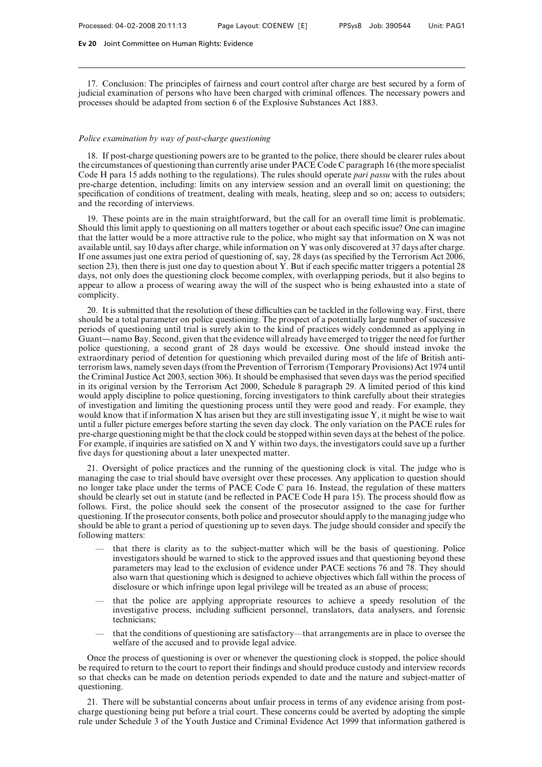17. Conclusion: The principles of fairness and court control after charge are best secured by a form of judicial examination of persons who have been charged with criminal offences. The necessary powers and processes should be adapted from section 6 of the Explosive Substances Act 1883.

*Police examination by way of post-charge questioning*

18. If post-charge questioning powers are to be granted to the police, there should be clearer rules about the circumstances of questioning than currently arise under PACE Code C paragraph 16 (the more specialist Code H para 15 adds nothing to the regulations). The rules should operate *pari passu* with the rules about pre-charge detention, including: limits on any interview session and an overall limit on questioning; the specification of conditions of treatment, dealing with meals, heating, sleep and so on; access to outsiders; and the recording of interviews.

19. These points are in the main straightforward, but the call for an overall time limit is problematic. Should this limit apply to questioning on all matters together or about each specific issue? One can imagine that the latter would be a more attractive rule to the police, who might say that information on X was not available until, say 10 days after charge, while information on Y was only discovered at 37 days after charge. If one assumes just one extra period of questioning of, say, 28 days (as specified by the Terrorism Act 2006, section 23), then there is just one day to question about Y. But if each specific matter triggers a potential 28 days, not only does the questioning clock become complex, with overlapping periods, but it also begins to appear to allow a process of wearing away the will of the suspect who is being exhausted into a state of complicity.

20. It is submitted that the resolution of these difficulties can be tackled in the following way. First, there should be a total parameter on police questioning. The prospect of a potentially large number of successive periods of questioning until trial is surely akin to the kind of practices widely condemned as applying in Guant—namo Bay. Second, given that the evidence will already have emerged to trigger the need for further police questioning, a second grant of 28 days would be excessive. One should instead invoke the extraordinary period of detention for questioning which prevailed during most of the life of British anti-terrorism laws, namely seven days (from the Prevention of Terrorism (Temporary Provisions) Act 1974 until the Criminal Justice Act 2003, section 306). It should be emphasised that seven days was the period specified in its original version by the Terrorism Act 2000, Schedule 8 paragraph 29. A limited period of this kind would apply discipline to police questioning, forcing investigators to think carefully about their strategies of investigation and limiting the questioning process until they were good and ready. For example, they would know that if information X has arisen but they are still investigating issue Y, it might be wise to wait until a fuller picture emerges before starting the seven day clock. The only variation on the PACE rules for pre-charge questioning might be that the clock could be stopped within seven days at the behest of the police. For example, if inquiries are satisfied on X and Y within two days, the investigators could save up a further five days for questioning about a later unexpected matter.

21. Oversight of police practices and the running of the questioning clock is vital. The judge who is managing the case to trial should have oversight over these processes. Any application to question should no longer take place under the terms of PACE Code C para 16. Instead, the regulation of these matters should be clearly set out in statute (and be reflected in PACE Code H para 15). The process should flow as follows. First, the police should seek the consent of the prosecutor assigned to the case for further questioning. If the prosecutor consents, both police and prosecutor should apply to the managing judge who should be able to grant a period of questioning up to seven days. The judge should consider and specify the following matters:

- that there is clarity as to the subject-matter which will be the basis of questioning. Police investigators should be warned to stick to the approved issues and that questioning beyond these parameters may lead to the exclusion of evidence under PACE sections 76 and 78. They should also warn that questioning which is designed to achieve objectives which fall within the process of disclosure or which infringe upon legal privilege will be treated as an abuse of process;
- that the police are applying appropriate resources to achieve a speedy resolution of the investigative process, including sufficient personnel, translators, data analysers, and forensic technicians;
- that the conditions of questioning are satisfactory—that arrangements are in place to oversee the welfare of the accused and to provide legal advice.

Once the process of questioning is over or whenever the questioning clock is stopped, the police should be required to return to the court to report their findings and should produce custody and interview records so that checks can be made on detention periods expended to date and the nature and subject-matter of questioning.

21. There will be substantial concerns about unfair process in terms of any evidence arising from post-charge questioning being put before a trial court. These concerns could be averted by adopting the simple rule under Schedule 3 of the Youth Justice and Criminal Evidence Act 1999 that information gathered is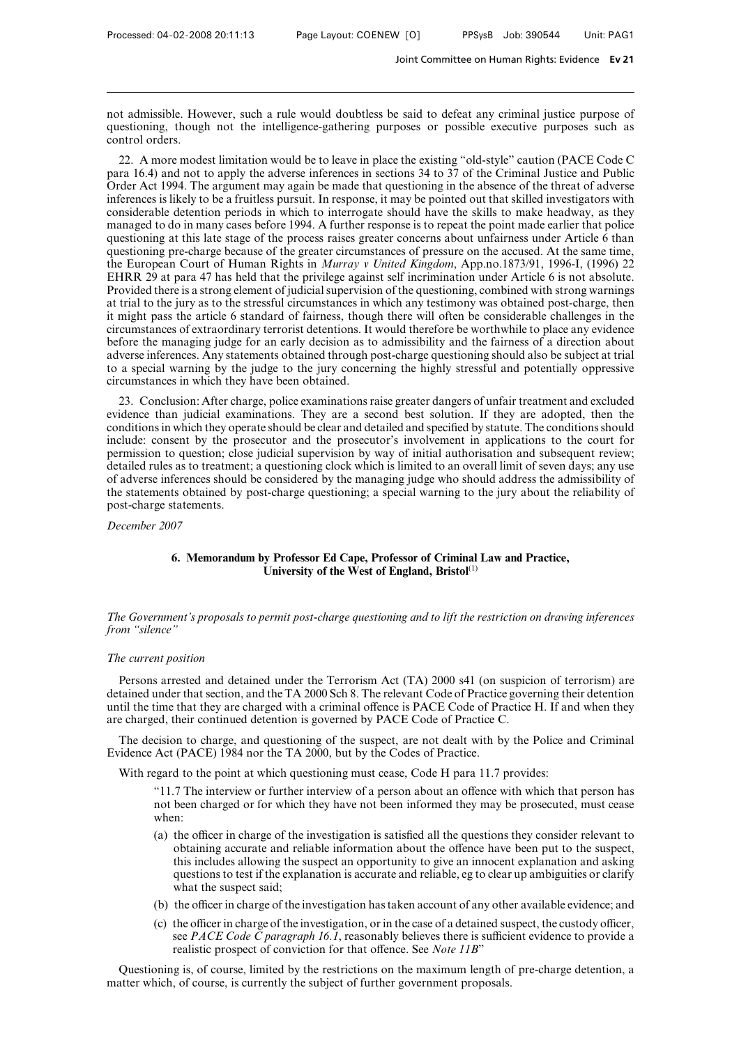not admissible. However, such a rule would doubtless be said to defeat any criminal justice purpose of questioning, though not the intelligence-gathering purposes or possible executive purposes such as control orders.

22. A more modest limitation would be to leave in place the existing "old-style" caution (PACE Code C para 16.4) and not to apply the adverse inferences in sections 34 to 37 of the Criminal Justice and Public Order Act 1994. The argument may again be made that questioning in the absence of the threat of adverse inferences is likely to be a fruitless pursuit. In response, it may be pointed out that skilled investigators with considerable detention periods in which to interrogate should have the skills to make headway, as they managed to do in many cases before 1994. A further response is to repeat the point made earlier that police questioning at this late stage of the process raises greater concerns about unfairness under Article 6 than questioning pre-charge because of the greater circumstances of pressure on the accused. At the same time, the European Court of Human Rights in *Murray v United Kingdom*, App.no.1873/91, 1996-I, (1996) 22 EHRR 29 at para 47 has held that the privilege against self incrimination under Article 6 is not absolute. Provided there is a strong element of judicial supervision of the questioning, combined with strong warnings at trial to the jury as to the stressful circumstances in which any testimony was obtained post-charge, then it might pass the article 6 standard of fairness, though there will often be considerable challenges in the circumstances of extraordinary terrorist detentions. It would therefore be worthwhile to place any evidence before the managing judge for an early decision as to admissibility and the fairness of a direction about adverse inferences. Any statements obtained through post-charge questioning should also be subject at trial to a special warning by the judge to the jury concerning the highly stressful and potentially oppressive circumstances in which they have been obtained.

23. Conclusion: After charge, police examinations raise greater dangers of unfair treatment and excluded evidence than judicial examinations. They are a second best solution. If they are adopted, then the conditions in which they operate should be clear and detailed and specified by statute. The conditions should include: consent by the prosecutor and the prosecutor's involvement in applications to the court for permission to question; close judicial supervision by way of initial authorisation and subsequent review; detailed rules as to treatment; a questioning clock which is limited to an overall limit of seven days; any use of adverse inferences should be considered by the managing judge who should address the admissibility of the statements obtained by post-charge questioning; a special warning to the jury about the reliability of post-charge statements.

*December 2007*

## 6. Memorandum by Professor Ed Cape, Professor of Criminal Law and Practice, University of the West of England, Bristol[1]

*The Government's proposals to permit post-charge questioning and to lift the restriction on drawing inferences from "silence"*

*The current position*

Persons arrested and detained under the Terrorism Act (TA) 2000 s41 (on suspicion of terrorism) are detained under that section, and the TA 2000 Sch 8. The relevant Code of Practice governing their detention until the time that they are charged with a criminal offence is PACE Code of Practice H. If and when they are charged, their continued detention is governed by PACE Code of Practice C.

The decision to charge, and questioning of the suspect, are not dealt with by the Police and Criminal Evidence Act (PACE) 1984 nor the TA 2000, but by the Codes of Practice.

With regard to the point at which questioning must cease, Code H para 11.7 provides:

> "11.7 The interview or further interview of a person about an offence with which that person has not been charged or for which they have not been informed they may be prosecuted, must cease when:
>
> (a) the officer in charge of the investigation is satisfied all the questions they consider relevant to obtaining accurate and reliable information about the offence have been put to the suspect, this includes allowing the suspect an opportunity to give an innocent explanation and asking questions to test if the explanation is accurate and reliable, eg to clear up ambiguities or clarify what the suspect said;
>
> (b) the officer in charge of the investigation has taken account of any other available evidence; and
>
> (c) the officer in charge of the investigation, or in the case of a detained suspect, the custody officer, see *PACE Code C paragraph 16.1*, reasonably believes there is sufficient evidence to provide a realistic prospect of conviction for that offence. See *Note 11B*"

Questioning is, of course, limited by the restrictions on the maximum length of pre-charge detention, a matter which, of course, is currently the subject of further government proposals.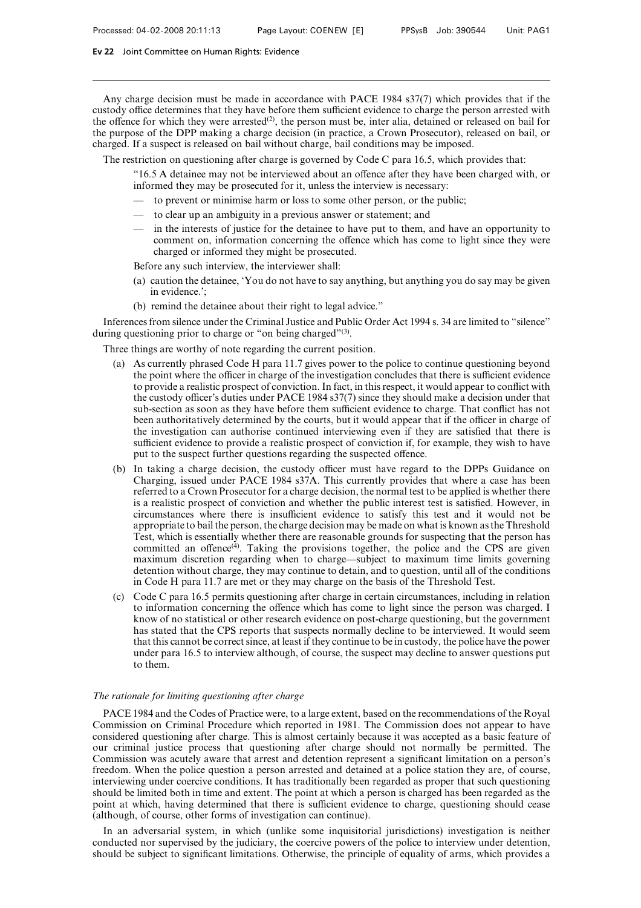Any charge decision must be made in accordance with PACE 1984 s37(7) which provides that if the custody office determines that they have before them sufficient evidence to charge the person arrested with the offence for which they were arrested[(2)], the person must be, inter alia, detained or released on bail for the purpose of the DPP making a charge decision (in practice, a Crown Prosecutor), released on bail, or charged. If a suspect is released on bail without charge, bail conditions may be imposed.

The restriction on questioning after charge is governed by Code C para 16.5, which provides that:

> "16.5 A detainee may not be interviewed about an offence after they have been charged with, or informed they may be prosecuted for it, unless the interview is necessary:
>
> — to prevent or minimise harm or loss to some other person, or the public;
>
> — to clear up an ambiguity in a previous answer or statement; and
>
> — in the interests of justice for the detainee to have put to them, and have an opportunity to comment on, information concerning the offence which has come to light since they were charged or informed they might be prosecuted.
>
> Before any such interview, the interviewer shall:
>
> (a) caution the detainee, 'You do not have to say anything, but anything you do say may be given in evidence.';
>
> (b) remind the detainee about their right to legal advice."

Inferences from silence under the Criminal Justice and Public Order Act 1994 s. 34 are limited to "silence" during questioning prior to charge or "on being charged"[(3)].

Three things are worthy of note regarding the current position.

(a) As currently phrased Code H para 11.7 gives power to the police to continue questioning beyond the point where the officer in charge of the investigation concludes that there is sufficient evidence to provide a realistic prospect of conviction. In fact, in this respect, it would appear to conflict with the custody officer's duties under PACE 1984 s37(7) since they should make a decision under that sub-section as soon as they have before them sufficient evidence to charge. That conflict has not been authoritatively determined by the courts, but it would appear that if the officer in charge of the investigation can authorise continued interviewing even if they are satisfied that there is sufficient evidence to provide a realistic prospect of conviction if, for example, they wish to have put to the suspect further questions regarding the suspected offence.

(b) In taking a charge decision, the custody officer must have regard to the DPPs Guidance on Charging, issued under PACE 1984 s37A. This currently provides that where a case has been referred to a Crown Prosecutor for a charge decision, the normal test to be applied is whether there is a realistic prospect of conviction and whether the public interest test is satisfied. However, in circumstances where there is insufficient evidence to satisfy this test and it would not be appropriate to bail the person, the charge decision may be made on what is known as the Threshold Test, which is essentially whether there are reasonable grounds for suspecting that the person has committed an offence[(4)]. Taking the provisions together, the police and the CPS are given maximum discretion regarding when to charge—subject to maximum time limits governing detention without charge, they may continue to detain, and to question, until all of the conditions in Code H para 11.7 are met or they may charge on the basis of the Threshold Test.

(c) Code C para 16.5 permits questioning after charge in certain circumstances, including in relation to information concerning the offence which has come to light since the person was charged. I know of no statistical or other research evidence on post-charge questioning, but the government has stated that the CPS reports that suspects normally decline to be interviewed. It would seem that this cannot be correct since, at least if they continue to be in custody, the police have the power under para 16.5 to interview although, of course, the suspect may decline to answer questions put to them.

### *The rationale for limiting questioning after charge*

PACE 1984 and the Codes of Practice were, to a large extent, based on the recommendations of the Royal Commission on Criminal Procedure which reported in 1981. The Commission does not appear to have considered questioning after charge. This is almost certainly because it was accepted as a basic feature of our criminal justice process that questioning after charge should not normally be permitted. The Commission was acutely aware that arrest and detention represent a significant limitation on a person's freedom. When the police question a person arrested and detained at a police station they are, of course, interviewing under coercive conditions. It has traditionally been regarded as proper that such questioning should be limited both in time and extent. The point at which a person is charged has been regarded as the point at which, having determined that there is sufficient evidence to charge, questioning should cease (although, of course, other forms of investigation can continue).

In an adversarial system, in which (unlike some inquisitorial jurisdictions) investigation is neither conducted nor supervised by the judiciary, the coercive powers of the police to interview under detention, should be subject to significant limitations. Otherwise, the principle of equality of arms, which provides a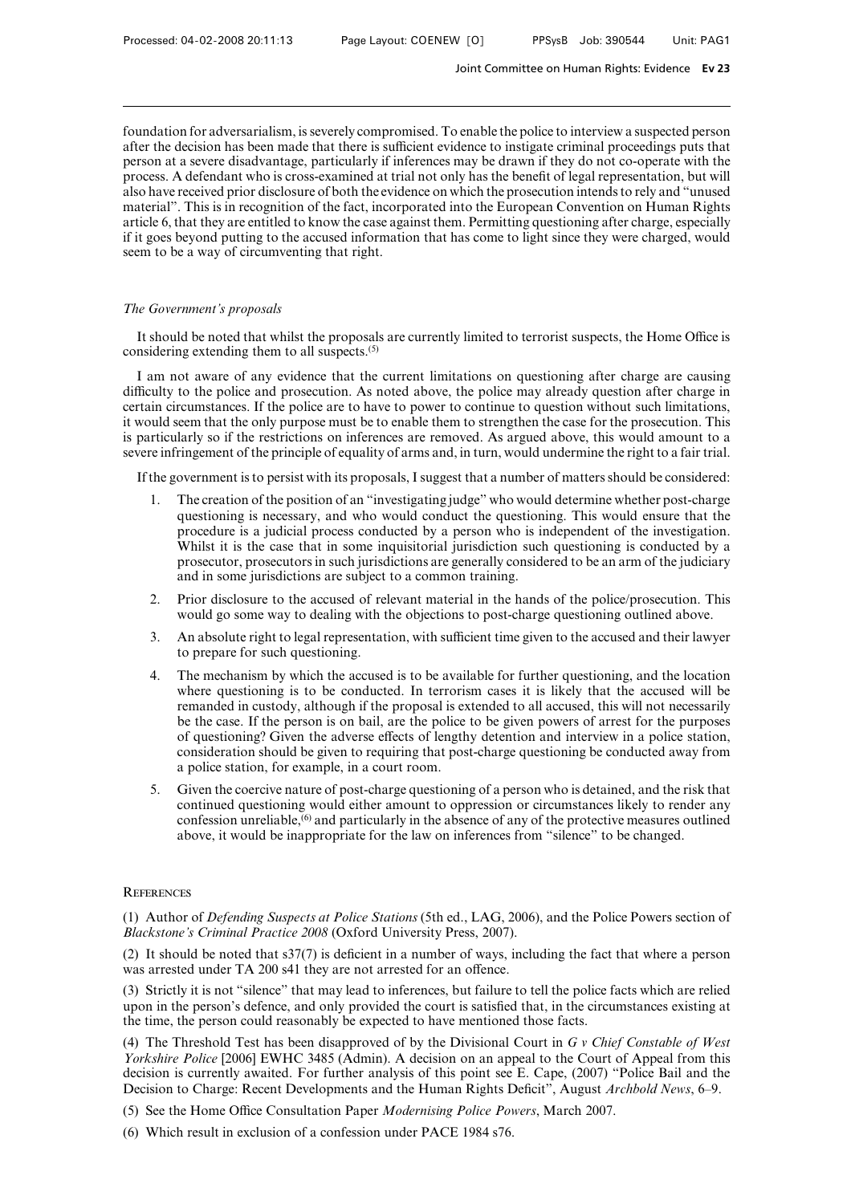foundation for adversarialism, is severely compromised. To enable the police to interview a suspected person after the decision has been made that there is sufficient evidence to instigate criminal proceedings puts that person at a severe disadvantage, particularly if inferences may be drawn if they do not co-operate with the process. A defendant who is cross-examined at trial not only has the benefit of legal representation, but will also have received prior disclosure of both the evidence on which the prosecution intends to rely and "unused material". This is in recognition of the fact, incorporated into the European Convention on Human Rights article 6, that they are entitled to know the case against them. Permitting questioning after charge, especially if it goes beyond putting to the accused information that has come to light since they were charged, would seem to be a way of circumventing that right.

*The Government's proposals*

It should be noted that whilst the proposals are currently limited to terrorist suspects, the Home Office is considering extending them to all suspects.(5)

I am not aware of any evidence that the current limitations on questioning after charge are causing difficulty to the police and prosecution. As noted above, the police may already question after charge in certain circumstances. If the police are to have to power to continue to question without such limitations, it would seem that the only purpose must be to enable them to strengthen the case for the prosecution. This is particularly so if the restrictions on inferences are removed. As argued above, this would amount to a severe infringement of the principle of equality of arms and, in turn, would undermine the right to a fair trial.

If the government is to persist with its proposals, I suggest that a number of matters should be considered:

1. The creation of the position of an "investigating judge" who would determine whether post-charge questioning is necessary, and who would conduct the questioning. This would ensure that the procedure is a judicial process conducted by a person who is independent of the investigation. Whilst it is the case that in some inquisitorial jurisdiction such questioning is conducted by a prosecutor, prosecutors in such jurisdictions are generally considered to be an arm of the judiciary and in some jurisdictions are subject to a common training.
2. Prior disclosure to the accused of relevant material in the hands of the police/prosecution. This would go some way to dealing with the objections to post-charge questioning outlined above.
3. An absolute right to legal representation, with sufficient time given to the accused and their lawyer to prepare for such questioning.
4. The mechanism by which the accused is to be available for further questioning, and the location where questioning is to be conducted. In terrorism cases it is likely that the accused will be remanded in custody, although if the proposal is extended to all accused, this will not necessarily be the case. If the person is on bail, are the police to be given powers of arrest for the purposes of questioning? Given the adverse effects of lengthy detention and interview in a police station, consideration should be given to requiring that post-charge questioning be conducted away from a police station, for example, in a court room.
5. Given the coercive nature of post-charge questioning of a person who is detained, and the risk that continued questioning would either amount to oppression or circumstances likely to render any confession unreliable,(6) and particularly in the absence of any of the protective measures outlined above, it would be inappropriate for the law on inferences from "silence" to be changed.

## References

(1) Author of *Defending Suspects at Police Stations* (5th ed., LAG, 2006), and the Police Powers section of *Blackstone's Criminal Practice 2008* (Oxford University Press, 2007).

(2) It should be noted that s37(7) is deficient in a number of ways, including the fact that where a person was arrested under TA 200 s41 they are not arrested for an offence.

(3) Strictly it is not "silence" that may lead to inferences, but failure to tell the police facts which are relied upon in the person's defence, and only provided the court is satisfied that, in the circumstances existing at the time, the person could reasonably be expected to have mentioned those facts.

(4) The Threshold Test has been disapproved of by the Divisional Court in *G v Chief Constable of West Yorkshire Police* [2006] EWHC 3485 (Admin). A decision on an appeal to the Court of Appeal from this decision is currently awaited. For further analysis of this point see E. Cape, (2007) "Police Bail and the Decision to Charge: Recent Developments and the Human Rights Deficit", August *Archbold News*, 6–9.

(5) See the Home Office Consultation Paper *Modernising Police Powers*, March 2007.

(6) Which result in exclusion of a confession under PACE 1984 s76.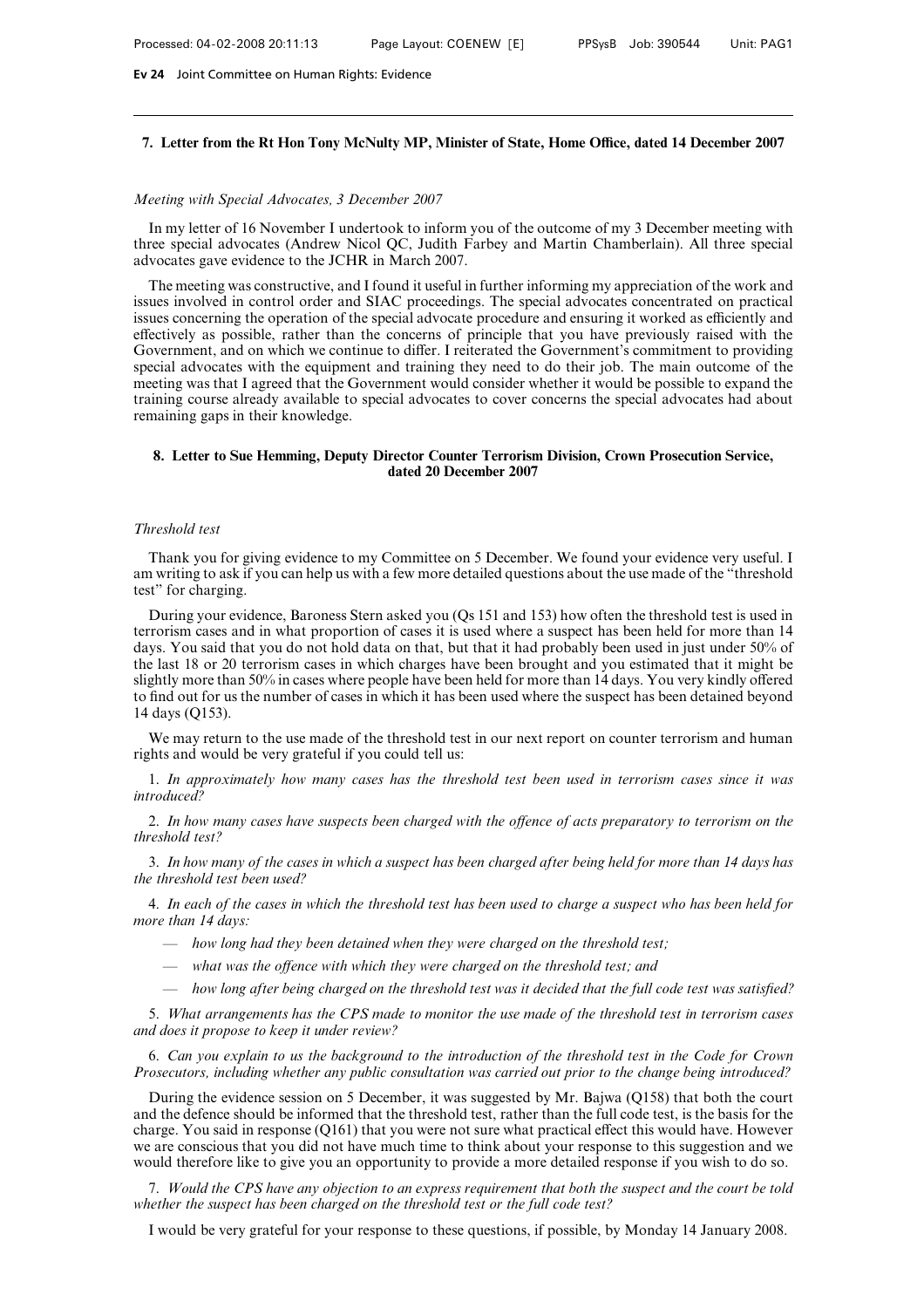## 7. Letter from the Rt Hon Tony McNulty MP, Minister of State, Home Office, dated 14 December 2007

*Meeting with Special Advocates, 3 December 2007*

In my letter of 16 November I undertook to inform you of the outcome of my 3 December meeting with three special advocates (Andrew Nicol QC, Judith Farbey and Martin Chamberlain). All three special advocates gave evidence to the JCHR in March 2007.

The meeting was constructive, and I found it useful in further informing my appreciation of the work and issues involved in control order and SIAC proceedings. The special advocates concentrated on practical issues concerning the operation of the special advocate procedure and ensuring it worked as efficiently and effectively as possible, rather than the concerns of principle that you have previously raised with the Government, and on which we continue to differ. I reiterated the Government's commitment to providing special advocates with the equipment and training they need to do their job. The main outcome of the meeting was that I agreed that the Government would consider whether it would be possible to expand the training course already available to special advocates to cover concerns the special advocates had about remaining gaps in their knowledge.

## 8. Letter to Sue Hemming, Deputy Director Counter Terrorism Division, Crown Prosecution Service, dated 20 December 2007

*Threshold test*

Thank you for giving evidence to my Committee on 5 December. We found your evidence very useful. I am writing to ask if you can help us with a few more detailed questions about the use made of the "threshold test" for charging.

During your evidence, Baroness Stern asked you (Qs 151 and 153) how often the threshold test is used in terrorism cases and in what proportion of cases it is used where a suspect has been held for more than 14 days. You said that you do not hold data on that, but that it had probably been used in just under 50% of the last 18 or 20 terrorism cases in which charges have been brought and you estimated that it might be slightly more than 50% in cases where people have been held for more than 14 days. You very kindly offered to find out for us the number of cases in which it has been used where the suspect has been detained beyond 14 days (Q153).

We may return to the use made of the threshold test in our next report on counter terrorism and human rights and would be very grateful if you could tell us:

1. *In approximately how many cases has the threshold test been used in terrorism cases since it was introduced?*

2. *In how many cases have suspects been charged with the offence of acts preparatory to terrorism on the threshold test?*

3. *In how many of the cases in which a suspect has been charged after being held for more than 14 days has the threshold test been used?*

4. *In each of the cases in which the threshold test has been used to charge a suspect who has been held for more than 14 days:*

   - *how long had they been detained when they were charged on the threshold test;*
   - *what was the offence with which they were charged on the threshold test; and*
   - *how long after being charged on the threshold test was it decided that the full code test was satisfied?*

5. *What arrangements has the CPS made to monitor the use made of the threshold test in terrorism cases and does it propose to keep it under review?*

6. *Can you explain to us the background to the introduction of the threshold test in the Code for Crown Prosecutors, including whether any public consultation was carried out prior to the change being introduced?*

During the evidence session on 5 December, it was suggested by Mr. Bajwa (Q158) that both the court and the defence should be informed that the threshold test, rather than the full code test, is the basis for the charge. You said in response (Q161) that you were not sure what practical effect this would have. However we are conscious that you did not have much time to think about your response to this suggestion and we would therefore like to give you an opportunity to provide a more detailed response if you wish to do so.

7. *Would the CPS have any objection to an express requirement that both the suspect and the court be told whether the suspect has been charged on the threshold test or the full code test?*

I would be very grateful for your response to these questions, if possible, by Monday 14 January 2008.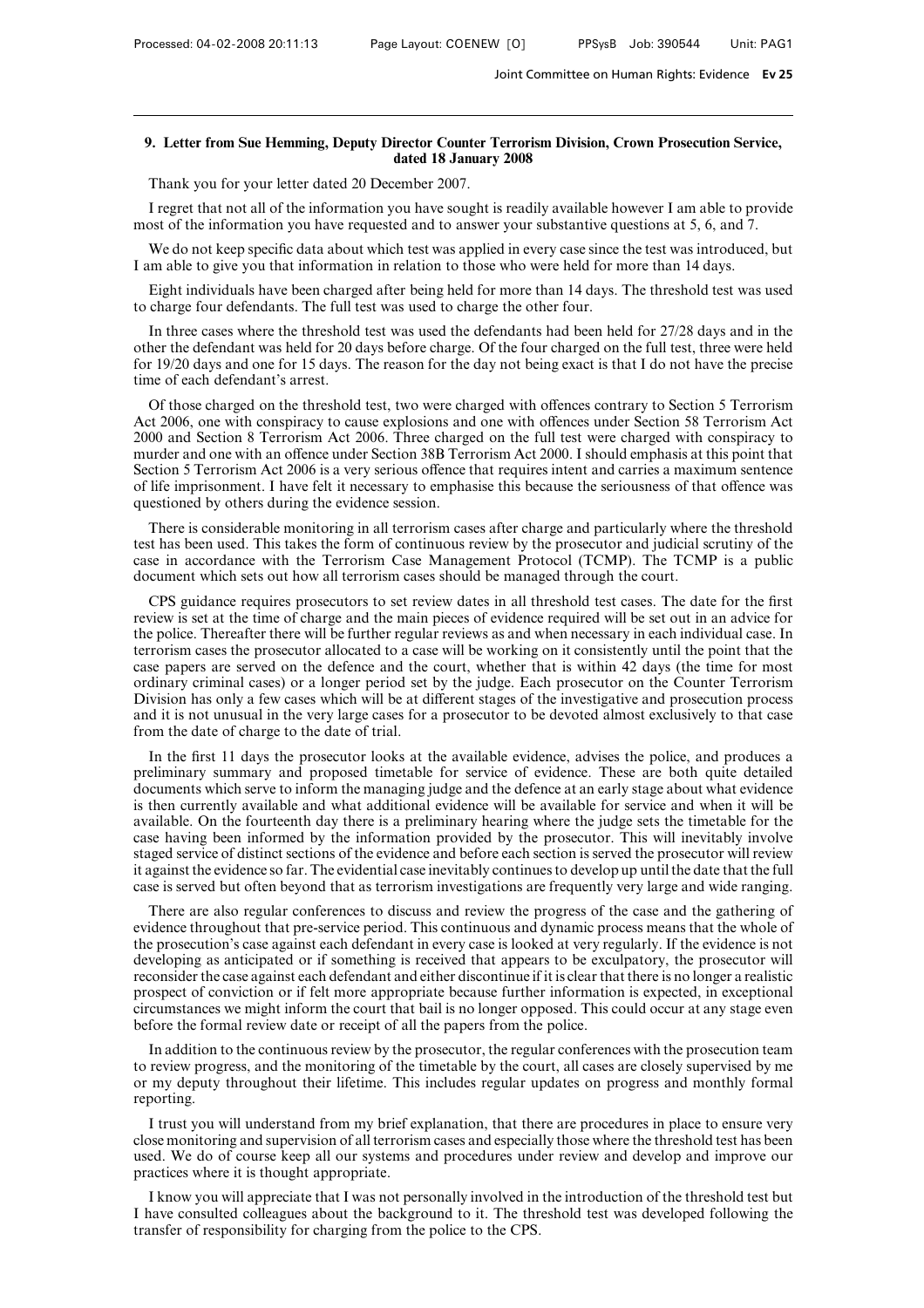## 9. Letter from Sue Hemming, Deputy Director Counter Terrorism Division, Crown Prosecution Service, dated 18 January 2008

Thank you for your letter dated 20 December 2007.

I regret that not all of the information you have sought is readily available however I am able to provide most of the information you have requested and to answer your substantive questions at 5, 6, and 7.

We do not keep specific data about which test was applied in every case since the test was introduced, but I am able to give you that information in relation to those who were held for more than 14 days.

Eight individuals have been charged after being held for more than 14 days. The threshold test was used to charge four defendants. The full test was used to charge the other four.

In three cases where the threshold test was used the defendants had been held for 27/28 days and in the other the defendant was held for 20 days before charge. Of the four charged on the full test, three were held for 19/20 days and one for 15 days. The reason for the day not being exact is that I do not have the precise time of each defendant's arrest.

Of those charged on the threshold test, two were charged with offences contrary to Section 5 Terrorism Act 2006, one with conspiracy to cause explosions and one with offences under Section 58 Terrorism Act 2000 and Section 8 Terrorism Act 2006. Three charged on the full test were charged with conspiracy to murder and one with an offence under Section 38B Terrorism Act 2000. I should emphasis at this point that Section 5 Terrorism Act 2006 is a very serious offence that requires intent and carries a maximum sentence of life imprisonment. I have felt it necessary to emphasise this because the seriousness of that offence was questioned by others during the evidence session.

There is considerable monitoring in all terrorism cases after charge and particularly where the threshold test has been used. This takes the form of continuous review by the prosecutor and judicial scrutiny of the case in accordance with the Terrorism Case Management Protocol (TCMP). The TCMP is a public document which sets out how all terrorism cases should be managed through the court.

CPS guidance requires prosecutors to set review dates in all threshold test cases. The date for the first review is set at the time of charge and the main pieces of evidence required will be set out in an advice for the police. Thereafter there will be further regular reviews as and when necessary in each individual case. In terrorism cases the prosecutor allocated to a case will be working on it consistently until the point that the case papers are served on the defence and the court, whether that is within 42 days (the time for most ordinary criminal cases) or a longer period set by the judge. Each prosecutor on the Counter Terrorism Division has only a few cases which will be at different stages of the investigative and prosecution process and it is not unusual in the very large cases for a prosecutor to be devoted almost exclusively to that case from the date of charge to the date of trial.

In the first 11 days the prosecutor looks at the available evidence, advises the police, and produces a preliminary summary and proposed timetable for service of evidence. These are both quite detailed documents which serve to inform the managing judge and the defence at an early stage about what evidence is then currently available and what additional evidence will be available for service and when it will be available. On the fourteenth day there is a preliminary hearing where the judge sets the timetable for the case having been informed by the information provided by the prosecutor. This will inevitably involve staged service of distinct sections of the evidence and before each section is served the prosecutor will review it against the evidence so far. The evidential case inevitably continues to develop up until the date that the full case is served but often beyond that as terrorism investigations are frequently very large and wide ranging.

There are also regular conferences to discuss and review the progress of the case and the gathering of evidence throughout that pre-service period. This continuous and dynamic process means that the whole of the prosecution's case against each defendant in every case is looked at very regularly. If the evidence is not developing as anticipated or if something is received that appears to be exculpatory, the prosecutor will reconsider the case against each defendant and either discontinue if it is clear that there is no longer a realistic prospect of conviction or if felt more appropriate because further information is expected, in exceptional circumstances we might inform the court that bail is no longer opposed. This could occur at any stage even before the formal review date or receipt of all the papers from the police.

In addition to the continuous review by the prosecutor, the regular conferences with the prosecution team to review progress, and the monitoring of the timetable by the court, all cases are closely supervised by me or my deputy throughout their lifetime. This includes regular updates on progress and monthly formal reporting.

I trust you will understand from my brief explanation, that there are procedures in place to ensure very close monitoring and supervision of all terrorism cases and especially those where the threshold test has been used. We do of course keep all our systems and procedures under review and develop and improve our practices where it is thought appropriate.

I know you will appreciate that I was not personally involved in the introduction of the threshold test but I have consulted colleagues about the background to it. The threshold test was developed following the transfer of responsibility for charging from the police to the CPS.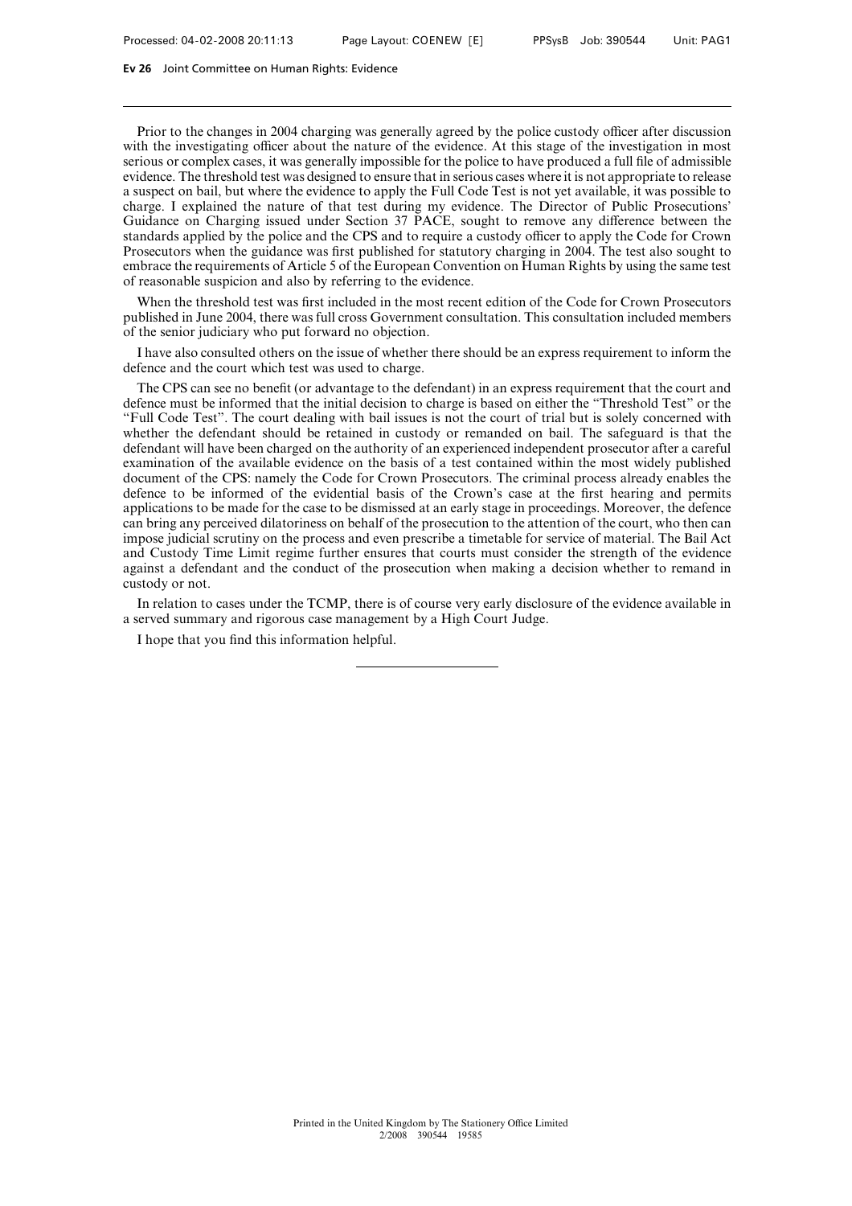Prior to the changes in 2004 charging was generally agreed by the police custody officer after discussion with the investigating officer about the nature of the evidence. At this stage of the investigation in most serious or complex cases, it was generally impossible for the police to have produced a full file of admissible evidence. The threshold test was designed to ensure that in serious cases where it is not appropriate to release a suspect on bail, but where the evidence to apply the Full Code Test is not yet available, it was possible to charge. I explained the nature of that test during my evidence. The Director of Public Prosecutions' Guidance on Charging issued under Section 37 PACE, sought to remove any difference between the standards applied by the police and the CPS and to require a custody officer to apply the Code for Crown Prosecutors when the guidance was first published for statutory charging in 2004. The test also sought to embrace the requirements of Article 5 of the European Convention on Human Rights by using the same test of reasonable suspicion and also by referring to the evidence.

When the threshold test was first included in the most recent edition of the Code for Crown Prosecutors published in June 2004, there was full cross Government consultation. This consultation included members of the senior judiciary who put forward no objection.

I have also consulted others on the issue of whether there should be an express requirement to inform the defence and the court which test was used to charge.

The CPS can see no benefit (or advantage to the defendant) in an express requirement that the court and defence must be informed that the initial decision to charge is based on either the "Threshold Test" or the "Full Code Test". The court dealing with bail issues is not the court of trial but is solely concerned with whether the defendant should be retained in custody or remanded on bail. The safeguard is that the defendant will have been charged on the authority of an experienced independent prosecutor after a careful examination of the available evidence on the basis of a test contained within the most widely published document of the CPS: namely the Code for Crown Prosecutors. The criminal process already enables the defence to be informed of the evidential basis of the Crown's case at the first hearing and permits applications to be made for the case to be dismissed at an early stage in proceedings. Moreover, the defence can bring any perceived dilatoriness on behalf of the prosecution to the attention of the court, who then can impose judicial scrutiny on the process and even prescribe a timetable for service of material. The Bail Act and Custody Time Limit regime further ensures that courts must consider the strength of the evidence against a defendant and the conduct of the prosecution when making a decision whether to remand in custody or not.

In relation to cases under the TCMP, there is of course very early disclosure of the evidence available in a served summary and rigorous case management by a High Court Judge.

I hope that you find this information helpful.